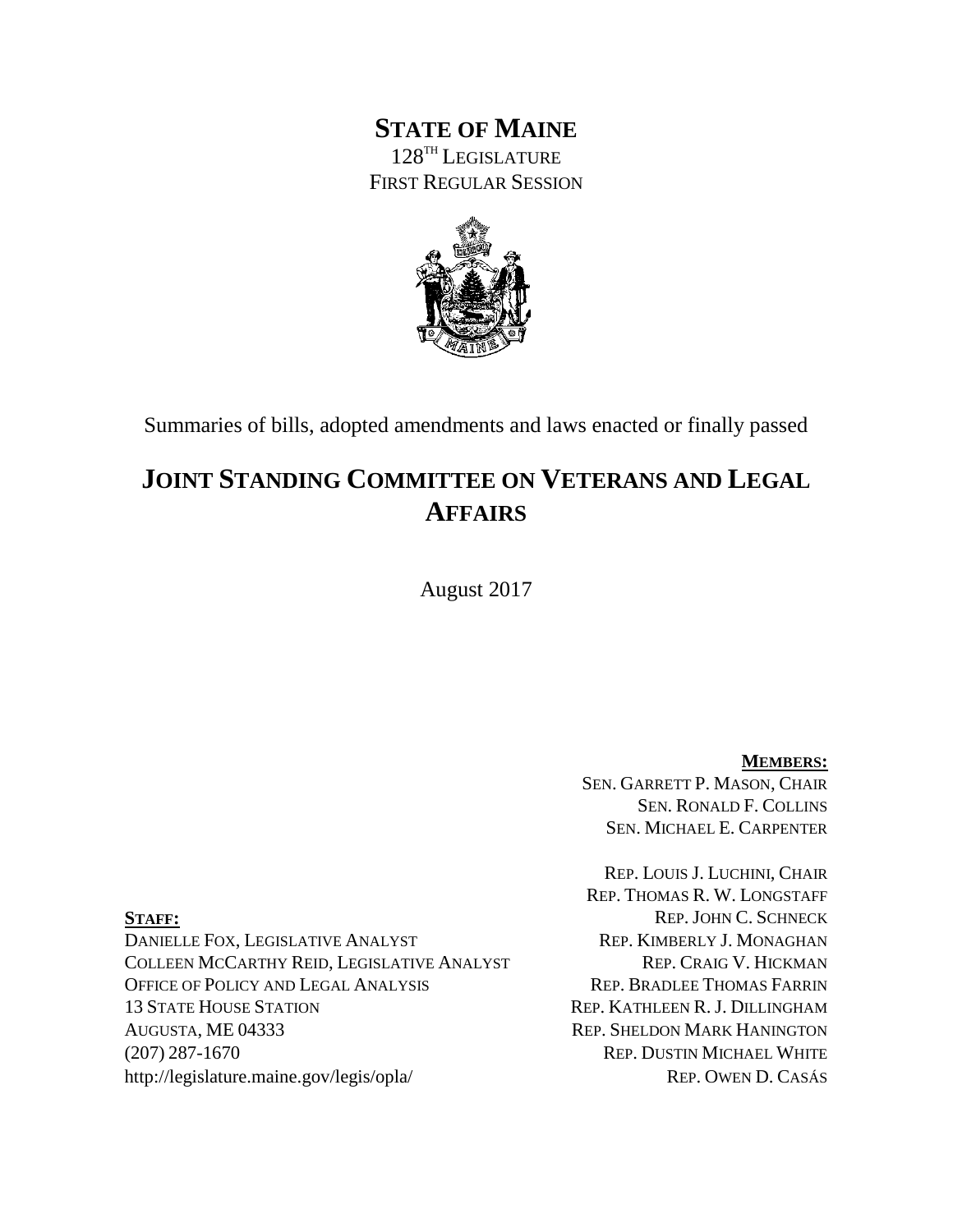# STATE OF MAINE

128TH LEGISLATURE
FIRST REGULAR SESSION

Summaries of bills, adopted amendments and laws enacted or finally passed

## JOINT STANDING COMMITTEE ON VETERANS AND LEGAL AFFAIRS

August 2017

**MEMBERS:**

SEN. GARRETT P. MASON, CHAIR
SEN. RONALD F. COLLINS
SEN. MICHAEL E. CARPENTER

REP. LOUIS J. LUCHINI, CHAIR
REP. THOMAS R. W. LONGSTAFF
REP. JOHN C. SCHNECK
REP. KIMBERLY J. MONAGHAN
REP. CRAIG V. HICKMAN
REP. BRADLEE THOMAS FARRIN
REP. KATHLEEN R. J. DILLINGHAM
REP. SHELDON MARK HANINGTON
REP. DUSTIN MICHAEL WHITE
REP. OWEN D. CASÁS

**STAFF:**

DANIELLE FOX, LEGISLATIVE ANALYST
COLLEEN MCCARTHY REID, LEGISLATIVE ANALYST
OFFICE OF POLICY AND LEGAL ANALYSIS
13 STATE HOUSE STATION
AUGUSTA, ME 04333
(207) 287-1670
http://legislature.maine.gov/legis/opla/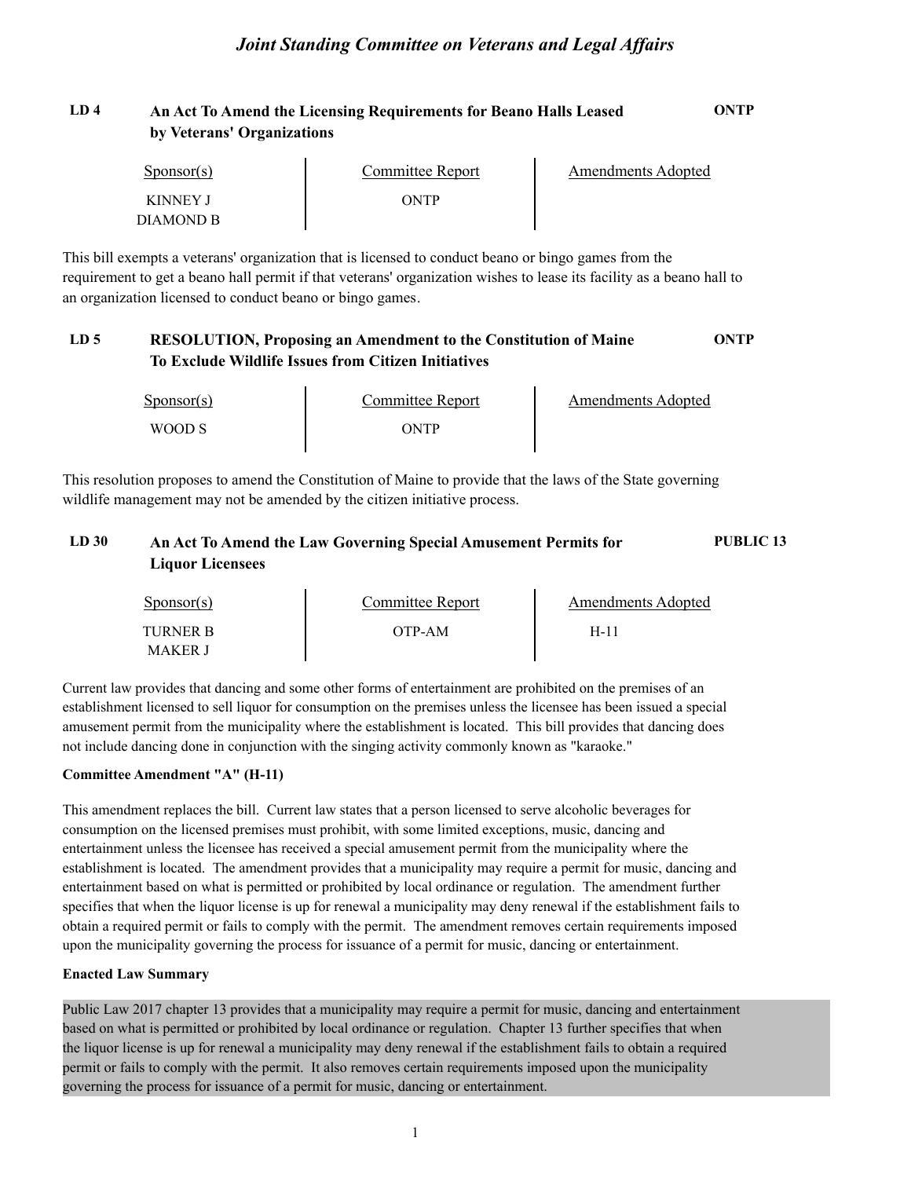## Joint Standing Committee on Veterans and Legal Affairs

### LD 4 An Act To Amend the Licensing Requirements for Beano Halls Leased by Veterans' Organizations — ONTP

| Sponsor(s) | Committee Report | Amendments Adopted |
| --- | --- | --- |
| KINNEY J<br>DIAMOND B | ONTP | |

This bill exempts a veterans' organization that is licensed to conduct beano or bingo games from the requirement to get a beano hall permit if that veterans' organization wishes to lease its facility as a beano hall to an organization licensed to conduct beano or bingo games.

### LD 5 RESOLUTION, Proposing an Amendment to the Constitution of Maine To Exclude Wildlife Issues from Citizen Initiatives — ONTP

| Sponsor(s) | Committee Report | Amendments Adopted |
| --- | --- | --- |
| WOOD S | ONTP | |

This resolution proposes to amend the Constitution of Maine to provide that the laws of the State governing wildlife management may not be amended by the citizen initiative process.

### LD 30 An Act To Amend the Law Governing Special Amusement Permits for Liquor Licensees — PUBLIC 13

| Sponsor(s) | Committee Report | Amendments Adopted |
| --- | --- | --- |
| TURNER B<br>MAKER J | OTP-AM | H-11 |

Current law provides that dancing and some other forms of entertainment are prohibited on the premises of an establishment licensed to sell liquor for consumption on the premises unless the licensee has been issued a special amusement permit from the municipality where the establishment is located. This bill provides that dancing does not include dancing done in conjunction with the singing activity commonly known as "karaoke."

**Committee Amendment "A" (H-11)**

This amendment replaces the bill. Current law states that a person licensed to serve alcoholic beverages for consumption on the licensed premises must prohibit, with some limited exceptions, music, dancing and entertainment unless the licensee has received a special amusement permit from the municipality where the establishment is located. The amendment provides that a municipality may require a permit for music, dancing and entertainment based on what is permitted or prohibited by local ordinance or regulation. The amendment further specifies that when the liquor license is up for renewal a municipality may deny renewal if the establishment fails to obtain a required permit or fails to comply with the permit. The amendment removes certain requirements imposed upon the municipality governing the process for issuance of a permit for music, dancing or entertainment.

**Enacted Law Summary**

Public Law 2017 chapter 13 provides that a municipality may require a permit for music, dancing and entertainment based on what is permitted or prohibited by local ordinance or regulation. Chapter 13 further specifies that when the liquor license is up for renewal a municipality may deny renewal if the establishment fails to obtain a required permit or fails to comply with the permit. It also removes certain requirements imposed upon the municipality governing the process for issuance of a permit for music, dancing or entertainment.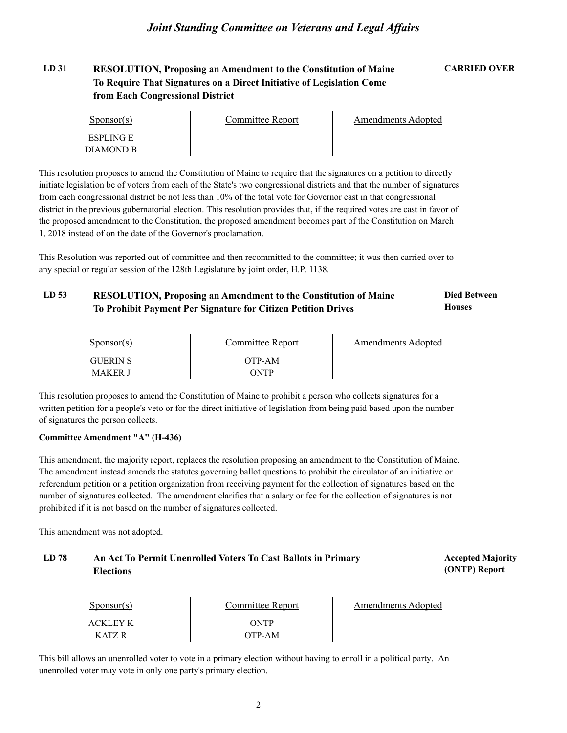## LD 31 RESOLUTION, Proposing an Amendment to the Constitution of Maine To Require That Signatures on a Direct Initiative of Legislation Come from Each Congressional District

**CARRIED OVER**

| Sponsor(s) | Committee Report | Amendments Adopted |
|---|---|---|
| ESPLING E | | |
| DIAMOND B | | |

This resolution proposes to amend the Constitution of Maine to require that the signatures on a petition to directly initiate legislation be of voters from each of the State's two congressional districts and that the number of signatures from each congressional district be not less than 10% of the total vote for Governor cast in that congressional district in the previous gubernatorial election. This resolution provides that, if the required votes are cast in favor of the proposed amendment to the Constitution, the proposed amendment becomes part of the Constitution on March 1, 2018 instead of on the date of the Governor's proclamation.

This Resolution was reported out of committee and then recommitted to the committee; it was then carried over to any special or regular session of the 128th Legislature by joint order, H.P. 1138.

## LD 53 RESOLUTION, Proposing an Amendment to the Constitution of Maine To Prohibit Payment Per Signature for Citizen Petition Drives

**Died Between Houses**

| Sponsor(s) | Committee Report | Amendments Adopted |
|---|---|---|
| GUERIN S | OTP-AM | |
| MAKER J | ONTP | |

This resolution proposes to amend the Constitution of Maine to prohibit a person who collects signatures for a written petition for a people's veto or for the direct initiative of legislation from being paid based upon the number of signatures the person collects.

**Committee Amendment "A" (H-436)**

This amendment, the majority report, replaces the resolution proposing an amendment to the Constitution of Maine. The amendment instead amends the statutes governing ballot questions to prohibit the circulator of an initiative or referendum petition or a petition organization from receiving payment for the collection of signatures based on the number of signatures collected. The amendment clarifies that a salary or fee for the collection of signatures is not prohibited if it is not based on the number of signatures collected.

This amendment was not adopted.

## LD 78 An Act To Permit Unenrolled Voters To Cast Ballots in Primary Elections

**Accepted Majority (ONTP) Report**

| Sponsor(s) | Committee Report | Amendments Adopted |
|---|---|---|
| ACKLEY K | ONTP | |
| KATZ R | OTP-AM | |

This bill allows an unenrolled voter to vote in a primary election without having to enroll in a political party. An unenrolled voter may vote in only one party's primary election.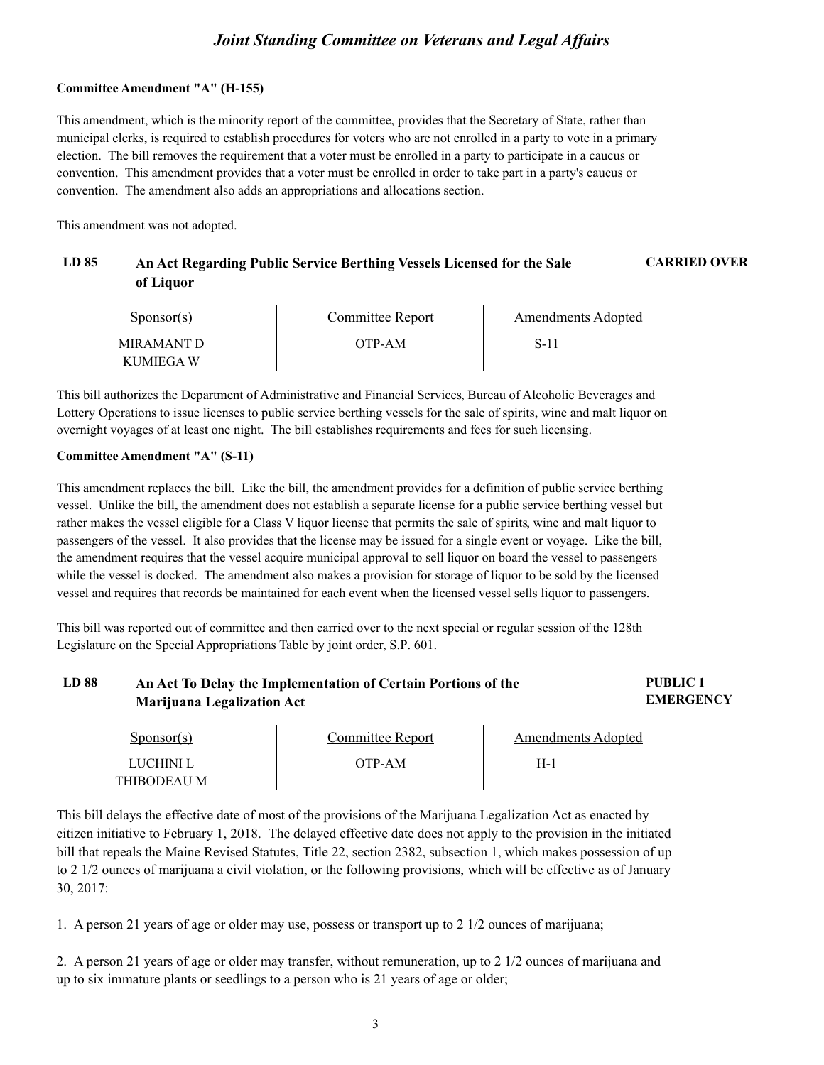**Committee Amendment "A" (H-155)**

This amendment, which is the minority report of the committee, provides that the Secretary of State, rather than municipal clerks, is required to establish procedures for voters who are not enrolled in a party to vote in a primary election. The bill removes the requirement that a voter must be enrolled in a party to participate in a caucus or convention. This amendment provides that a voter must be enrolled in order to take part in a party's caucus or convention. The amendment also adds an appropriations and allocations section.

This amendment was not adopted.

## LD 85 An Act Regarding Public Service Berthing Vessels Licensed for the Sale of Liquor — CARRIED OVER

| Sponsor(s) | Committee Report | Amendments Adopted |
|---|---|---|
| MIRAMANT D<br>KUMIEGA W | OTP-AM | S-11 |

This bill authorizes the Department of Administrative and Financial Services, Bureau of Alcoholic Beverages and Lottery Operations to issue licenses to public service berthing vessels for the sale of spirits, wine and malt liquor on overnight voyages of at least one night. The bill establishes requirements and fees for such licensing.

**Committee Amendment "A" (S-11)**

This amendment replaces the bill. Like the bill, the amendment provides for a definition of public service berthing vessel. Unlike the bill, the amendment does not establish a separate license for a public service berthing vessel but rather makes the vessel eligible for a Class V liquor license that permits the sale of spirits, wine and malt liquor to passengers of the vessel. It also provides that the license may be issued for a single event or voyage. Like the bill, the amendment requires that the vessel acquire municipal approval to sell liquor on board the vessel to passengers while the vessel is docked. The amendment also makes a provision for storage of liquor to be sold by the licensed vessel and requires that records be maintained for each event when the licensed vessel sells liquor to passengers.

This bill was reported out of committee and then carried over to the next special or regular session of the 128th Legislature on the Special Appropriations Table by joint order, S.P. 601.

## LD 88 An Act To Delay the Implementation of Certain Portions of the Marijuana Legalization Act — PUBLIC 1 EMERGENCY

| Sponsor(s) | Committee Report | Amendments Adopted |
|---|---|---|
| LUCHINI L<br>THIBODEAU M | OTP-AM | H-1 |

This bill delays the effective date of most of the provisions of the Marijuana Legalization Act as enacted by citizen initiative to February 1, 2018. The delayed effective date does not apply to the provision in the initiated bill that repeals the Maine Revised Statutes, Title 22, section 2382, subsection 1, which makes possession of up to 2 1/2 ounces of marijuana a civil violation, or the following provisions, which will be effective as of January 30, 2017:

1. A person 21 years of age or older may use, possess or transport up to 2 1/2 ounces of marijuana;

2. A person 21 years of age or older may transfer, without remuneration, up to 2 1/2 ounces of marijuana and up to six immature plants or seedlings to a person who is 21 years of age or older;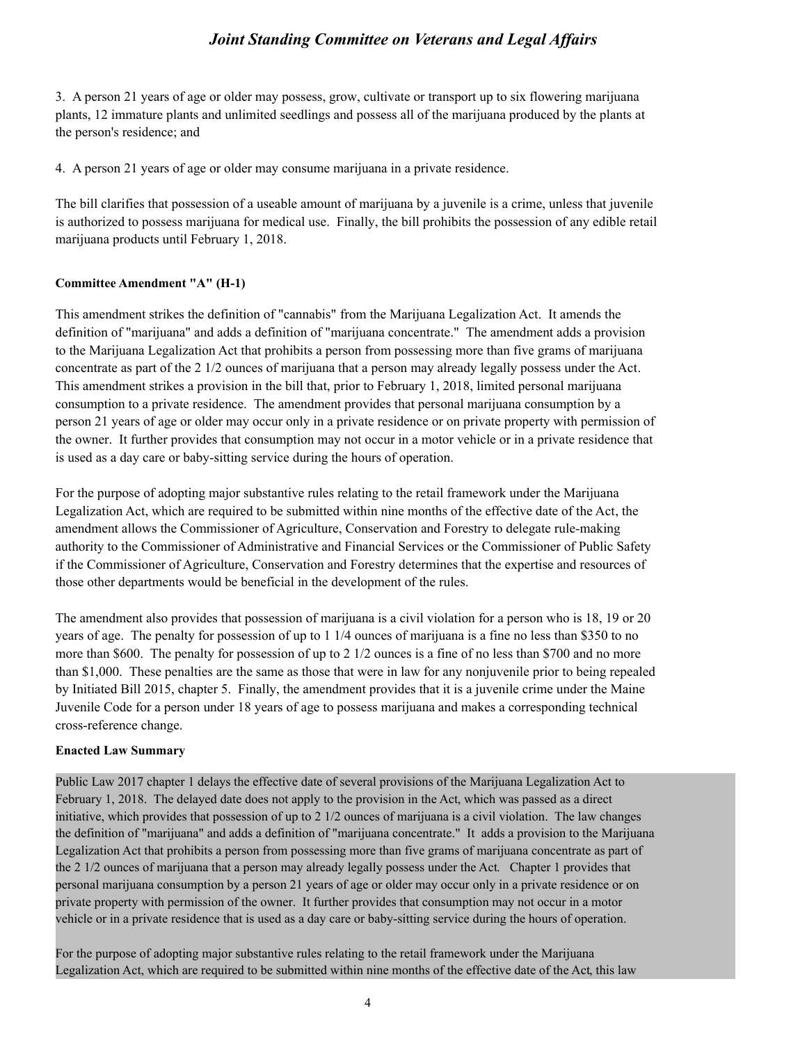3. A person 21 years of age or older may possess, grow, cultivate or transport up to six flowering marijuana plants, 12 immature plants and unlimited seedlings and possess all of the marijuana produced by the plants at the person's residence; and

4. A person 21 years of age or older may consume marijuana in a private residence.

The bill clarifies that possession of a useable amount of marijuana by a juvenile is a crime, unless that juvenile is authorized to possess marijuana for medical use. Finally, the bill prohibits the possession of any edible retail marijuana products until February 1, 2018.

**Committee Amendment "A" (H-1)**

This amendment strikes the definition of "cannabis" from the Marijuana Legalization Act. It amends the definition of "marijuana" and adds a definition of "marijuana concentrate." The amendment adds a provision to the Marijuana Legalization Act that prohibits a person from possessing more than five grams of marijuana concentrate as part of the 2 1/2 ounces of marijuana that a person may already legally possess under the Act. This amendment strikes a provision in the bill that, prior to February 1, 2018, limited personal marijuana consumption to a private residence. The amendment provides that personal marijuana consumption by a person 21 years of age or older may occur only in a private residence or on private property with permission of the owner. It further provides that consumption may not occur in a motor vehicle or in a private residence that is used as a day care or baby-sitting service during the hours of operation.

For the purpose of adopting major substantive rules relating to the retail framework under the Marijuana Legalization Act, which are required to be submitted within nine months of the effective date of the Act, the amendment allows the Commissioner of Agriculture, Conservation and Forestry to delegate rule-making authority to the Commissioner of Administrative and Financial Services or the Commissioner of Public Safety if the Commissioner of Agriculture, Conservation and Forestry determines that the expertise and resources of those other departments would be beneficial in the development of the rules.

The amendment also provides that possession of marijuana is a civil violation for a person who is 18, 19 or 20 years of age. The penalty for possession of up to 1 1/4 ounces of marijuana is a fine no less than $350 to no more than $600. The penalty for possession of up to 2 1/2 ounces is a fine of no less than $700 and no more than $1,000. These penalties are the same as those that were in law for any nonjuvenile prior to being repealed by Initiated Bill 2015, chapter 5. Finally, the amendment provides that it is a juvenile crime under the Maine Juvenile Code for a person under 18 years of age to possess marijuana and makes a corresponding technical cross-reference change.

**Enacted Law Summary**

Public Law 2017 chapter 1 delays the effective date of several provisions of the Marijuana Legalization Act to February 1, 2018. The delayed date does not apply to the provision in the Act, which was passed as a direct initiative, which provides that possession of up to 2 1/2 ounces of marijuana is a civil violation. The law changes the definition of "marijuana" and adds a definition of "marijuana concentrate." It adds a provision to the Marijuana Legalization Act that prohibits a person from possessing more than five grams of marijuana concentrate as part of the 2 1/2 ounces of marijuana that a person may already legally possess under the Act. Chapter 1 provides that personal marijuana consumption by a person 21 years of age or older may occur only in a private residence or on private property with permission of the owner. It further provides that consumption may not occur in a motor vehicle or in a private residence that is used as a day care or baby-sitting service during the hours of operation.

For the purpose of adopting major substantive rules relating to the retail framework under the Marijuana Legalization Act, which are required to be submitted within nine months of the effective date of the Act, this law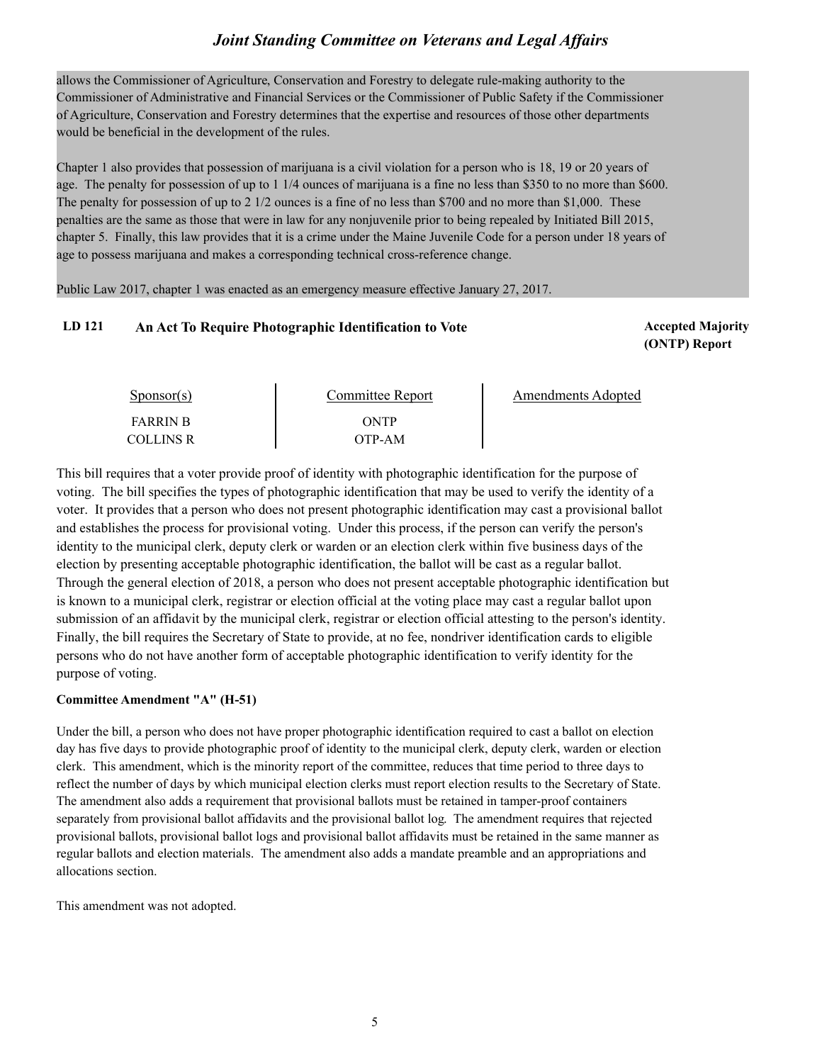allows the Commissioner of Agriculture, Conservation and Forestry to delegate rule-making authority to the Commissioner of Administrative and Financial Services or the Commissioner of Public Safety if the Commissioner of Agriculture, Conservation and Forestry determines that the expertise and resources of those other departments would be beneficial in the development of the rules.

Chapter 1 also provides that possession of marijuana is a civil violation for a person who is 18, 19 or 20 years of age. The penalty for possession of up to 1 1/4 ounces of marijuana is a fine no less than $350 to no more than $600. The penalty for possession of up to 2 1/2 ounces is a fine of no less than $700 and no more than $1,000. These penalties are the same as those that were in law for any nonjuvenile prior to being repealed by Initiated Bill 2015, chapter 5. Finally, this law provides that it is a crime under the Maine Juvenile Code for a person under 18 years of age to possess marijuana and makes a corresponding technical cross-reference change.

Public Law 2017, chapter 1 was enacted as an emergency measure effective January 27, 2017.

**LD 121 An Act To Require Photographic Identification to Vote** **Accepted Majority (ONTP) Report**

| Sponsor(s) | Committee Report | Amendments Adopted |
| --- | --- | --- |
| FARRIN B | ONTP | |
| COLLINS R | OTP-AM | |

This bill requires that a voter provide proof of identity with photographic identification for the purpose of voting. The bill specifies the types of photographic identification that may be used to verify the identity of a voter. It provides that a person who does not present photographic identification may cast a provisional ballot and establishes the process for provisional voting. Under this process, if the person can verify the person's identity to the municipal clerk, deputy clerk or warden or an election clerk within five business days of the election by presenting acceptable photographic identification, the ballot will be cast as a regular ballot. Through the general election of 2018, a person who does not present acceptable photographic identification but is known to a municipal clerk, registrar or election official at the voting place may cast a regular ballot upon submission of an affidavit by the municipal clerk, registrar or election official attesting to the person's identity. Finally, the bill requires the Secretary of State to provide, at no fee, nondriver identification cards to eligible persons who do not have another form of acceptable photographic identification to verify identity for the purpose of voting.

**Committee Amendment "A" (H-51)**

Under the bill, a person who does not have proper photographic identification required to cast a ballot on election day has five days to provide photographic proof of identity to the municipal clerk, deputy clerk, warden or election clerk. This amendment, which is the minority report of the committee, reduces that time period to three days to reflect the number of days by which municipal election clerks must report election results to the Secretary of State. The amendment also adds a requirement that provisional ballots must be retained in tamper-proof containers separately from provisional ballot affidavits and the provisional ballot log. The amendment requires that rejected provisional ballots, provisional ballot logs and provisional ballot affidavits must be retained in the same manner as regular ballots and election materials. The amendment also adds a mandate preamble and an appropriations and allocations section.

This amendment was not adopted.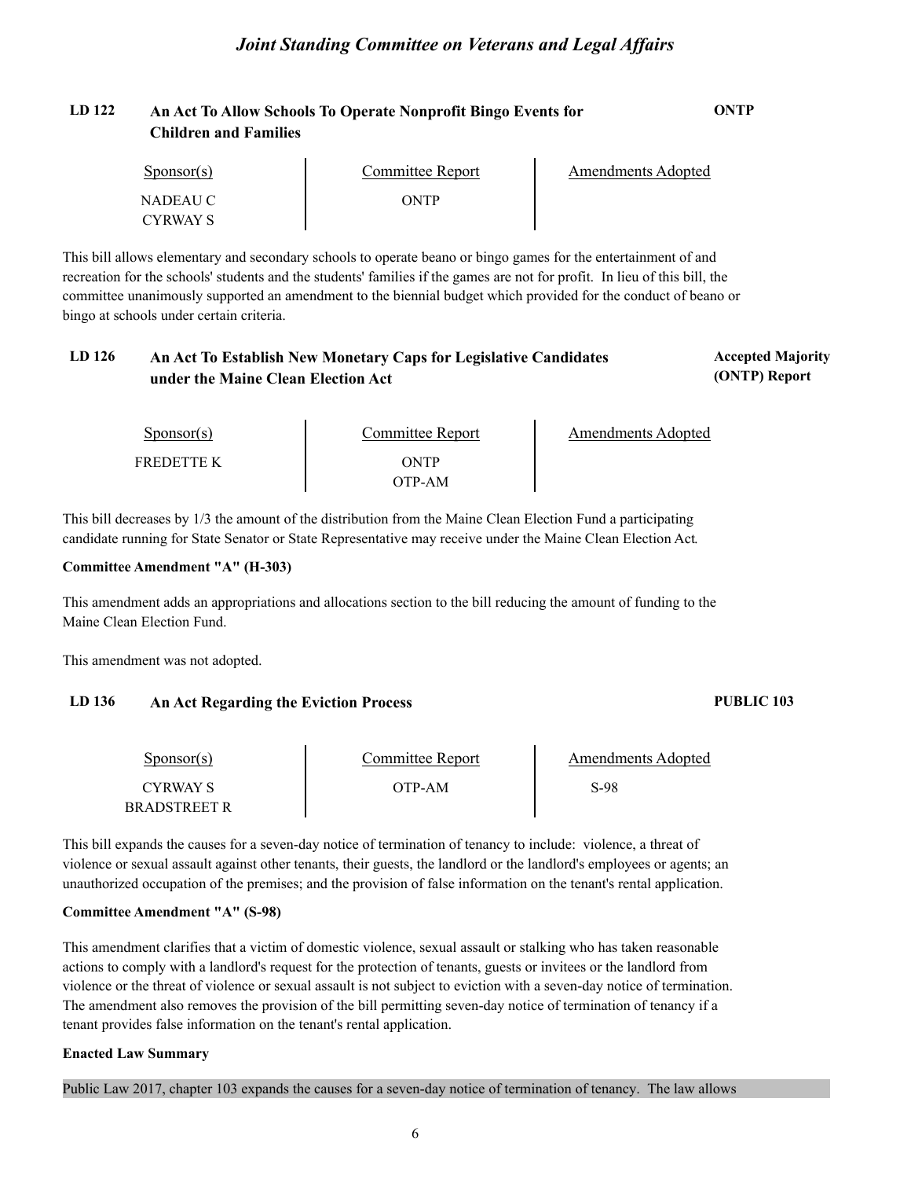## LD 122 An Act To Allow Schools To Operate Nonprofit Bingo Events for Children and Families

**ONTP**

| Sponsor(s) | Committee Report | Amendments Adopted |
|---|---|---|
| NADEAU C<br>CYRWAY S | ONTP | |

This bill allows elementary and secondary schools to operate beano or bingo games for the entertainment of and recreation for the schools' students and the students' families if the games are not for profit. In lieu of this bill, the committee unanimously supported an amendment to the biennial budget which provided for the conduct of beano or bingo at schools under certain criteria.

## LD 126 An Act To Establish New Monetary Caps for Legislative Candidates under the Maine Clean Election Act

**Accepted Majority (ONTP) Report**

| Sponsor(s) | Committee Report | Amendments Adopted |
|---|---|---|
| FREDETTE K | ONTP<br>OTP-AM | |

This bill decreases by 1/3 the amount of the distribution from the Maine Clean Election Fund a participating candidate running for State Senator or State Representative may receive under the Maine Clean Election Act.

**Committee Amendment "A" (H-303)**

This amendment adds an appropriations and allocations section to the bill reducing the amount of funding to the Maine Clean Election Fund.

This amendment was not adopted.

## LD 136 An Act Regarding the Eviction Process

**PUBLIC 103**

| Sponsor(s) | Committee Report | Amendments Adopted |
|---|---|---|
| CYRWAY S<br>BRADSTREET R | OTP-AM | S-98 |

This bill expands the causes for a seven-day notice of termination of tenancy to include: violence, a threat of violence or sexual assault against other tenants, their guests, the landlord or the landlord's employees or agents; an unauthorized occupation of the premises; and the provision of false information on the tenant's rental application.

**Committee Amendment "A" (S-98)**

This amendment clarifies that a victim of domestic violence, sexual assault or stalking who has taken reasonable actions to comply with a landlord's request for the protection of tenants, guests or invitees or the landlord from violence or the threat of violence or sexual assault is not subject to eviction with a seven-day notice of termination. The amendment also removes the provision of the bill permitting seven-day notice of termination of tenancy if a tenant provides false information on the tenant's rental application.

**Enacted Law Summary**

Public Law 2017, chapter 103 expands the causes for a seven-day notice of termination of tenancy. The law allows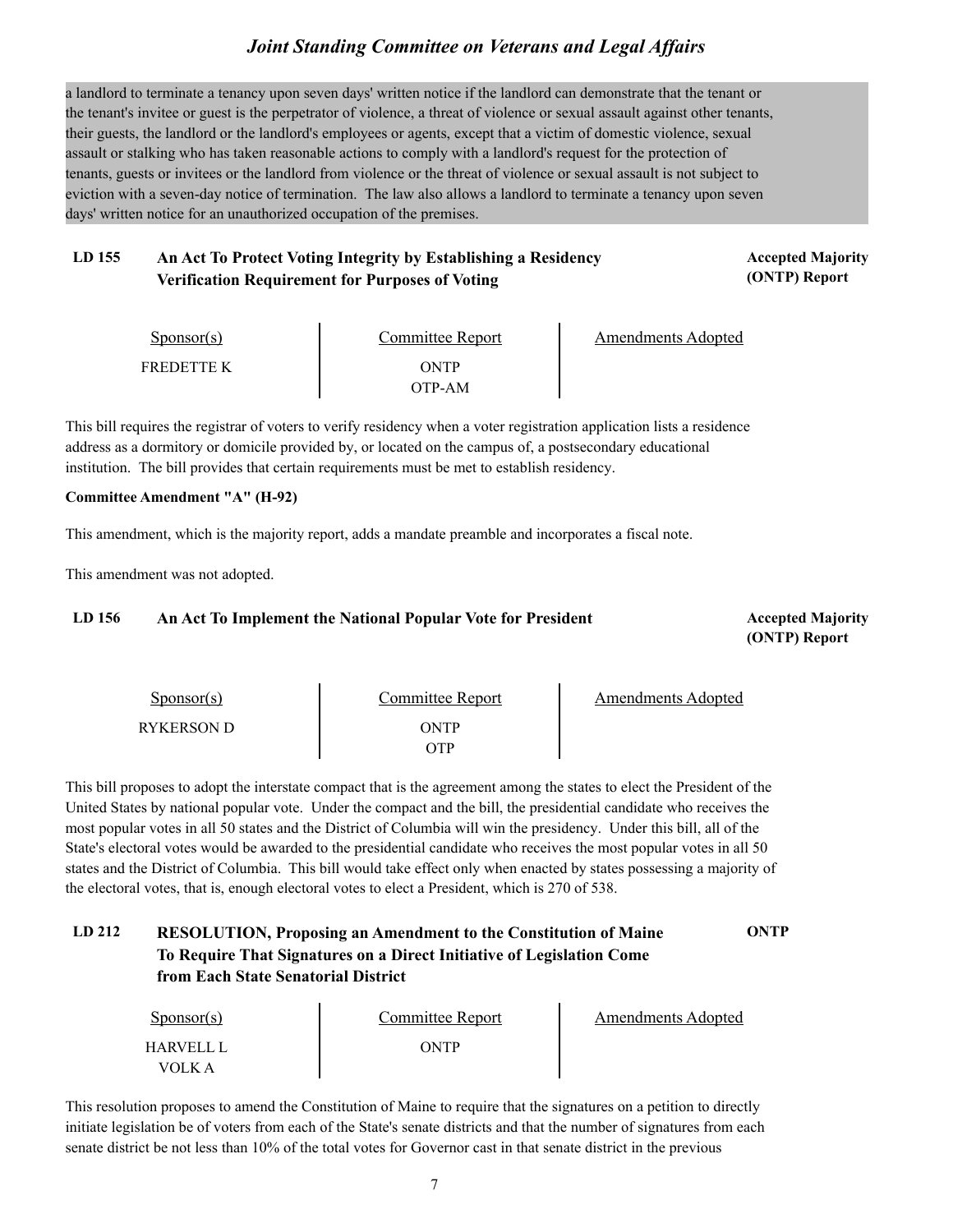a landlord to terminate a tenancy upon seven days' written notice if the landlord can demonstrate that the tenant or the tenant's invitee or guest is the perpetrator of violence, a threat of violence or sexual assault against other tenants, their guests, the landlord or the landlord's employees or agents, except that a victim of domestic violence, sexual assault or stalking who has taken reasonable actions to comply with a landlord's request for the protection of tenants, guests or invitees or the landlord from violence or the threat of violence or sexual assault is not subject to eviction with a seven-day notice of termination. The law also allows a landlord to terminate a tenancy upon seven days' written notice for an unauthorized occupation of the premises.

**LD 155 An Act To Protect Voting Integrity by Establishing a Residency Verification Requirement for Purposes of Voting** — **Accepted Majority (ONTP) Report**

| Sponsor(s) | Committee Report | Amendments Adopted |
|---|---|---|
| FREDETTE K | ONTP<br>OTP-AM | |

This bill requires the registrar of voters to verify residency when a voter registration application lists a residence address as a dormitory or domicile provided by, or located on the campus of, a postsecondary educational institution. The bill provides that certain requirements must be met to establish residency.

**Committee Amendment "A" (H-92)**

This amendment, which is the majority report, adds a mandate preamble and incorporates a fiscal note.

This amendment was not adopted.

**LD 156 An Act To Implement the National Popular Vote for President** — **Accepted Majority (ONTP) Report**

| Sponsor(s) | Committee Report | Amendments Adopted |
|---|---|---|
| RYKERSON D | ONTP<br>OTP | |

This bill proposes to adopt the interstate compact that is the agreement among the states to elect the President of the United States by national popular vote. Under the compact and the bill, the presidential candidate who receives the most popular votes in all 50 states and the District of Columbia will win the presidency. Under this bill, all of the State's electoral votes would be awarded to the presidential candidate who receives the most popular votes in all 50 states and the District of Columbia. This bill would take effect only when enacted by states possessing a majority of the electoral votes, that is, enough electoral votes to elect a President, which is 270 of 538.

**LD 212 RESOLUTION, Proposing an Amendment to the Constitution of Maine To Require That Signatures on a Direct Initiative of Legislation Come from Each State Senatorial District** — **ONTP**

| Sponsor(s) | Committee Report | Amendments Adopted |
|---|---|---|
| HARVELL L<br>VOLK A | ONTP | |

This resolution proposes to amend the Constitution of Maine to require that the signatures on a petition to directly initiate legislation be of voters from each of the State's senate districts and that the number of signatures from each senate district be not less than 10% of the total votes for Governor cast in that senate district in the previous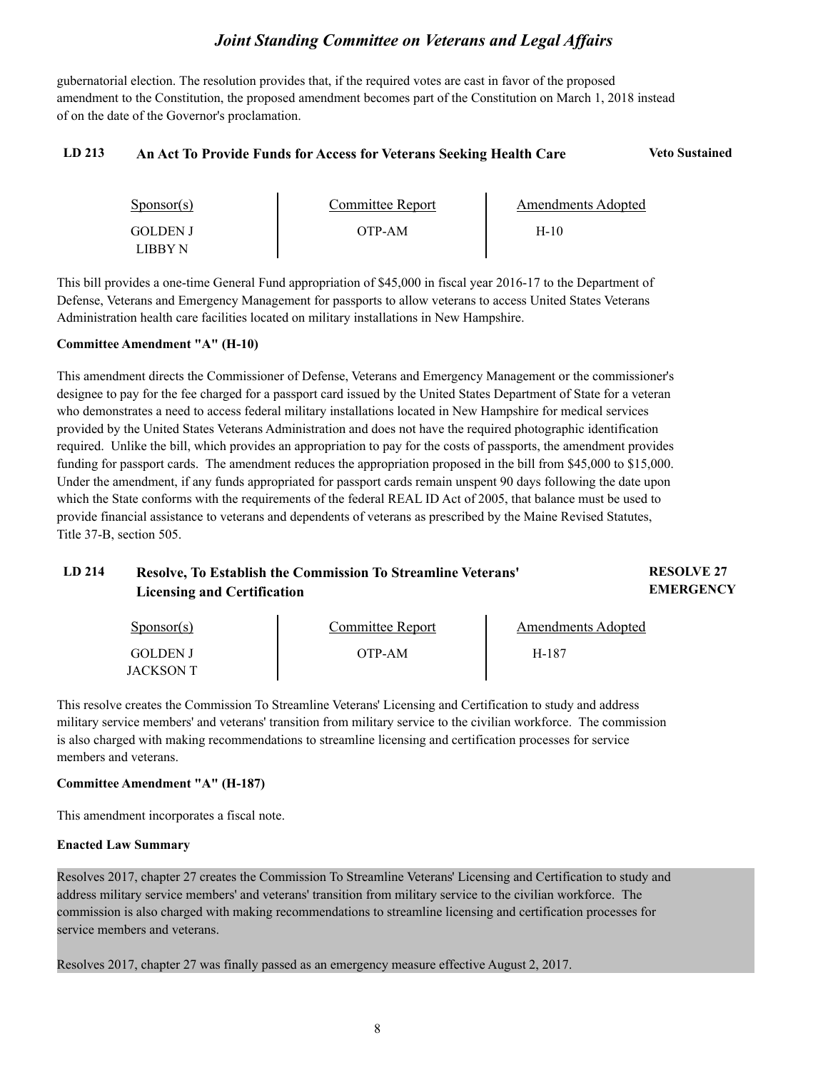gubernatorial election. The resolution provides that, if the required votes are cast in favor of the proposed amendment to the Constitution, the proposed amendment becomes part of the Constitution on March 1, 2018 instead of on the date of the Governor's proclamation.

### LD 213 An Act To Provide Funds for Access for Veterans Seeking Health Care — Veto Sustained

| Sponsor(s) | Committee Report | Amendments Adopted |
|---|---|---|
| GOLDEN J<br>LIBBY N | OTP-AM | H-10 |

This bill provides a one-time General Fund appropriation of $45,000 in fiscal year 2016-17 to the Department of Defense, Veterans and Emergency Management for passports to allow veterans to access United States Veterans Administration health care facilities located on military installations in New Hampshire.

**Committee Amendment "A" (H-10)**

This amendment directs the Commissioner of Defense, Veterans and Emergency Management or the commissioner's designee to pay for the fee charged for a passport card issued by the United States Department of State for a veteran who demonstrates a need to access federal military installations located in New Hampshire for medical services provided by the United States Veterans Administration and does not have the required photographic identification required. Unlike the bill, which provides an appropriation to pay for the costs of passports, the amendment provides funding for passport cards. The amendment reduces the appropriation proposed in the bill from $45,000 to $15,000. Under the amendment, if any funds appropriated for passport cards remain unspent 90 days following the date upon which the State conforms with the requirements of the federal REAL ID Act of 2005, that balance must be used to provide financial assistance to veterans and dependents of veterans as prescribed by the Maine Revised Statutes, Title 37-B, section 505.

### LD 214 Resolve, To Establish the Commission To Streamline Veterans' Licensing and Certification — RESOLVE 27 EMERGENCY

| Sponsor(s) | Committee Report | Amendments Adopted |
|---|---|---|
| GOLDEN J<br>JACKSON T | OTP-AM | H-187 |

This resolve creates the Commission To Streamline Veterans' Licensing and Certification to study and address military service members' and veterans' transition from military service to the civilian workforce. The commission is also charged with making recommendations to streamline licensing and certification processes for service members and veterans.

**Committee Amendment "A" (H-187)**

This amendment incorporates a fiscal note.

**Enacted Law Summary**

Resolves 2017, chapter 27 creates the Commission To Streamline Veterans' Licensing and Certification to study and address military service members' and veterans' transition from military service to the civilian workforce. The commission is also charged with making recommendations to streamline licensing and certification processes for service members and veterans.

Resolves 2017, chapter 27 was finally passed as an emergency measure effective August 2, 2017.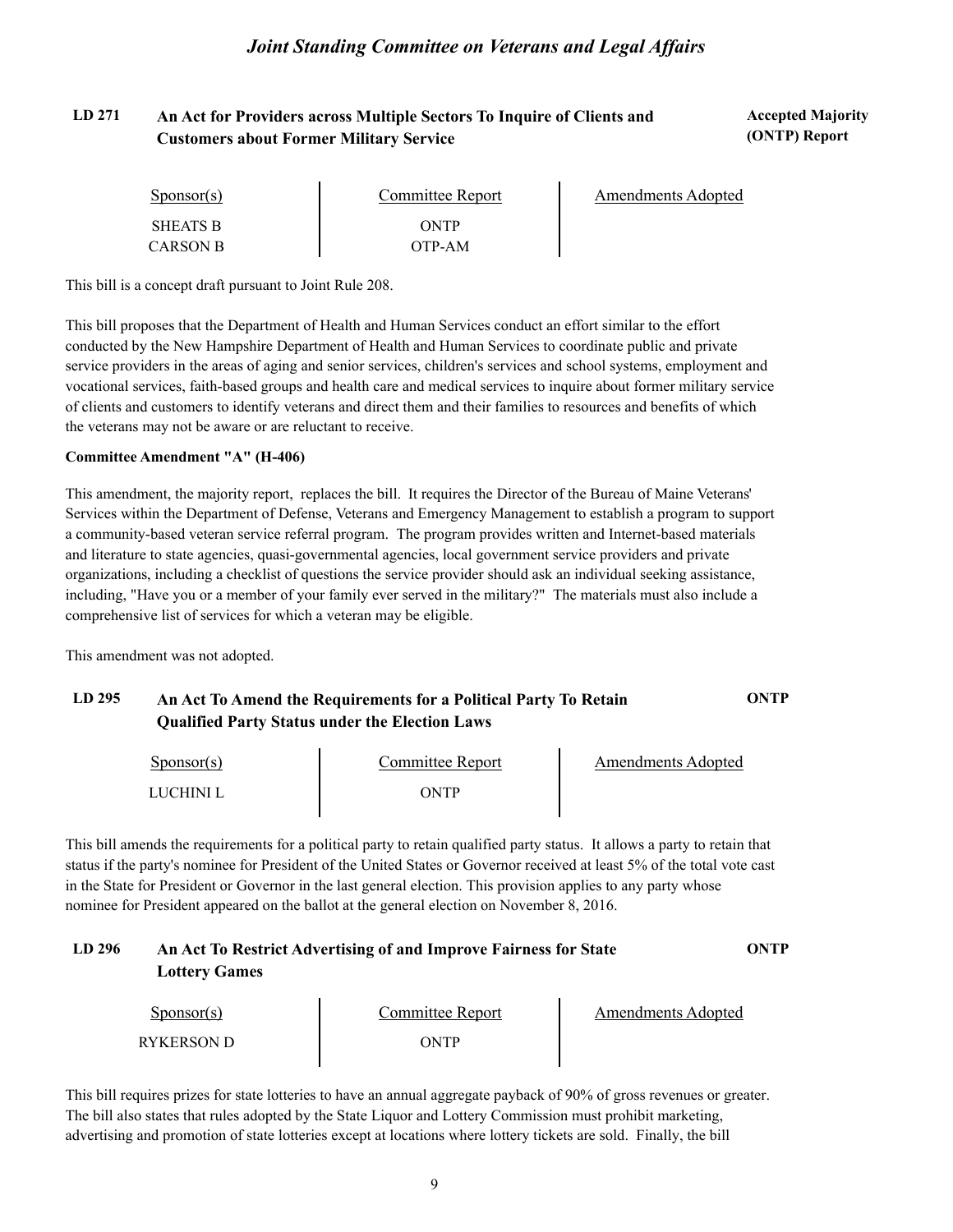**LD 271 An Act for Providers across Multiple Sectors To Inquire of Clients and Customers about Former Military Service** — **Accepted Majority (ONTP) Report**

| Sponsor(s) | Committee Report | Amendments Adopted |
|---|---|---|
| SHEATS B | ONTP | |
| CARSON B | OTP-AM | |

This bill is a concept draft pursuant to Joint Rule 208.

This bill proposes that the Department of Health and Human Services conduct an effort similar to the effort conducted by the New Hampshire Department of Health and Human Services to coordinate public and private service providers in the areas of aging and senior services, children's services and school systems, employment and vocational services, faith-based groups and health care and medical services to inquire about former military service of clients and customers to identify veterans and direct them and their families to resources and benefits of which the veterans may not be aware or are reluctant to receive.

**Committee Amendment "A" (H-406)**

This amendment, the majority report, replaces the bill. It requires the Director of the Bureau of Maine Veterans' Services within the Department of Defense, Veterans and Emergency Management to establish a program to support a community-based veteran service referral program. The program provides written and Internet-based materials and literature to state agencies, quasi-governmental agencies, local government service providers and private organizations, including a checklist of questions the service provider should ask an individual seeking assistance, including, "Have you or a member of your family ever served in the military?" The materials must also include a comprehensive list of services for which a veteran may be eligible.

This amendment was not adopted.

**LD 295 An Act To Amend the Requirements for a Political Party To Retain Qualified Party Status under the Election Laws** — **ONTP**

| Sponsor(s) | Committee Report | Amendments Adopted |
|---|---|---|
| LUCHINI L | ONTP | |

This bill amends the requirements for a political party to retain qualified party status. It allows a party to retain that status if the party's nominee for President of the United States or Governor received at least 5% of the total vote cast in the State for President or Governor in the last general election. This provision applies to any party whose nominee for President appeared on the ballot at the general election on November 8, 2016.

**LD 296 An Act To Restrict Advertising of and Improve Fairness for State Lottery Games** — **ONTP**

| Sponsor(s) | Committee Report | Amendments Adopted |
|---|---|---|
| RYKERSON D | ONTP | |

This bill requires prizes for state lotteries to have an annual aggregate payback of 90% of gross revenues or greater. The bill also states that rules adopted by the State Liquor and Lottery Commission must prohibit marketing, advertising and promotion of state lotteries except at locations where lottery tickets are sold. Finally, the bill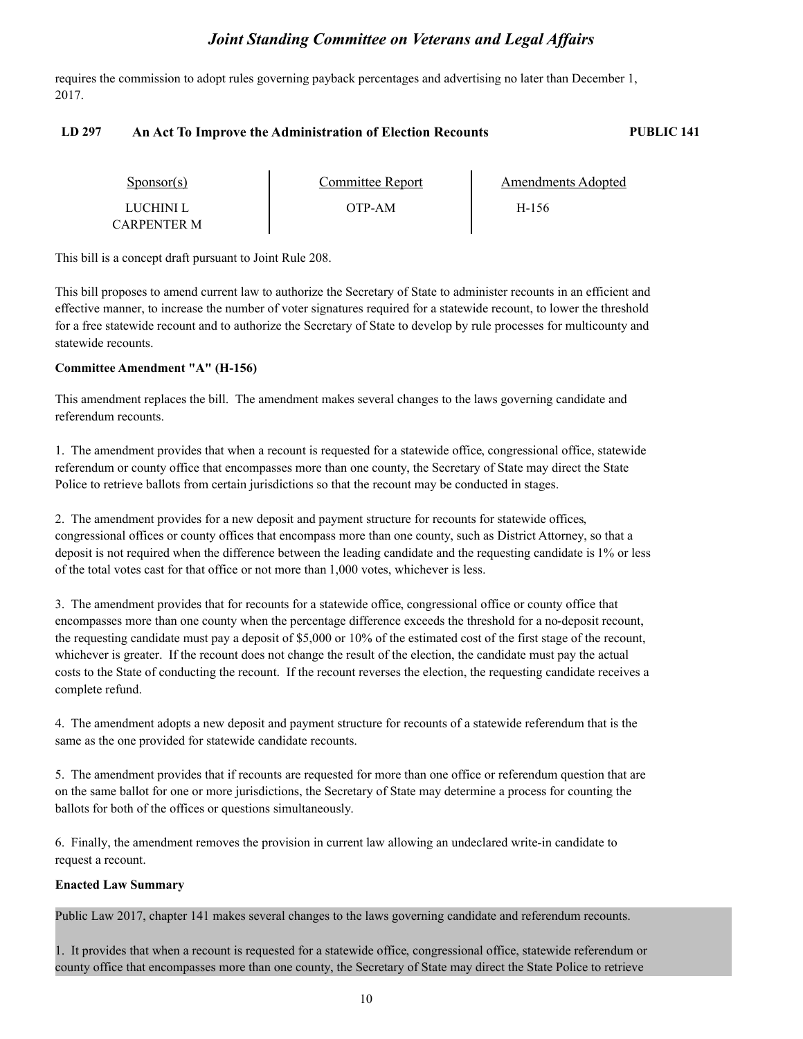requires the commission to adopt rules governing payback percentages and advertising no later than December 1, 2017.

**LD 297 An Act To Improve the Administration of Election Recounts** **PUBLIC 141**

| Sponsor(s) | Committee Report | Amendments Adopted |
|---|---|---|
| LUCHINI L<br>CARPENTER M | OTP-AM | H-156 |

This bill is a concept draft pursuant to Joint Rule 208.

This bill proposes to amend current law to authorize the Secretary of State to administer recounts in an efficient and effective manner, to increase the number of voter signatures required for a statewide recount, to lower the threshold for a free statewide recount and to authorize the Secretary of State to develop by rule processes for multicounty and statewide recounts.

**Committee Amendment "A" (H-156)**

This amendment replaces the bill. The amendment makes several changes to the laws governing candidate and referendum recounts.

1. The amendment provides that when a recount is requested for a statewide office, congressional office, statewide referendum or county office that encompasses more than one county, the Secretary of State may direct the State Police to retrieve ballots from certain jurisdictions so that the recount may be conducted in stages.

2. The amendment provides for a new deposit and payment structure for recounts for statewide offices, congressional offices or county offices that encompass more than one county, such as District Attorney, so that a deposit is not required when the difference between the leading candidate and the requesting candidate is 1% or less of the total votes cast for that office or not more than 1,000 votes, whichever is less.

3. The amendment provides that for recounts for a statewide office, congressional office or county office that encompasses more than one county when the percentage difference exceeds the threshold for a no-deposit recount, the requesting candidate must pay a deposit of $5,000 or 10% of the estimated cost of the first stage of the recount, whichever is greater. If the recount does not change the result of the election, the candidate must pay the actual costs to the State of conducting the recount. If the recount reverses the election, the requesting candidate receives a complete refund.

4. The amendment adopts a new deposit and payment structure for recounts of a statewide referendum that is the same as the one provided for statewide candidate recounts.

5. The amendment provides that if recounts are requested for more than one office or referendum question that are on the same ballot for one or more jurisdictions, the Secretary of State may determine a process for counting the ballots for both of the offices or questions simultaneously.

6. Finally, the amendment removes the provision in current law allowing an undeclared write-in candidate to request a recount.

**Enacted Law Summary**

Public Law 2017, chapter 141 makes several changes to the laws governing candidate and referendum recounts.

1. It provides that when a recount is requested for a statewide office, congressional office, statewide referendum or county office that encompasses more than one county, the Secretary of State may direct the State Police to retrieve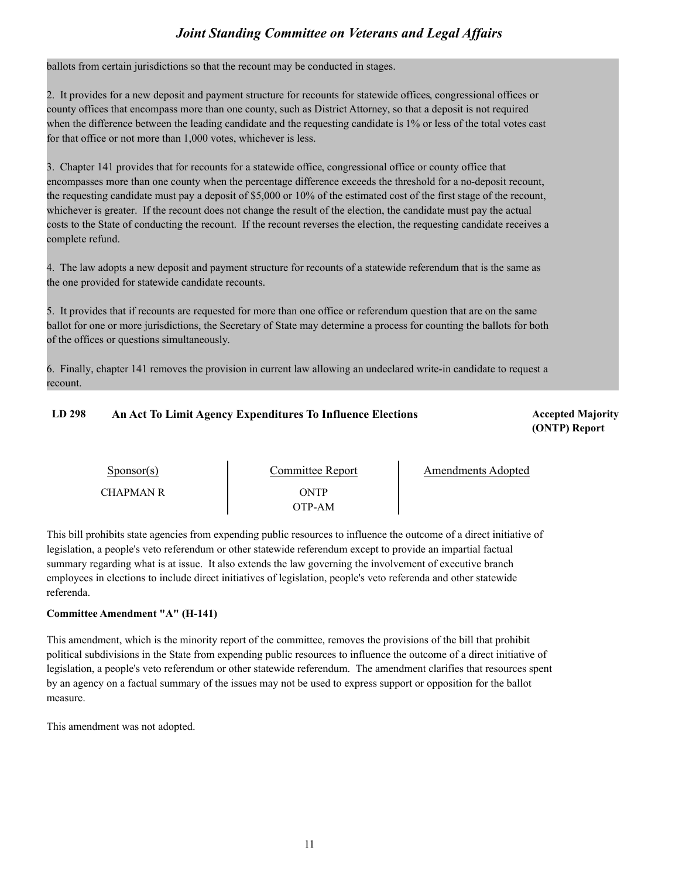ballots from certain jurisdictions so that the recount may be conducted in stages.

2. It provides for a new deposit and payment structure for recounts for statewide offices, congressional offices or county offices that encompass more than one county, such as District Attorney, so that a deposit is not required when the difference between the leading candidate and the requesting candidate is 1% or less of the total votes cast for that office or not more than 1,000 votes, whichever is less.

3. Chapter 141 provides that for recounts for a statewide office, congressional office or county office that encompasses more than one county when the percentage difference exceeds the threshold for a no-deposit recount, the requesting candidate must pay a deposit of $5,000 or 10% of the estimated cost of the first stage of the recount, whichever is greater. If the recount does not change the result of the election, the candidate must pay the actual costs to the State of conducting the recount. If the recount reverses the election, the requesting candidate receives a complete refund.

4. The law adopts a new deposit and payment structure for recounts of a statewide referendum that is the same as the one provided for statewide candidate recounts.

5. It provides that if recounts are requested for more than one office or referendum question that are on the same ballot for one or more jurisdictions, the Secretary of State may determine a process for counting the ballots for both of the offices or questions simultaneously.

6. Finally, chapter 141 removes the provision in current law allowing an undeclared write-in candidate to request a recount.

### LD 298 An Act To Limit Agency Expenditures To Influence Elections — Accepted Majority (ONTP) Report

| Sponsor(s) | Committee Report | Amendments Adopted |
|---|---|---|
| CHAPMAN R | ONTP<br>OTP-AM | |

This bill prohibits state agencies from expending public resources to influence the outcome of a direct initiative of legislation, a people's veto referendum or other statewide referendum except to provide an impartial factual summary regarding what is at issue. It also extends the law governing the involvement of executive branch employees in elections to include direct initiatives of legislation, people's veto referenda and other statewide referenda.

**Committee Amendment "A" (H-141)**

This amendment, which is the minority report of the committee, removes the provisions of the bill that prohibit political subdivisions in the State from expending public resources to influence the outcome of a direct initiative of legislation, a people's veto referendum or other statewide referendum. The amendment clarifies that resources spent by an agency on a factual summary of the issues may not be used to express support or opposition for the ballot measure.

This amendment was not adopted.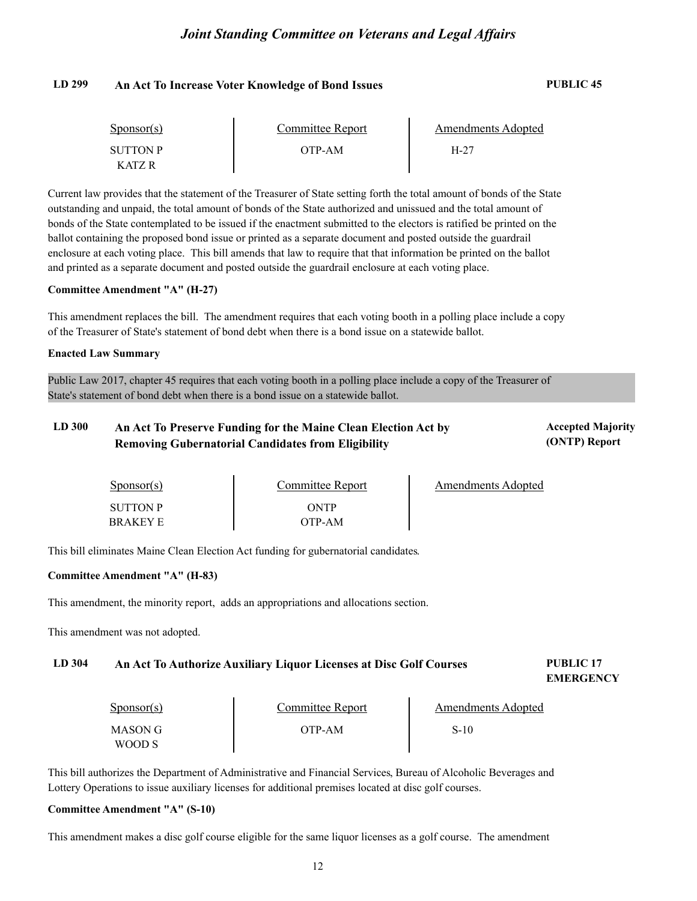### LD 299 An Act To Increase Voter Knowledge of Bond Issues — PUBLIC 45

| Sponsor(s) | Committee Report | Amendments Adopted |
| --- | --- | --- |
| SUTTON P | OTP-AM | H-27 |
| KATZ R | | |

Current law provides that the statement of the Treasurer of State setting forth the total amount of bonds of the State outstanding and unpaid, the total amount of bonds of the State authorized and unissued and the total amount of bonds of the State contemplated to be issued if the enactment submitted to the electors is ratified be printed on the ballot containing the proposed bond issue or printed as a separate document and posted outside the guardrail enclosure at each voting place. This bill amends that law to require that that information be printed on the ballot and printed as a separate document and posted outside the guardrail enclosure at each voting place.

**Committee Amendment "A" (H-27)**

This amendment replaces the bill. The amendment requires that each voting booth in a polling place include a copy of the Treasurer of State's statement of bond debt when there is a bond issue on a statewide ballot.

**Enacted Law Summary**

Public Law 2017, chapter 45 requires that each voting booth in a polling place include a copy of the Treasurer of State's statement of bond debt when there is a bond issue on a statewide ballot.

### LD 300 An Act To Preserve Funding for the Maine Clean Election Act by Removing Gubernatorial Candidates from Eligibility — Accepted Majority (ONTP) Report

| Sponsor(s) | Committee Report | Amendments Adopted |
| --- | --- | --- |
| SUTTON P | ONTP | |
| BRAKEY E | OTP-AM | |

This bill eliminates Maine Clean Election Act funding for gubernatorial candidates.

**Committee Amendment "A" (H-83)**

This amendment, the minority report, adds an appropriations and allocations section.

This amendment was not adopted.

### LD 304 An Act To Authorize Auxiliary Liquor Licenses at Disc Golf Courses — PUBLIC 17 EMERGENCY

| Sponsor(s) | Committee Report | Amendments Adopted |
| --- | --- | --- |
| MASON G | OTP-AM | S-10 |
| WOOD S | | |

This bill authorizes the Department of Administrative and Financial Services, Bureau of Alcoholic Beverages and Lottery Operations to issue auxiliary licenses for additional premises located at disc golf courses.

**Committee Amendment "A" (S-10)**

This amendment makes a disc golf course eligible for the same liquor licenses as a golf course. The amendment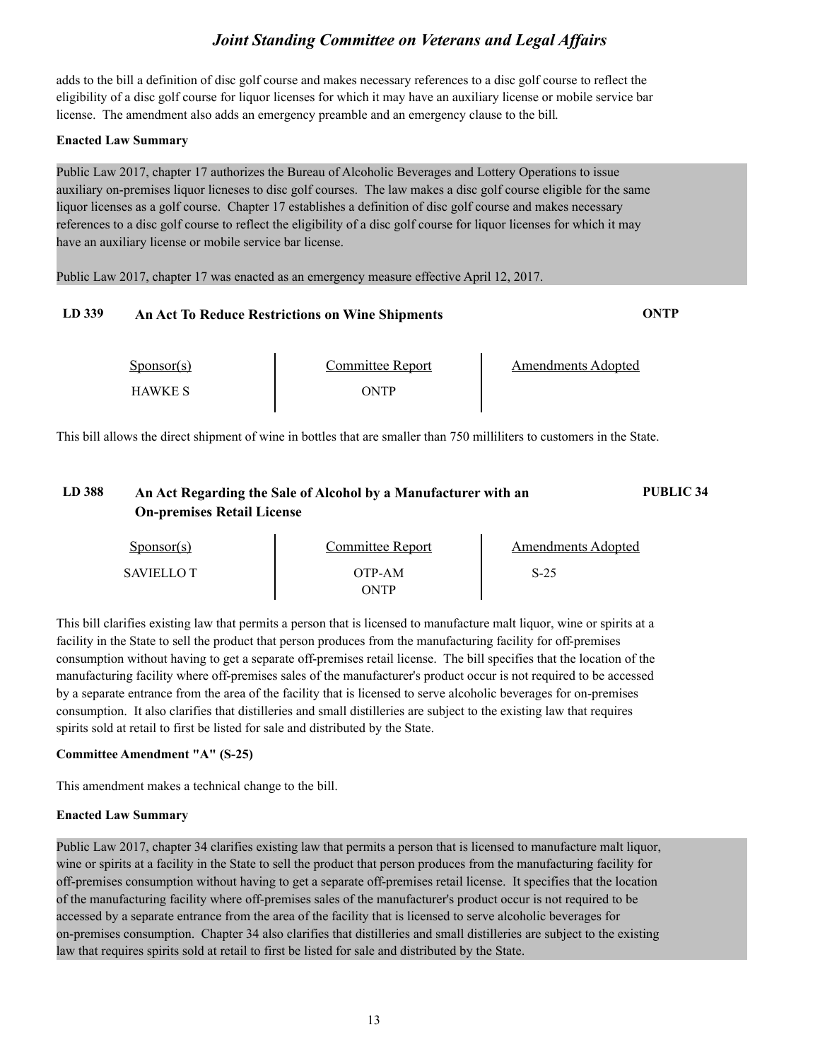adds to the bill a definition of disc golf course and makes necessary references to a disc golf course to reflect the eligibility of a disc golf course for liquor licenses for which it may have an auxiliary license or mobile service bar license. The amendment also adds an emergency preamble and an emergency clause to the bill.

**Enacted Law Summary**

Public Law 2017, chapter 17 authorizes the Bureau of Alcoholic Beverages and Lottery Operations to issue auxiliary on-premises liquor licneses to disc golf courses. The law makes a disc golf course eligible for the same liquor licenses as a golf course. Chapter 17 establishes a definition of disc golf course and makes necessary references to a disc golf course to reflect the eligibility of a disc golf course for liquor licenses for which it may have an auxiliary license or mobile service bar license.

Public Law 2017, chapter 17 was enacted as an emergency measure effective April 12, 2017.

## LD 339 An Act To Reduce Restrictions on Wine Shipments — ONTP

| Sponsor(s) | Committee Report | Amendments Adopted |
|---|---|---|
| HAWKE S | ONTP | |

This bill allows the direct shipment of wine in bottles that are smaller than 750 milliliters to customers in the State.

## LD 388 An Act Regarding the Sale of Alcohol by a Manufacturer with an On-premises Retail License — PUBLIC 34

| Sponsor(s) | Committee Report | Amendments Adopted |
|---|---|---|
| SAVIELLO T | OTP-AM<br>ONTP | S-25 |

This bill clarifies existing law that permits a person that is licensed to manufacture malt liquor, wine or spirits at a facility in the State to sell the product that person produces from the manufacturing facility for off-premises consumption without having to get a separate off-premises retail license. The bill specifies that the location of the manufacturing facility where off-premises sales of the manufacturer's product occur is not required to be accessed by a separate entrance from the area of the facility that is licensed to serve alcoholic beverages for on-premises consumption. It also clarifies that distilleries and small distilleries are subject to the existing law that requires spirits sold at retail to first be listed for sale and distributed by the State.

**Committee Amendment "A" (S-25)**

This amendment makes a technical change to the bill.

**Enacted Law Summary**

Public Law 2017, chapter 34 clarifies existing law that permits a person that is licensed to manufacture malt liquor, wine or spirits at a facility in the State to sell the product that person produces from the manufacturing facility for off-premises consumption without having to get a separate off-premises retail license. It specifies that the location of the manufacturing facility where off-premises sales of the manufacturer's product occur is not required to be accessed by a separate entrance from the area of the facility that is licensed to serve alcoholic beverages for on-premises consumption. Chapter 34 also clarifies that distilleries and small distilleries are subject to the existing law that requires spirits sold at retail to first be listed for sale and distributed by the State.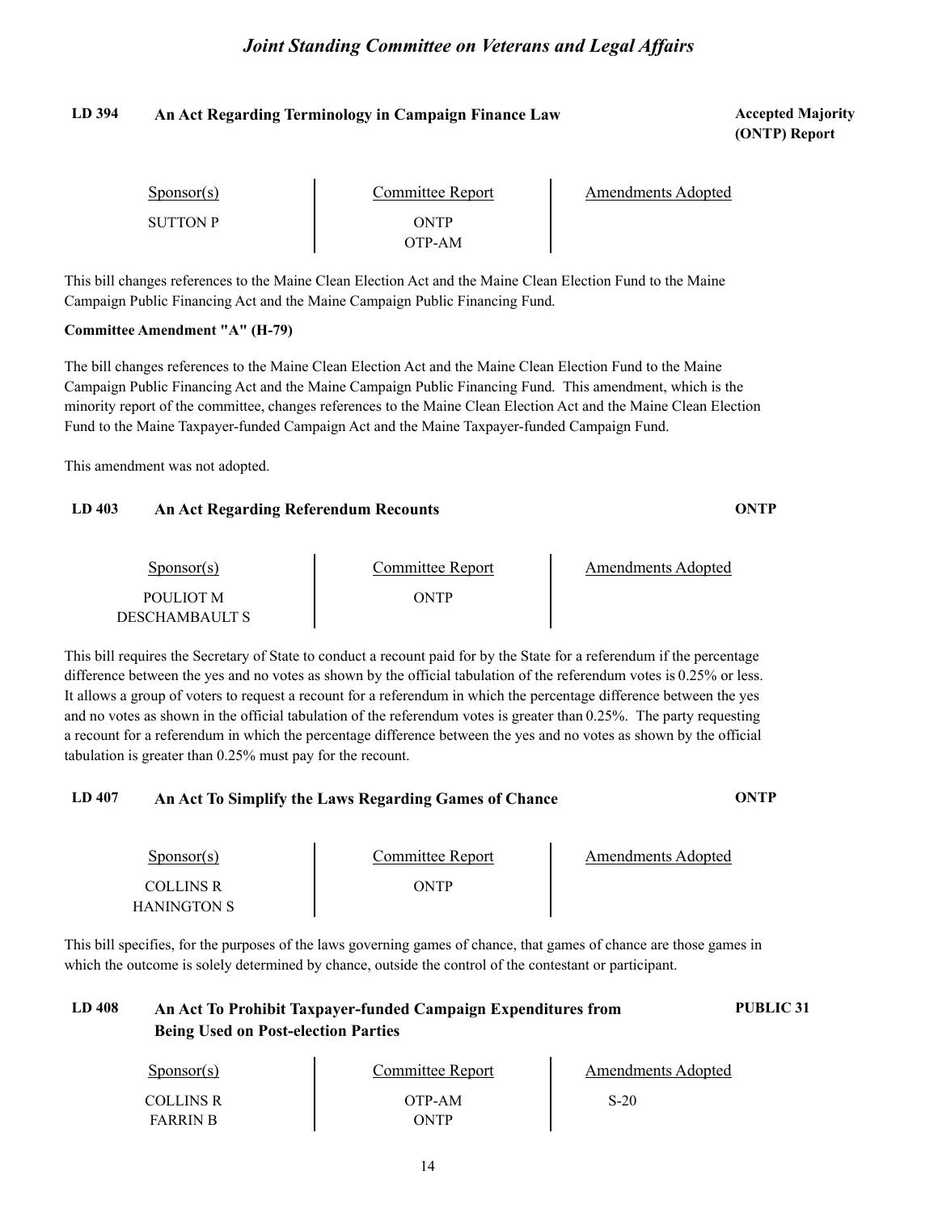**LD 394 An Act Regarding Terminology in Campaign Finance Law** — **Accepted Majority (ONTP) Report**

| Sponsor(s) | Committee Report | Amendments Adopted |
|---|---|---|
| SUTTON P | ONTP<br>OTP-AM | |

This bill changes references to the Maine Clean Election Act and the Maine Clean Election Fund to the Maine Campaign Public Financing Act and the Maine Campaign Public Financing Fund.

**Committee Amendment "A" (H-79)**

The bill changes references to the Maine Clean Election Act and the Maine Clean Election Fund to the Maine Campaign Public Financing Act and the Maine Campaign Public Financing Fund. This amendment, which is the minority report of the committee, changes references to the Maine Clean Election Act and the Maine Clean Election Fund to the Maine Taxpayer-funded Campaign Act and the Maine Taxpayer-funded Campaign Fund.

This amendment was not adopted.

**LD 403 An Act Regarding Referendum Recounts** — **ONTP**

| Sponsor(s) | Committee Report | Amendments Adopted |
|---|---|---|
| POULIOT M<br>DESCHAMBAULT S | ONTP | |

This bill requires the Secretary of State to conduct a recount paid for by the State for a referendum if the percentage difference between the yes and no votes as shown by the official tabulation of the referendum votes is 0.25% or less. It allows a group of voters to request a recount for a referendum in which the percentage difference between the yes and no votes as shown in the official tabulation of the referendum votes is greater than 0.25%. The party requesting a recount for a referendum in which the percentage difference between the yes and no votes as shown by the official tabulation is greater than 0.25% must pay for the recount.

**LD 407 An Act To Simplify the Laws Regarding Games of Chance** — **ONTP**

| Sponsor(s) | Committee Report | Amendments Adopted |
|---|---|---|
| COLLINS R<br>HANINGTON S | ONTP | |

This bill specifies, for the purposes of the laws governing games of chance, that games of chance are those games in which the outcome is solely determined by chance, outside the control of the contestant or participant.

**LD 408 An Act To Prohibit Taxpayer-funded Campaign Expenditures from Being Used on Post-election Parties** — **PUBLIC 31**

| Sponsor(s) | Committee Report | Amendments Adopted |
|---|---|---|
| COLLINS R<br>FARRIN B | OTP-AM<br>ONTP | S-20 |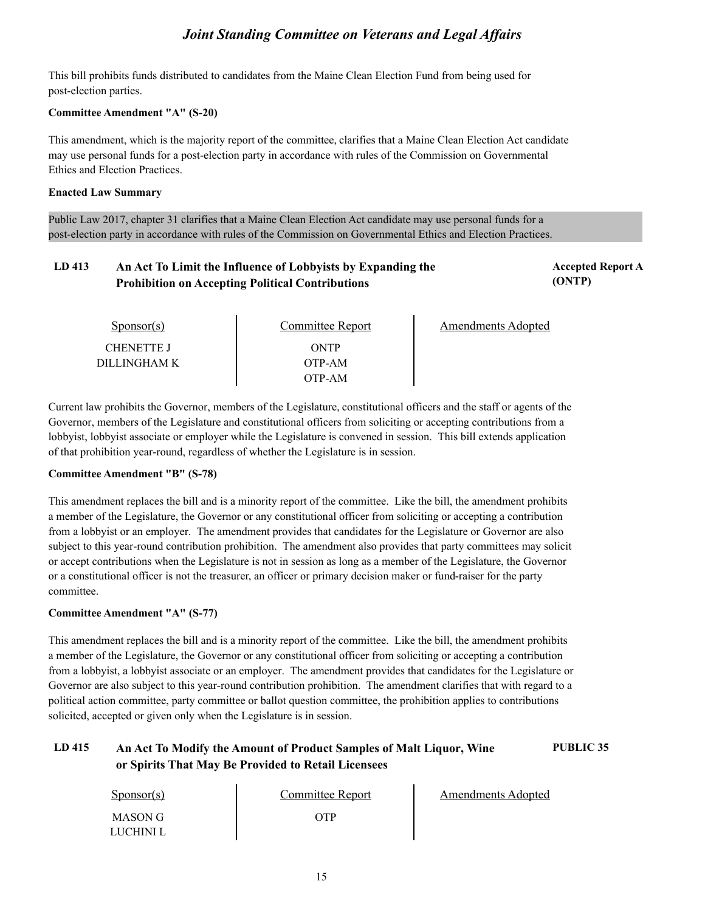This bill prohibits funds distributed to candidates from the Maine Clean Election Fund from being used for post-election parties.

**Committee Amendment "A" (S-20)**

This amendment, which is the majority report of the committee, clarifies that a Maine Clean Election Act candidate may use personal funds for a post-election party in accordance with rules of the Commission on Governmental Ethics and Election Practices.

**Enacted Law Summary**

Public Law 2017, chapter 31 clarifies that a Maine Clean Election Act candidate may use personal funds for a post-election party in accordance with rules of the Commission on Governmental Ethics and Election Practices.

### LD 413 An Act To Limit the Influence of Lobbyists by Expanding the Prohibition on Accepting Political Contributions — Accepted Report A (ONTP)

| Sponsor(s) | Committee Report | Amendments Adopted |
|---|---|---|
| CHENETTE J | ONTP | |
| DILLINGHAM K | OTP-AM | |
| | OTP-AM | |

Current law prohibits the Governor, members of the Legislature, constitutional officers and the staff or agents of the Governor, members of the Legislature and constitutional officers from soliciting or accepting contributions from a lobbyist, lobbyist associate or employer while the Legislature is convened in session. This bill extends application of that prohibition year-round, regardless of whether the Legislature is in session.

**Committee Amendment "B" (S-78)**

This amendment replaces the bill and is a minority report of the committee. Like the bill, the amendment prohibits a member of the Legislature, the Governor or any constitutional officer from soliciting or accepting a contribution from a lobbyist or an employer. The amendment provides that candidates for the Legislature or Governor are also subject to this year-round contribution prohibition. The amendment also provides that party committees may solicit or accept contributions when the Legislature is not in session as long as a member of the Legislature, the Governor or a constitutional officer is not the treasurer, an officer or primary decision maker or fund-raiser for the party committee.

**Committee Amendment "A" (S-77)**

This amendment replaces the bill and is a minority report of the committee. Like the bill, the amendment prohibits a member of the Legislature, the Governor or any constitutional officer from soliciting or accepting a contribution from a lobbyist, a lobbyist associate or an employer. The amendment provides that candidates for the Legislature or Governor are also subject to this year-round contribution prohibition. The amendment clarifies that with regard to a political action committee, party committee or ballot question committee, the prohibition applies to contributions solicited, accepted or given only when the Legislature is in session.

### LD 415 An Act To Modify the Amount of Product Samples of Malt Liquor, Wine or Spirits That May Be Provided to Retail Licensees — PUBLIC 35

| Sponsor(s) | Committee Report | Amendments Adopted |
|---|---|---|
| MASON G | OTP | |
| LUCHINI L | | |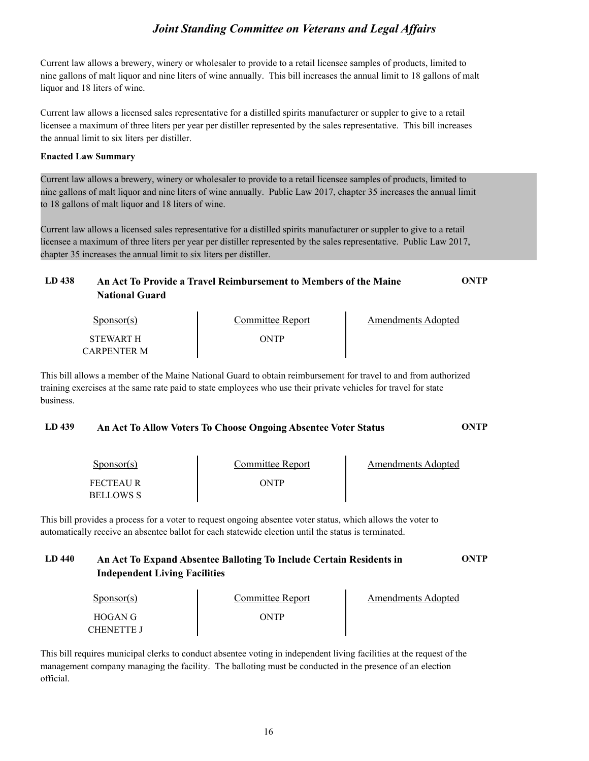Current law allows a brewery, winery or wholesaler to provide to a retail licensee samples of products, limited to nine gallons of malt liquor and nine liters of wine annually. This bill increases the annual limit to 18 gallons of malt liquor and 18 liters of wine.

Current law allows a licensed sales representative for a distilled spirits manufacturer or suppler to give to a retail licensee a maximum of three liters per year per distiller represented by the sales representative. This bill increases the annual limit to six liters per distiller.

**Enacted Law Summary**

Current law allows a brewery, winery or wholesaler to provide to a retail licensee samples of products, limited to nine gallons of malt liquor and nine liters of wine annually. Public Law 2017, chapter 35 increases the annual limit to 18 gallons of malt liquor and 18 liters of wine.

Current law allows a licensed sales representative for a distilled spirits manufacturer or suppler to give to a retail licensee a maximum of three liters per year per distiller represented by the sales representative. Public Law 2017, chapter 35 increases the annual limit to six liters per distiller.

### LD 438 An Act To Provide a Travel Reimbursement to Members of the Maine National Guard — ONTP

| Sponsor(s) | Committee Report | Amendments Adopted |
|---|---|---|
| STEWART H<br>CARPENTER M | ONTP | |

This bill allows a member of the Maine National Guard to obtain reimbursement for travel to and from authorized training exercises at the same rate paid to state employees who use their private vehicles for travel for state business.

### LD 439 An Act To Allow Voters To Choose Ongoing Absentee Voter Status — ONTP

| Sponsor(s) | Committee Report | Amendments Adopted |
|---|---|---|
| FECTEAU R<br>BELLOWS S | ONTP | |

This bill provides a process for a voter to request ongoing absentee voter status, which allows the voter to automatically receive an absentee ballot for each statewide election until the status is terminated.

### LD 440 An Act To Expand Absentee Balloting To Include Certain Residents in Independent Living Facilities — ONTP

| Sponsor(s) | Committee Report | Amendments Adopted |
|---|---|---|
| HOGAN G<br>CHENETTE J | ONTP | |

This bill requires municipal clerks to conduct absentee voting in independent living facilities at the request of the management company managing the facility. The balloting must be conducted in the presence of an election official.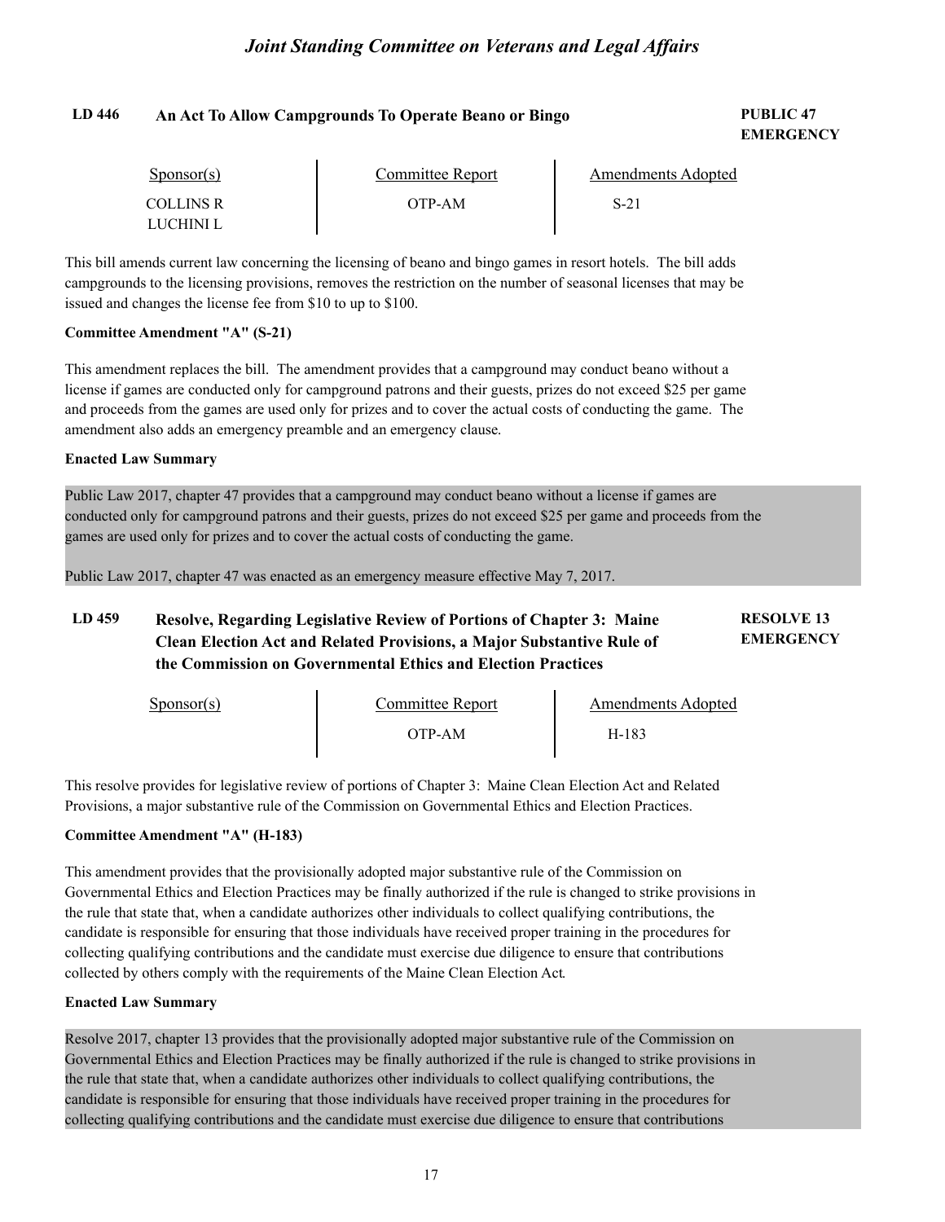## LD 446 An Act To Allow Campgrounds To Operate Beano or Bingo

**PUBLIC 47**
**EMERGENCY**

| Sponsor(s) | Committee Report | Amendments Adopted |
|---|---|---|
| COLLINS R<br>LUCHINI L | OTP-AM | S-21 |

This bill amends current law concerning the licensing of beano and bingo games in resort hotels. The bill adds campgrounds to the licensing provisions, removes the restriction on the number of seasonal licenses that may be issued and changes the license fee from $10 to up to $100.

**Committee Amendment "A" (S-21)**

This amendment replaces the bill. The amendment provides that a campground may conduct beano without a license if games are conducted only for campground patrons and their guests, prizes do not exceed $25 per game and proceeds from the games are used only for prizes and to cover the actual costs of conducting the game. The amendment also adds an emergency preamble and an emergency clause.

**Enacted Law Summary**

Public Law 2017, chapter 47 provides that a campground may conduct beano without a license if games are conducted only for campground patrons and their guests, prizes do not exceed $25 per game and proceeds from the games are used only for prizes and to cover the actual costs of conducting the game.

Public Law 2017, chapter 47 was enacted as an emergency measure effective May 7, 2017.

## LD 459 Resolve, Regarding Legislative Review of Portions of Chapter 3: Maine Clean Election Act and Related Provisions, a Major Substantive Rule of the Commission on Governmental Ethics and Election Practices

**RESOLVE 13**
**EMERGENCY**

| Sponsor(s) | Committee Report | Amendments Adopted |
|---|---|---|
| | OTP-AM | H-183 |

This resolve provides for legislative review of portions of Chapter 3: Maine Clean Election Act and Related Provisions, a major substantive rule of the Commission on Governmental Ethics and Election Practices.

**Committee Amendment "A" (H-183)**

This amendment provides that the provisionally adopted major substantive rule of the Commission on Governmental Ethics and Election Practices may be finally authorized if the rule is changed to strike provisions in the rule that state that, when a candidate authorizes other individuals to collect qualifying contributions, the candidate is responsible for ensuring that those individuals have received proper training in the procedures for collecting qualifying contributions and the candidate must exercise due diligence to ensure that contributions collected by others comply with the requirements of the Maine Clean Election Act.

**Enacted Law Summary**

Resolve 2017, chapter 13 provides that the provisionally adopted major substantive rule of the Commission on Governmental Ethics and Election Practices may be finally authorized if the rule is changed to strike provisions in the rule that state that, when a candidate authorizes other individuals to collect qualifying contributions, the candidate is responsible for ensuring that those individuals have received proper training in the procedures for collecting qualifying contributions and the candidate must exercise due diligence to ensure that contributions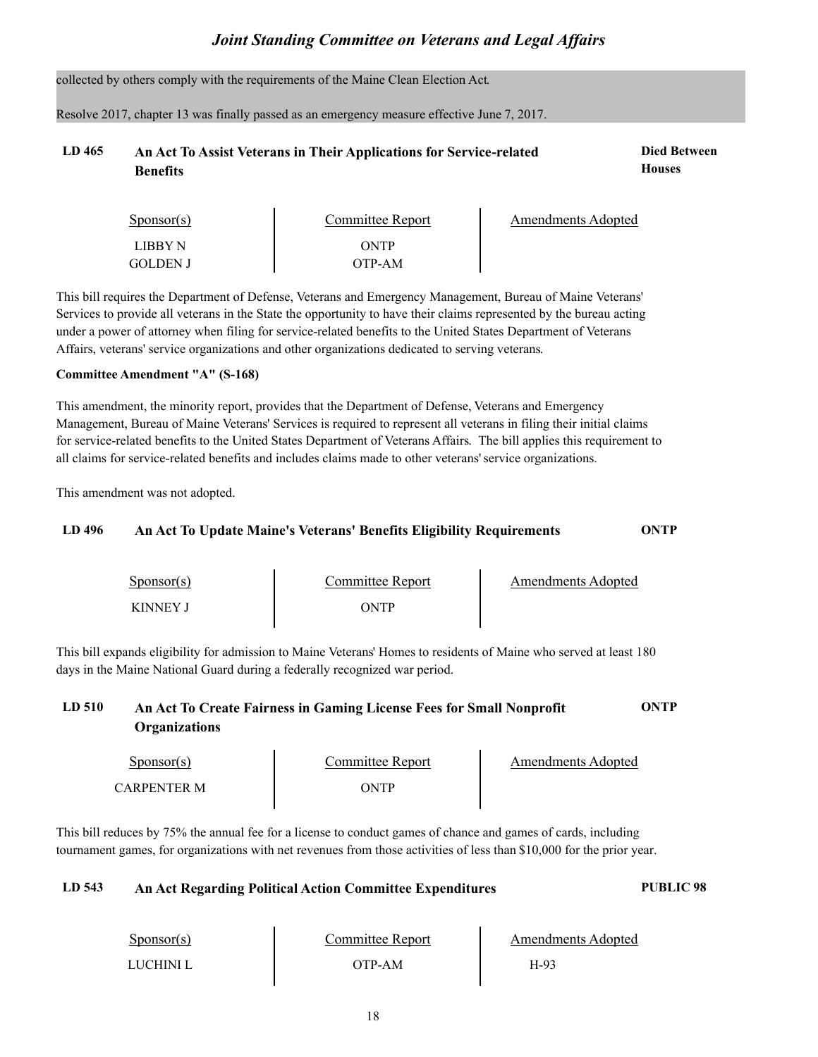collected by others comply with the requirements of the Maine Clean Election Act.

Resolve 2017, chapter 13 was finally passed as an emergency measure effective June 7, 2017.

## LD 465 An Act To Assist Veterans in Their Applications for Service-related Benefits — Died Between Houses

| Sponsor(s) | Committee Report | Amendments Adopted |
|---|---|---|
| LIBBY N | ONTP | |
| GOLDEN J | OTP-AM | |

This bill requires the Department of Defense, Veterans and Emergency Management, Bureau of Maine Veterans' Services to provide all veterans in the State the opportunity to have their claims represented by the bureau acting under a power of attorney when filing for service-related benefits to the United States Department of Veterans Affairs, veterans' service organizations and other organizations dedicated to serving veterans.

**Committee Amendment "A" (S-168)**

This amendment, the minority report, provides that the Department of Defense, Veterans and Emergency Management, Bureau of Maine Veterans' Services is required to represent all veterans in filing their initial claims for service-related benefits to the United States Department of Veterans Affairs. The bill applies this requirement to all claims for service-related benefits and includes claims made to other veterans' service organizations.

This amendment was not adopted.

## LD 496 An Act To Update Maine's Veterans' Benefits Eligibility Requirements — ONTP

| Sponsor(s) | Committee Report | Amendments Adopted |
|---|---|---|
| KINNEY J | ONTP | |

This bill expands eligibility for admission to Maine Veterans' Homes to residents of Maine who served at least 180 days in the Maine National Guard during a federally recognized war period.

## LD 510 An Act To Create Fairness in Gaming License Fees for Small Nonprofit Organizations — ONTP

| Sponsor(s) | Committee Report | Amendments Adopted |
|---|---|---|
| CARPENTER M | ONTP | |

This bill reduces by 75% the annual fee for a license to conduct games of chance and games of cards, including tournament games, for organizations with net revenues from those activities of less than $10,000 for the prior year.

## LD 543 An Act Regarding Political Action Committee Expenditures — PUBLIC 98

| Sponsor(s) | Committee Report | Amendments Adopted |
|---|---|---|
| LUCHINI L | OTP-AM | H-93 |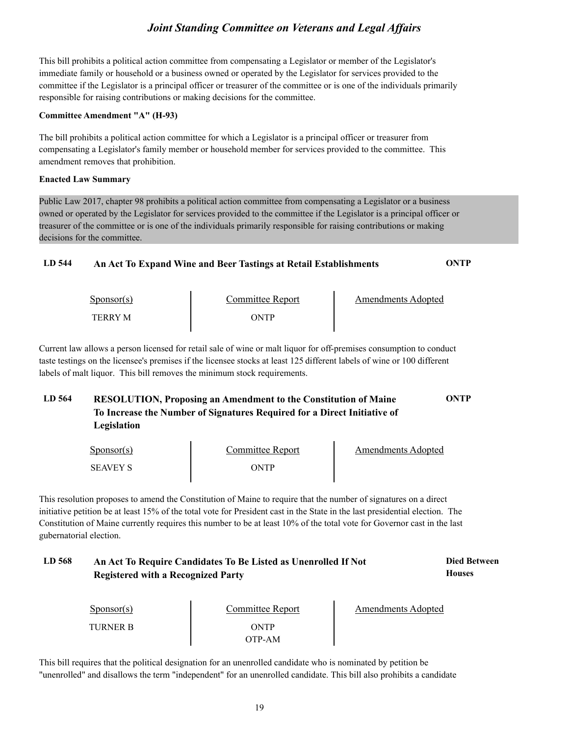This bill prohibits a political action committee from compensating a Legislator or member of the Legislator's immediate family or household or a business owned or operated by the Legislator for services provided to the committee if the Legislator is a principal officer or treasurer of the committee or is one of the individuals primarily responsible for raising contributions or making decisions for the committee.

**Committee Amendment "A" (H-93)**

The bill prohibits a political action committee for which a Legislator is a principal officer or treasurer from compensating a Legislator's family member or household member for services provided to the committee. This amendment removes that prohibition.

**Enacted Law Summary**

Public Law 2017, chapter 98 prohibits a political action committee from compensating a Legislator or a business owned or operated by the Legislator for services provided to the committee if the Legislator is a principal officer or treasurer of the committee or is one of the individuals primarily responsible for raising contributions or making decisions for the committee.

### LD 544 An Act To Expand Wine and Beer Tastings at Retail Establishments — ONTP

| Sponsor(s) | Committee Report | Amendments Adopted |
|---|---|---|
| TERRY M | ONTP | |

Current law allows a person licensed for retail sale of wine or malt liquor for off-premises consumption to conduct taste testings on the licensee's premises if the licensee stocks at least 125 different labels of wine or 100 different labels of malt liquor. This bill removes the minimum stock requirements.

### LD 564 RESOLUTION, Proposing an Amendment to the Constitution of Maine To Increase the Number of Signatures Required for a Direct Initiative of Legislation — ONTP

| Sponsor(s) | Committee Report | Amendments Adopted |
|---|---|---|
| SEAVEY S | ONTP | |

This resolution proposes to amend the Constitution of Maine to require that the number of signatures on a direct initiative petition be at least 15% of the total vote for President cast in the State in the last presidential election. The Constitution of Maine currently requires this number to be at least 10% of the total vote for Governor cast in the last gubernatorial election.

### LD 568 An Act To Require Candidates To Be Listed as Unenrolled If Not Registered with a Recognized Party — Died Between Houses

| Sponsor(s) | Committee Report | Amendments Adopted |
|---|---|---|
| TURNER B | ONTP<br>OTP-AM | |

This bill requires that the political designation for an unenrolled candidate who is nominated by petition be "unenrolled" and disallows the term "independent" for an unenrolled candidate. This bill also prohibits a candidate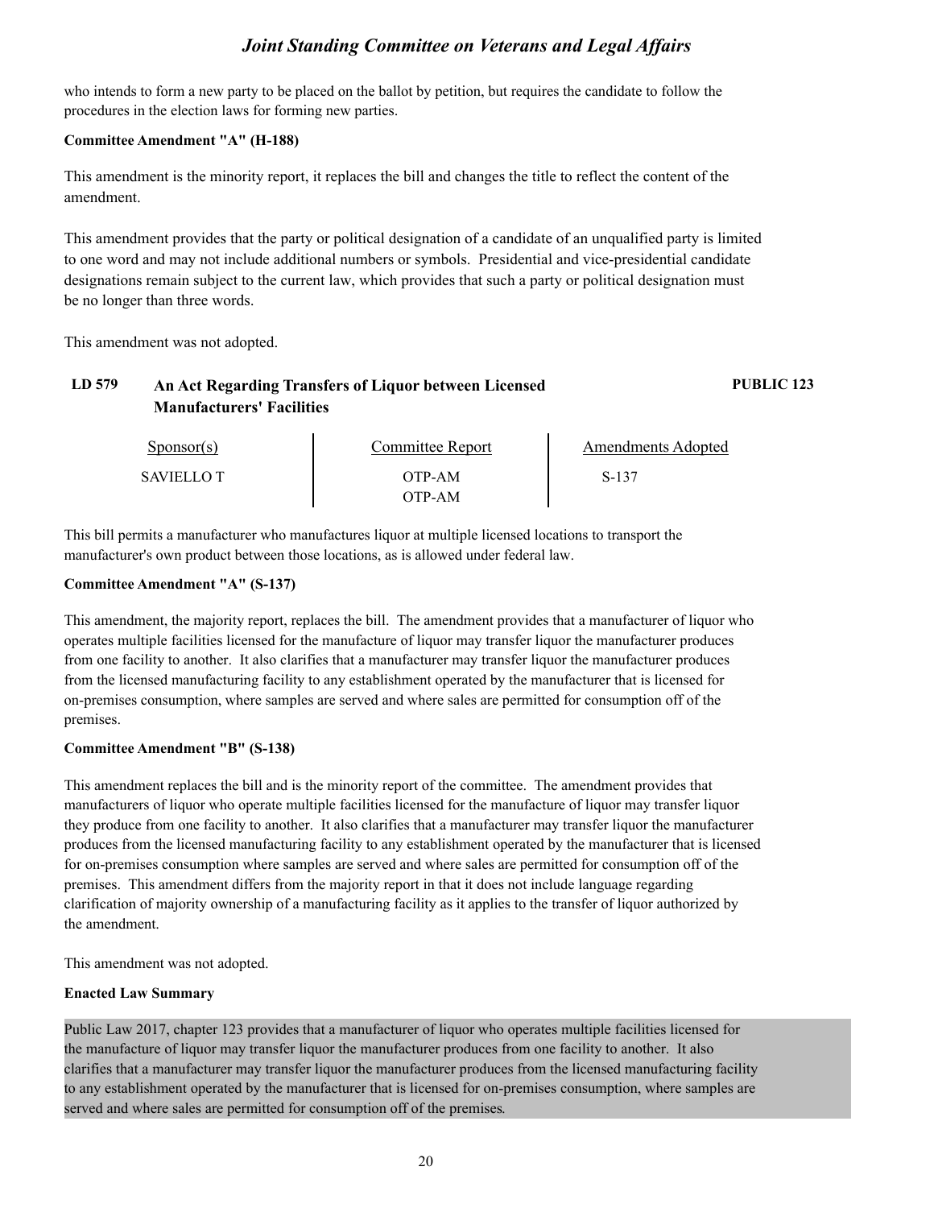who intends to form a new party to be placed on the ballot by petition, but requires the candidate to follow the procedures in the election laws for forming new parties.

**Committee Amendment "A" (H-188)**

This amendment is the minority report, it replaces the bill and changes the title to reflect the content of the amendment.

This amendment provides that the party or political designation of a candidate of an unqualified party is limited to one word and may not include additional numbers or symbols. Presidential and vice-presidential candidate designations remain subject to the current law, which provides that such a party or political designation must be no longer than three words.

This amendment was not adopted.

### LD 579 An Act Regarding Transfers of Liquor between Licensed Manufacturers' Facilities — PUBLIC 123

| Sponsor(s) | Committee Report | Amendments Adopted |
|---|---|---|
| SAVIELLO T | OTP-AM | S-137 |
| | OTP-AM | |

This bill permits a manufacturer who manufactures liquor at multiple licensed locations to transport the manufacturer's own product between those locations, as is allowed under federal law.

**Committee Amendment "A" (S-137)**

This amendment, the majority report, replaces the bill. The amendment provides that a manufacturer of liquor who operates multiple facilities licensed for the manufacture of liquor may transfer liquor the manufacturer produces from one facility to another. It also clarifies that a manufacturer may transfer liquor the manufacturer produces from the licensed manufacturing facility to any establishment operated by the manufacturer that is licensed for on-premises consumption, where samples are served and where sales are permitted for consumption off of the premises.

**Committee Amendment "B" (S-138)**

This amendment replaces the bill and is the minority report of the committee. The amendment provides that manufacturers of liquor who operate multiple facilities licensed for the manufacture of liquor may transfer liquor they produce from one facility to another. It also clarifies that a manufacturer may transfer liquor the manufacturer produces from the licensed manufacturing facility to any establishment operated by the manufacturer that is licensed for on-premises consumption where samples are served and where sales are permitted for consumption off of the premises. This amendment differs from the majority report in that it does not include language regarding clarification of majority ownership of a manufacturing facility as it applies to the transfer of liquor authorized by the amendment.

This amendment was not adopted.

**Enacted Law Summary**

Public Law 2017, chapter 123 provides that a manufacturer of liquor who operates multiple facilities licensed for the manufacture of liquor may transfer liquor the manufacturer produces from one facility to another. It also clarifies that a manufacturer may transfer liquor the manufacturer produces from the licensed manufacturing facility to any establishment operated by the manufacturer that is licensed for on-premises consumption, where samples are served and where sales are permitted for consumption off of the premises.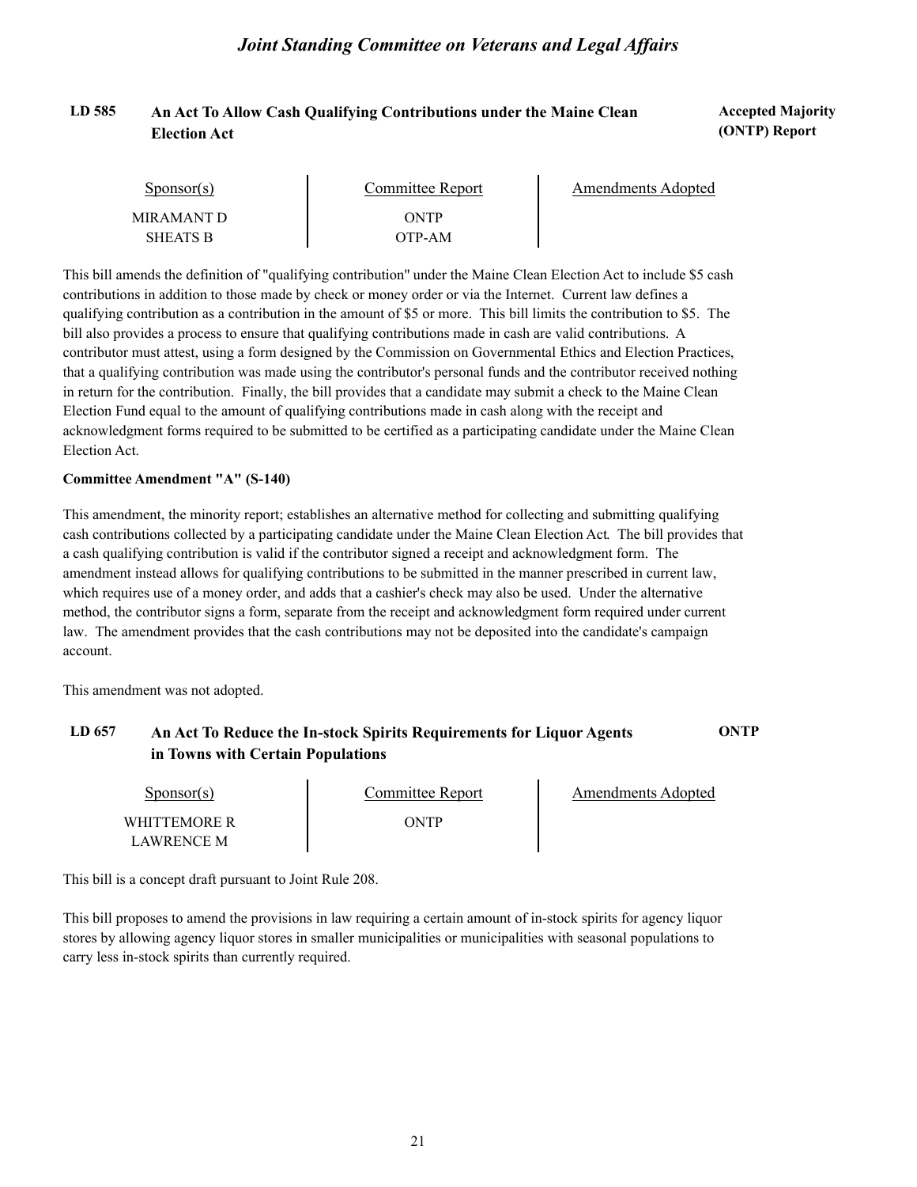## LD 585 An Act To Allow Cash Qualifying Contributions under the Maine Clean Election Act

**Accepted Majority (ONTP) Report**

| Sponsor(s) | Committee Report | Amendments Adopted |
|---|---|---|
| MIRAMANT D | ONTP | |
| SHEATS B | OTP-AM | |

This bill amends the definition of "qualifying contribution" under the Maine Clean Election Act to include $5 cash contributions in addition to those made by check or money order or via the Internet. Current law defines a qualifying contribution as a contribution in the amount of $5 or more. This bill limits the contribution to $5. The bill also provides a process to ensure that qualifying contributions made in cash are valid contributions. A contributor must attest, using a form designed by the Commission on Governmental Ethics and Election Practices, that a qualifying contribution was made using the contributor's personal funds and the contributor received nothing in return for the contribution. Finally, the bill provides that a candidate may submit a check to the Maine Clean Election Fund equal to the amount of qualifying contributions made in cash along with the receipt and acknowledgment forms required to be submitted to be certified as a participating candidate under the Maine Clean Election Act.

**Committee Amendment "A" (S-140)**

This amendment, the minority report; establishes an alternative method for collecting and submitting qualifying cash contributions collected by a participating candidate under the Maine Clean Election Act. The bill provides that a cash qualifying contribution is valid if the contributor signed a receipt and acknowledgment form. The amendment instead allows for qualifying contributions to be submitted in the manner prescribed in current law, which requires use of a money order, and adds that a cashier's check may also be used. Under the alternative method, the contributor signs a form, separate from the receipt and acknowledgment form required under current law. The amendment provides that the cash contributions may not be deposited into the candidate's campaign account.

This amendment was not adopted.

## LD 657 An Act To Reduce the In-stock Spirits Requirements for Liquor Agents in Towns with Certain Populations

**ONTP**

| Sponsor(s) | Committee Report | Amendments Adopted |
|---|---|---|
| WHITTEMORE R | ONTP | |
| LAWRENCE M | | |

This bill is a concept draft pursuant to Joint Rule 208.

This bill proposes to amend the provisions in law requiring a certain amount of in-stock spirits for agency liquor stores by allowing agency liquor stores in smaller municipalities or municipalities with seasonal populations to carry less in-stock spirits than currently required.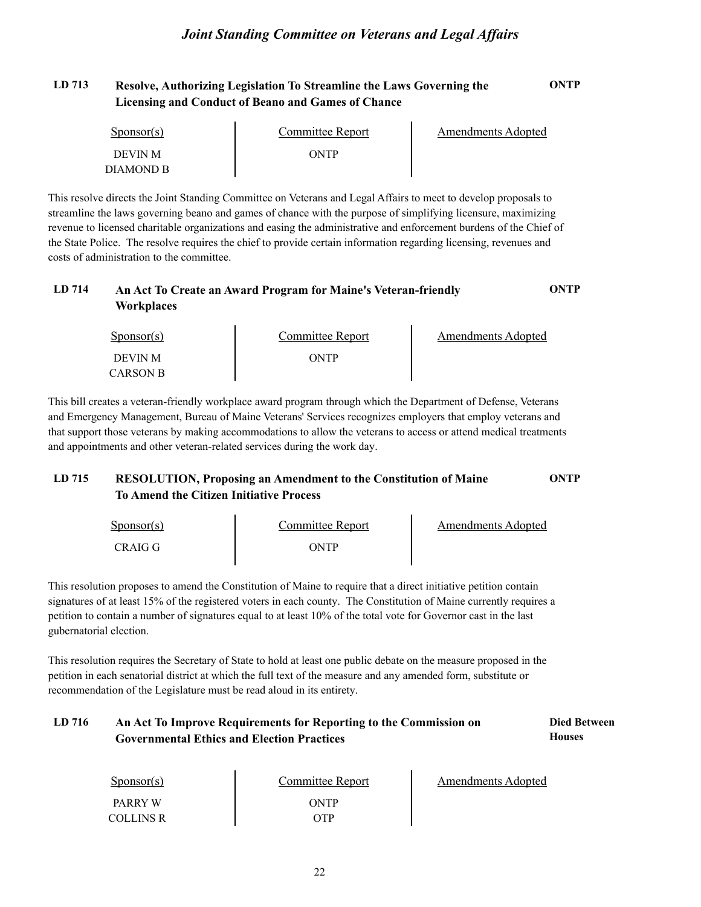**LD 713 Resolve, Authorizing Legislation To Streamline the Laws Governing the Licensing and Conduct of Beano and Games of Chance** **ONTP**

| Sponsor(s) | Committee Report | Amendments Adopted |
|---|---|---|
| DEVIN M<br>DIAMOND B | ONTP | |

This resolve directs the Joint Standing Committee on Veterans and Legal Affairs to meet to develop proposals to streamline the laws governing beano and games of chance with the purpose of simplifying licensure, maximizing revenue to licensed charitable organizations and easing the administrative and enforcement burdens of the Chief of the State Police. The resolve requires the chief to provide certain information regarding licensing, revenues and costs of administration to the committee.

**LD 714 An Act To Create an Award Program for Maine's Veteran-friendly Workplaces** **ONTP**

| Sponsor(s) | Committee Report | Amendments Adopted |
|---|---|---|
| DEVIN M<br>CARSON B | ONTP | |

This bill creates a veteran-friendly workplace award program through which the Department of Defense, Veterans and Emergency Management, Bureau of Maine Veterans' Services recognizes employers that employ veterans and that support those veterans by making accommodations to allow the veterans to access or attend medical treatments and appointments and other veteran-related services during the work day.

**LD 715 RESOLUTION, Proposing an Amendment to the Constitution of Maine To Amend the Citizen Initiative Process** **ONTP**

| Sponsor(s) | Committee Report | Amendments Adopted |
|---|---|---|
| CRAIG G | ONTP | |

This resolution proposes to amend the Constitution of Maine to require that a direct initiative petition contain signatures of at least 15% of the registered voters in each county. The Constitution of Maine currently requires a petition to contain a number of signatures equal to at least 10% of the total vote for Governor cast in the last gubernatorial election.

This resolution requires the Secretary of State to hold at least one public debate on the measure proposed in the petition in each senatorial district at which the full text of the measure and any amended form, substitute or recommendation of the Legislature must be read aloud in its entirety.

**LD 716 An Act To Improve Requirements for Reporting to the Commission on Governmental Ethics and Election Practices** **Died Between Houses**

| Sponsor(s) | Committee Report | Amendments Adopted |
|---|---|---|
| PARRY W<br>COLLINS R | ONTP<br>OTP | |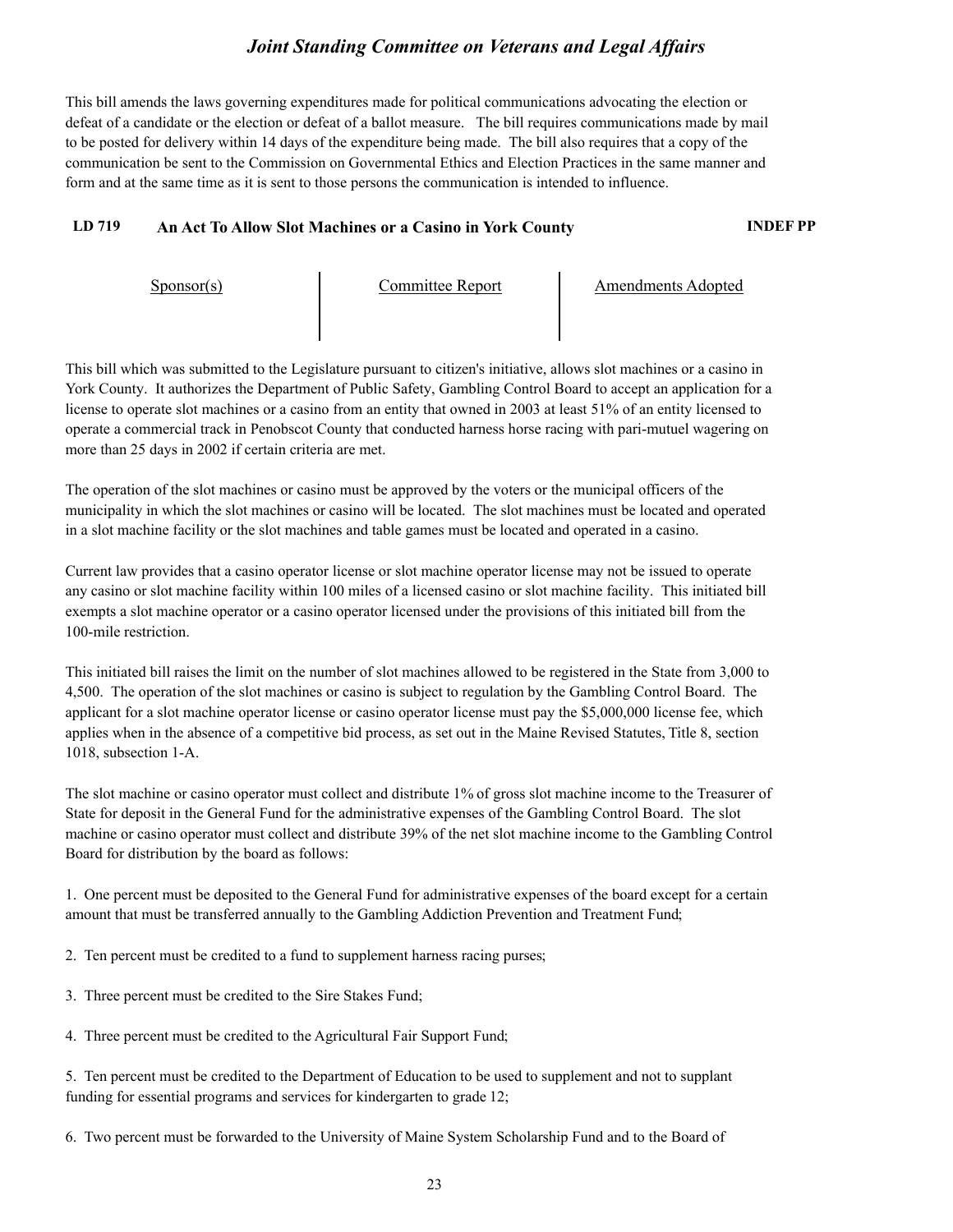This bill amends the laws governing expenditures made for political communications advocating the election or defeat of a candidate or the election or defeat of a ballot measure. The bill requires communications made by mail to be posted for delivery within 14 days of the expenditure being made. The bill also requires that a copy of the communication be sent to the Commission on Governmental Ethics and Election Practices in the same manner and form and at the same time as it is sent to those persons the communication is intended to influence.

**LD 719 An Act To Allow Slot Machines or a Casino in York County** **INDEF PP**

| Sponsor(s) | Committee Report | Amendments Adopted |
| --- | --- | --- |
| | | |

This bill which was submitted to the Legislature pursuant to citizen's initiative, allows slot machines or a casino in York County. It authorizes the Department of Public Safety, Gambling Control Board to accept an application for a license to operate slot machines or a casino from an entity that owned in 2003 at least 51% of an entity licensed to operate a commercial track in Penobscot County that conducted harness horse racing with pari-mutuel wagering on more than 25 days in 2002 if certain criteria are met.

The operation of the slot machines or casino must be approved by the voters or the municipal officers of the municipality in which the slot machines or casino will be located. The slot machines must be located and operated in a slot machine facility or the slot machines and table games must be located and operated in a casino.

Current law provides that a casino operator license or slot machine operator license may not be issued to operate any casino or slot machine facility within 100 miles of a licensed casino or slot machine facility. This initiated bill exempts a slot machine operator or a casino operator licensed under the provisions of this initiated bill from the 100-mile restriction.

This initiated bill raises the limit on the number of slot machines allowed to be registered in the State from 3,000 to 4,500. The operation of the slot machines or casino is subject to regulation by the Gambling Control Board. The applicant for a slot machine operator license or casino operator license must pay the $5,000,000 license fee, which applies when in the absence of a competitive bid process, as set out in the Maine Revised Statutes, Title 8, section 1018, subsection 1-A.

The slot machine or casino operator must collect and distribute 1% of gross slot machine income to the Treasurer of State for deposit in the General Fund for the administrative expenses of the Gambling Control Board. The slot machine or casino operator must collect and distribute 39% of the net slot machine income to the Gambling Control Board for distribution by the board as follows:

1. One percent must be deposited to the General Fund for administrative expenses of the board except for a certain amount that must be transferred annually to the Gambling Addiction Prevention and Treatment Fund;

2. Ten percent must be credited to a fund to supplement harness racing purses;

3. Three percent must be credited to the Sire Stakes Fund;

4. Three percent must be credited to the Agricultural Fair Support Fund;

5. Ten percent must be credited to the Department of Education to be used to supplement and not to supplant funding for essential programs and services for kindergarten to grade 12;

6. Two percent must be forwarded to the University of Maine System Scholarship Fund and to the Board of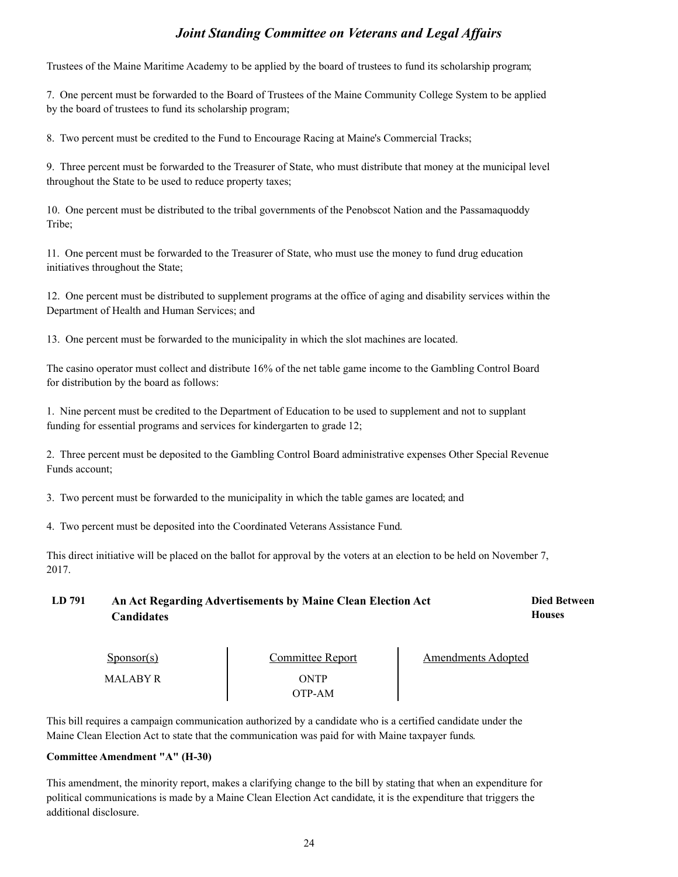Trustees of the Maine Maritime Academy to be applied by the board of trustees to fund its scholarship program;

7. One percent must be forwarded to the Board of Trustees of the Maine Community College System to be applied by the board of trustees to fund its scholarship program;

8. Two percent must be credited to the Fund to Encourage Racing at Maine's Commercial Tracks;

9. Three percent must be forwarded to the Treasurer of State, who must distribute that money at the municipal level throughout the State to be used to reduce property taxes;

10. One percent must be distributed to the tribal governments of the Penobscot Nation and the Passamaquoddy Tribe;

11. One percent must be forwarded to the Treasurer of State, who must use the money to fund drug education initiatives throughout the State;

12. One percent must be distributed to supplement programs at the office of aging and disability services within the Department of Health and Human Services; and

13. One percent must be forwarded to the municipality in which the slot machines are located.

The casino operator must collect and distribute 16% of the net table game income to the Gambling Control Board for distribution by the board as follows:

1. Nine percent must be credited to the Department of Education to be used to supplement and not to supplant funding for essential programs and services for kindergarten to grade 12;

2. Three percent must be deposited to the Gambling Control Board administrative expenses Other Special Revenue Funds account;

3. Two percent must be forwarded to the municipality in which the table games are located; and

4. Two percent must be deposited into the Coordinated Veterans Assistance Fund.

This direct initiative will be placed on the ballot for approval by the voters at an election to be held on November 7, 2017.

## LD 791 An Act Regarding Advertisements by Maine Clean Election Act Candidates — **Died Between Houses**

| Sponsor(s) | Committee Report | Amendments Adopted |
|---|---|---|
| MALABY R | ONTP<br>OTP-AM | |

This bill requires a campaign communication authorized by a candidate who is a certified candidate under the Maine Clean Election Act to state that the communication was paid for with Maine taxpayer funds.

**Committee Amendment "A" (H-30)**

This amendment, the minority report, makes a clarifying change to the bill by stating that when an expenditure for political communications is made by a Maine Clean Election Act candidate, it is the expenditure that triggers the additional disclosure.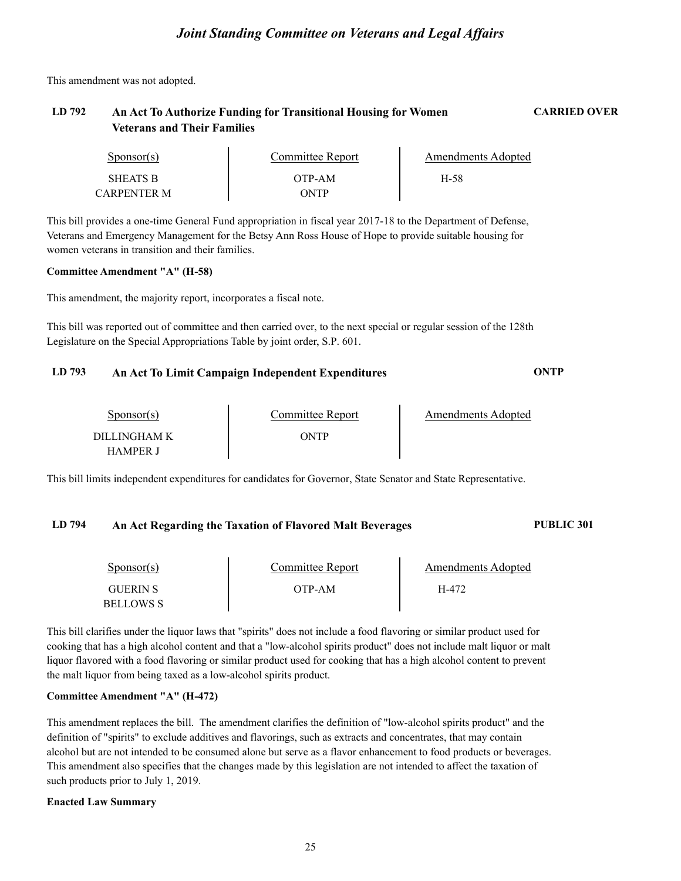This amendment was not adopted.

### LD 792 An Act To Authorize Funding for Transitional Housing for Women Veterans and Their Families — CARRIED OVER

| Sponsor(s) | Committee Report | Amendments Adopted |
| --- | --- | --- |
| SHEATS B | OTP-AM | H-58 |
| CARPENTER M | ONTP | |

This bill provides a one-time General Fund appropriation in fiscal year 2017-18 to the Department of Defense, Veterans and Emergency Management for the Betsy Ann Ross House of Hope to provide suitable housing for women veterans in transition and their families.

**Committee Amendment "A" (H-58)**

This amendment, the majority report, incorporates a fiscal note.

This bill was reported out of committee and then carried over, to the next special or regular session of the 128th Legislature on the Special Appropriations Table by joint order, S.P. 601.

### LD 793 An Act To Limit Campaign Independent Expenditures — ONTP

| Sponsor(s) | Committee Report | Amendments Adopted |
| --- | --- | --- |
| DILLINGHAM K | ONTP | |
| HAMPER J | | |

This bill limits independent expenditures for candidates for Governor, State Senator and State Representative.

### LD 794 An Act Regarding the Taxation of Flavored Malt Beverages — PUBLIC 301

| Sponsor(s) | Committee Report | Amendments Adopted |
| --- | --- | --- |
| GUERIN S | OTP-AM | H-472 |
| BELLOWS S | | |

This bill clarifies under the liquor laws that "spirits" does not include a food flavoring or similar product used for cooking that has a high alcohol content and that a "low-alcohol spirits product" does not include malt liquor or malt liquor flavored with a food flavoring or similar product used for cooking that has a high alcohol content to prevent the malt liquor from being taxed as a low-alcohol spirits product.

**Committee Amendment "A" (H-472)**

This amendment replaces the bill. The amendment clarifies the definition of "low-alcohol spirits product" and the definition of "spirits" to exclude additives and flavorings, such as extracts and concentrates, that may contain alcohol but are not intended to be consumed alone but serve as a flavor enhancement to food products or beverages. This amendment also specifies that the changes made by this legislation are not intended to affect the taxation of such products prior to July 1, 2019.

**Enacted Law Summary**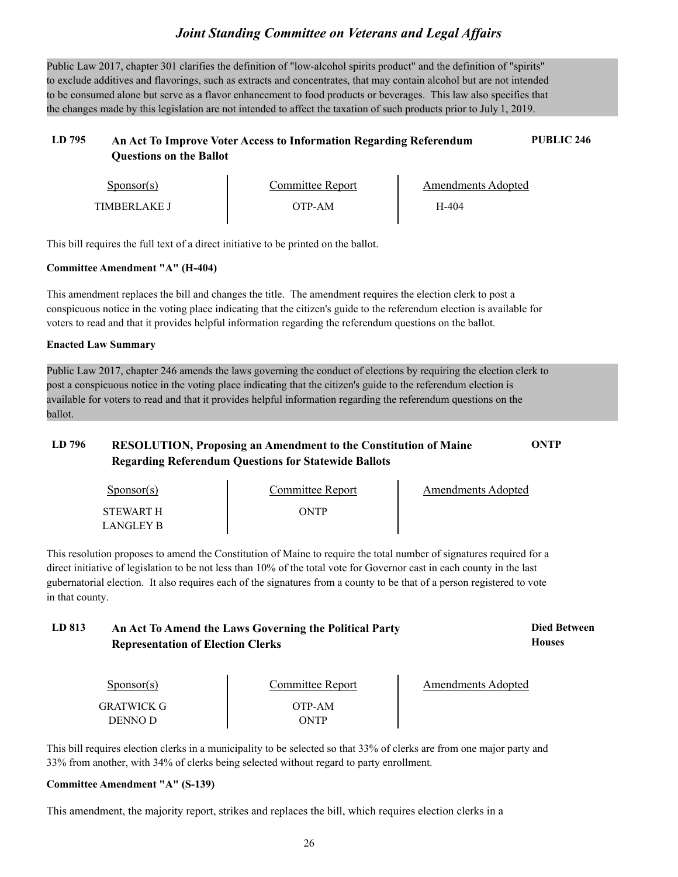Public Law 2017, chapter 301 clarifies the definition of "low-alcohol spirits product" and the definition of "spirits" to exclude additives and flavorings, such as extracts and concentrates, that may contain alcohol but are not intended to be consumed alone but serve as a flavor enhancement to food products or beverages. This law also specifies that the changes made by this legislation are not intended to affect the taxation of such products prior to July 1, 2019.

### LD 795 An Act To Improve Voter Access to Information Regarding Referendum Questions on the Ballot — PUBLIC 246

| Sponsor(s) | Committee Report | Amendments Adopted |
|---|---|---|
| TIMBERLAKE J | OTP-AM | H-404 |

This bill requires the full text of a direct initiative to be printed on the ballot.

**Committee Amendment "A" (H-404)**

This amendment replaces the bill and changes the title. The amendment requires the election clerk to post a conspicuous notice in the voting place indicating that the citizen's guide to the referendum election is available for voters to read and that it provides helpful information regarding the referendum questions on the ballot.

**Enacted Law Summary**

Public Law 2017, chapter 246 amends the laws governing the conduct of elections by requiring the election clerk to post a conspicuous notice in the voting place indicating that the citizen's guide to the referendum election is available for voters to read and that it provides helpful information regarding the referendum questions on the ballot.

### LD 796 RESOLUTION, Proposing an Amendment to the Constitution of Maine Regarding Referendum Questions for Statewide Ballots — ONTP

| Sponsor(s) | Committee Report | Amendments Adopted |
|---|---|---|
| STEWART H<br>LANGLEY B | ONTP | |

This resolution proposes to amend the Constitution of Maine to require the total number of signatures required for a direct initiative of legislation to be not less than 10% of the total vote for Governor cast in each county in the last gubernatorial election. It also requires each of the signatures from a county to be that of a person registered to vote in that county.

### LD 813 An Act To Amend the Laws Governing the Political Party Representation of Election Clerks — Died Between Houses

| Sponsor(s) | Committee Report | Amendments Adopted |
|---|---|---|
| GRATWICK G<br>DENNO D | OTP-AM<br>ONTP | |

This bill requires election clerks in a municipality to be selected so that 33% of clerks are from one major party and 33% from another, with 34% of clerks being selected without regard to party enrollment.

**Committee Amendment "A" (S-139)**

This amendment, the majority report, strikes and replaces the bill, which requires election clerks in a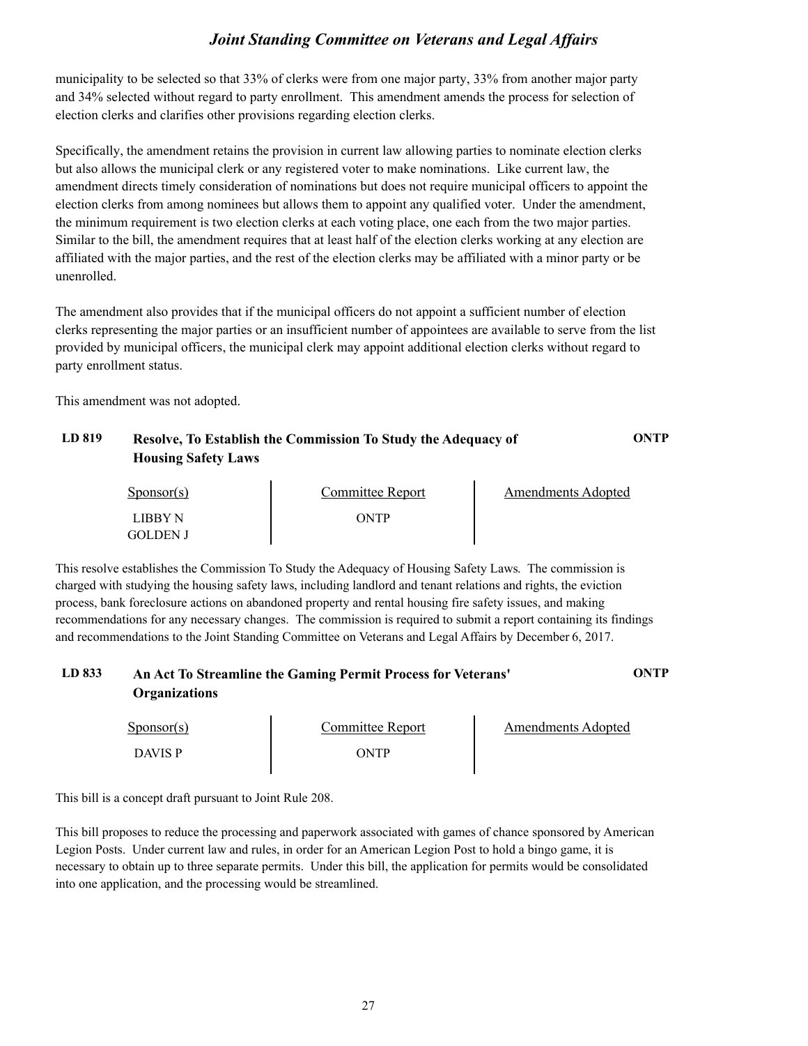municipality to be selected so that 33% of clerks were from one major party, 33% from another major party and 34% selected without regard to party enrollment. This amendment amends the process for selection of election clerks and clarifies other provisions regarding election clerks.

Specifically, the amendment retains the provision in current law allowing parties to nominate election clerks but also allows the municipal clerk or any registered voter to make nominations. Like current law, the amendment directs timely consideration of nominations but does not require municipal officers to appoint the election clerks from among nominees but allows them to appoint any qualified voter. Under the amendment, the minimum requirement is two election clerks at each voting place, one each from the two major parties. Similar to the bill, the amendment requires that at least half of the election clerks working at any election are affiliated with the major parties, and the rest of the election clerks may be affiliated with a minor party or be unenrolled.

The amendment also provides that if the municipal officers do not appoint a sufficient number of election clerks representing the major parties or an insufficient number of appointees are available to serve from the list provided by municipal officers, the municipal clerk may appoint additional election clerks without regard to party enrollment status.

This amendment was not adopted.

## LD 819 Resolve, To Establish the Commission To Study the Adequacy of Housing Safety Laws — ONTP

| Sponsor(s) | Committee Report | Amendments Adopted |
|---|---|---|
| LIBBY N<br>GOLDEN J | ONTP | |

This resolve establishes the Commission To Study the Adequacy of Housing Safety Laws. The commission is charged with studying the housing safety laws, including landlord and tenant relations and rights, the eviction process, bank foreclosure actions on abandoned property and rental housing fire safety issues, and making recommendations for any necessary changes. The commission is required to submit a report containing its findings and recommendations to the Joint Standing Committee on Veterans and Legal Affairs by December 6, 2017.

## LD 833 An Act To Streamline the Gaming Permit Process for Veterans' Organizations — ONTP

| Sponsor(s) | Committee Report | Amendments Adopted |
|---|---|---|
| DAVIS P | ONTP | |

This bill is a concept draft pursuant to Joint Rule 208.

This bill proposes to reduce the processing and paperwork associated with games of chance sponsored by American Legion Posts. Under current law and rules, in order for an American Legion Post to hold a bingo game, it is necessary to obtain up to three separate permits. Under this bill, the application for permits would be consolidated into one application, and the processing would be streamlined.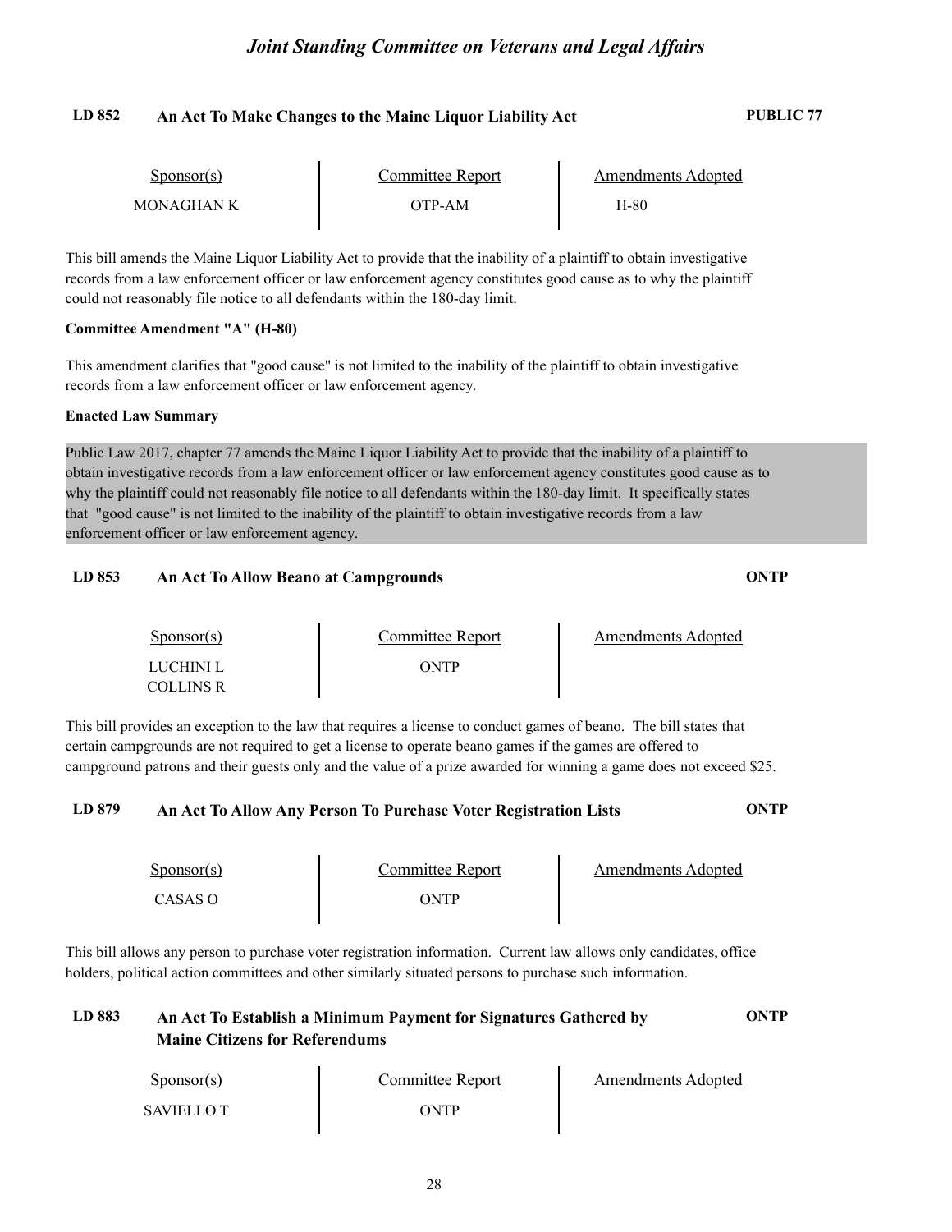## LD 852 An Act To Make Changes to the Maine Liquor Liability Act — PUBLIC 77

| Sponsor(s) | Committee Report | Amendments Adopted |
| --- | --- | --- |
| MONAGHAN K | OTP-AM | H-80 |

This bill amends the Maine Liquor Liability Act to provide that the inability of a plaintiff to obtain investigative records from a law enforcement officer or law enforcement agency constitutes good cause as to why the plaintiff could not reasonably file notice to all defendants within the 180-day limit.

**Committee Amendment "A" (H-80)**

This amendment clarifies that "good cause" is not limited to the inability of the plaintiff to obtain investigative records from a law enforcement officer or law enforcement agency.

**Enacted Law Summary**

Public Law 2017, chapter 77 amends the Maine Liquor Liability Act to provide that the inability of a plaintiff to obtain investigative records from a law enforcement officer or law enforcement agency constitutes good cause as to why the plaintiff could not reasonably file notice to all defendants within the 180-day limit. It specifically states that "good cause" is not limited to the inability of the plaintiff to obtain investigative records from a law enforcement officer or law enforcement agency.

## LD 853 An Act To Allow Beano at Campgrounds — ONTP

| Sponsor(s) | Committee Report | Amendments Adopted |
| --- | --- | --- |
| LUCHINI L<br>COLLINS R | ONTP | |

This bill provides an exception to the law that requires a license to conduct games of beano. The bill states that certain campgrounds are not required to get a license to operate beano games if the games are offered to campground patrons and their guests only and the value of a prize awarded for winning a game does not exceed $25.

## LD 879 An Act To Allow Any Person To Purchase Voter Registration Lists — ONTP

| Sponsor(s) | Committee Report | Amendments Adopted |
| --- | --- | --- |
| CASAS O | ONTP | |

This bill allows any person to purchase voter registration information. Current law allows only candidates, office holders, political action committees and other similarly situated persons to purchase such information.

## LD 883 An Act To Establish a Minimum Payment for Signatures Gathered by Maine Citizens for Referendums — ONTP

| Sponsor(s) | Committee Report | Amendments Adopted |
| --- | --- | --- |
| SAVIELLO T | ONTP | |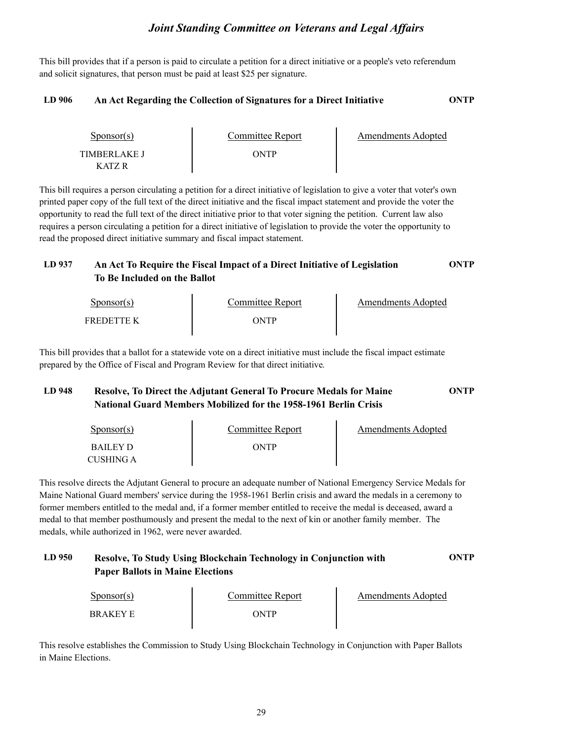This bill provides that if a person is paid to circulate a petition for a direct initiative or a people's veto referendum and solicit signatures, that person must be paid at least $25 per signature.

### LD 906 An Act Regarding the Collection of Signatures for a Direct Initiative — ONTP

| Sponsor(s) | Committee Report | Amendments Adopted |
|---|---|---|
| TIMBERLAKE J<br>KATZ R | ONTP | |

This bill requires a person circulating a petition for a direct initiative of legislation to give a voter that voter's own printed paper copy of the full text of the direct initiative and the fiscal impact statement and provide the voter the opportunity to read the full text of the direct initiative prior to that voter signing the petition. Current law also requires a person circulating a petition for a direct initiative of legislation to provide the voter the opportunity to read the proposed direct initiative summary and fiscal impact statement.

### LD 937 An Act To Require the Fiscal Impact of a Direct Initiative of Legislation To Be Included on the Ballot — ONTP

| Sponsor(s) | Committee Report | Amendments Adopted |
|---|---|---|
| FREDETTE K | ONTP | |

This bill provides that a ballot for a statewide vote on a direct initiative must include the fiscal impact estimate prepared by the Office of Fiscal and Program Review for that direct initiative.

### LD 948 Resolve, To Direct the Adjutant General To Procure Medals for Maine National Guard Members Mobilized for the 1958-1961 Berlin Crisis — ONTP

| Sponsor(s) | Committee Report | Amendments Adopted |
|---|---|---|
| BAILEY D<br>CUSHING A | ONTP | |

This resolve directs the Adjutant General to procure an adequate number of National Emergency Service Medals for Maine National Guard members' service during the 1958-1961 Berlin crisis and award the medals in a ceremony to former members entitled to the medal and, if a former member entitled to receive the medal is deceased, award a medal to that member posthumously and present the medal to the next of kin or another family member. The medals, while authorized in 1962, were never awarded.

### LD 950 Resolve, To Study Using Blockchain Technology in Conjunction with Paper Ballots in Maine Elections — ONTP

| Sponsor(s) | Committee Report | Amendments Adopted |
|---|---|---|
| BRAKEY E | ONTP | |

This resolve establishes the Commission to Study Using Blockchain Technology in Conjunction with Paper Ballots in Maine Elections.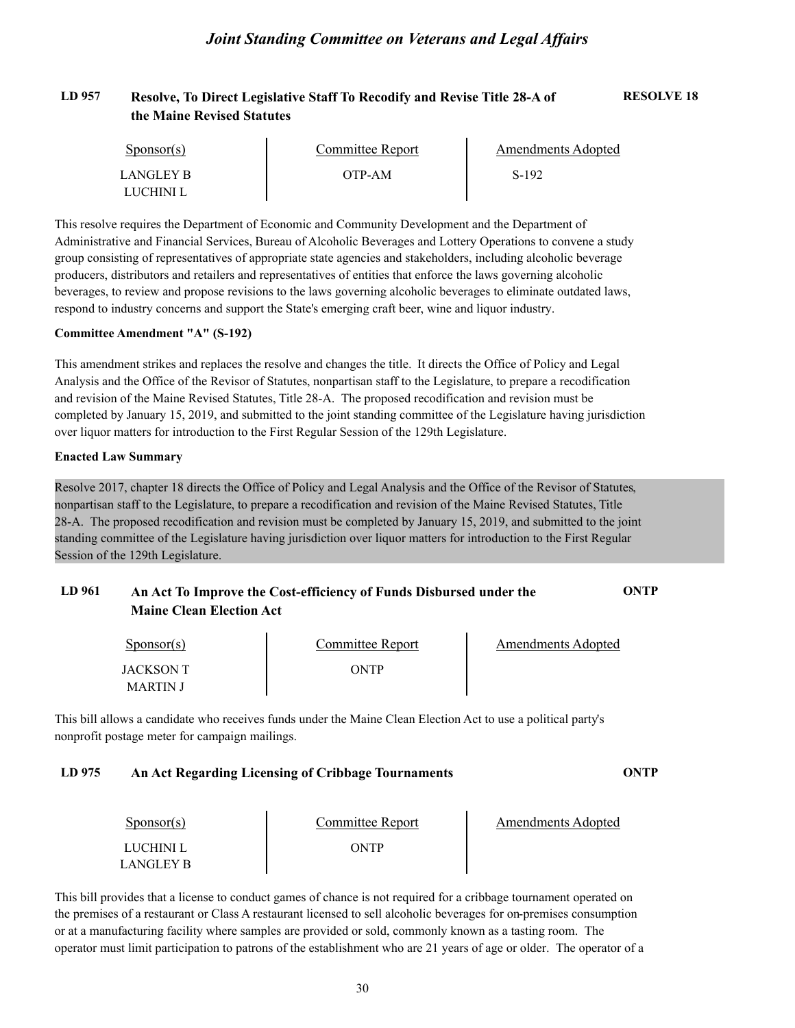### LD 957 Resolve, To Direct Legislative Staff To Recodify and Revise Title 28-A of the Maine Revised Statutes — RESOLVE 18

| Sponsor(s) | Committee Report | Amendments Adopted |
| --- | --- | --- |
| LANGLEY B<br>LUCHINI L | OTP-AM | S-192 |

This resolve requires the Department of Economic and Community Development and the Department of Administrative and Financial Services, Bureau of Alcoholic Beverages and Lottery Operations to convene a study group consisting of representatives of appropriate state agencies and stakeholders, including alcoholic beverage producers, distributors and retailers and representatives of entities that enforce the laws governing alcoholic beverages, to review and propose revisions to the laws governing alcoholic beverages to eliminate outdated laws, respond to industry concerns and support the State's emerging craft beer, wine and liquor industry.

**Committee Amendment "A" (S-192)**

This amendment strikes and replaces the resolve and changes the title. It directs the Office of Policy and Legal Analysis and the Office of the Revisor of Statutes, nonpartisan staff to the Legislature, to prepare a recodification and revision of the Maine Revised Statutes, Title 28-A. The proposed recodification and revision must be completed by January 15, 2019, and submitted to the joint standing committee of the Legislature having jurisdiction over liquor matters for introduction to the First Regular Session of the 129th Legislature.

**Enacted Law Summary**

Resolve 2017, chapter 18 directs the Office of Policy and Legal Analysis and the Office of the Revisor of Statutes, nonpartisan staff to the Legislature, to prepare a recodification and revision of the Maine Revised Statutes, Title 28-A. The proposed recodification and revision must be completed by January 15, 2019, and submitted to the joint standing committee of the Legislature having jurisdiction over liquor matters for introduction to the First Regular Session of the 129th Legislature.

### LD 961 An Act To Improve the Cost-efficiency of Funds Disbursed under the Maine Clean Election Act — ONTP

| Sponsor(s) | Committee Report | Amendments Adopted |
| --- | --- | --- |
| JACKSON T<br>MARTIN J | ONTP | |

This bill allows a candidate who receives funds under the Maine Clean Election Act to use a political party's nonprofit postage meter for campaign mailings.

### LD 975 An Act Regarding Licensing of Cribbage Tournaments — ONTP

| Sponsor(s) | Committee Report | Amendments Adopted |
| --- | --- | --- |
| LUCHINI L<br>LANGLEY B | ONTP | |

This bill provides that a license to conduct games of chance is not required for a cribbage tournament operated on the premises of a restaurant or Class A restaurant licensed to sell alcoholic beverages for on-premises consumption or at a manufacturing facility where samples are provided or sold, commonly known as a tasting room. The operator must limit participation to patrons of the establishment who are 21 years of age or older. The operator of a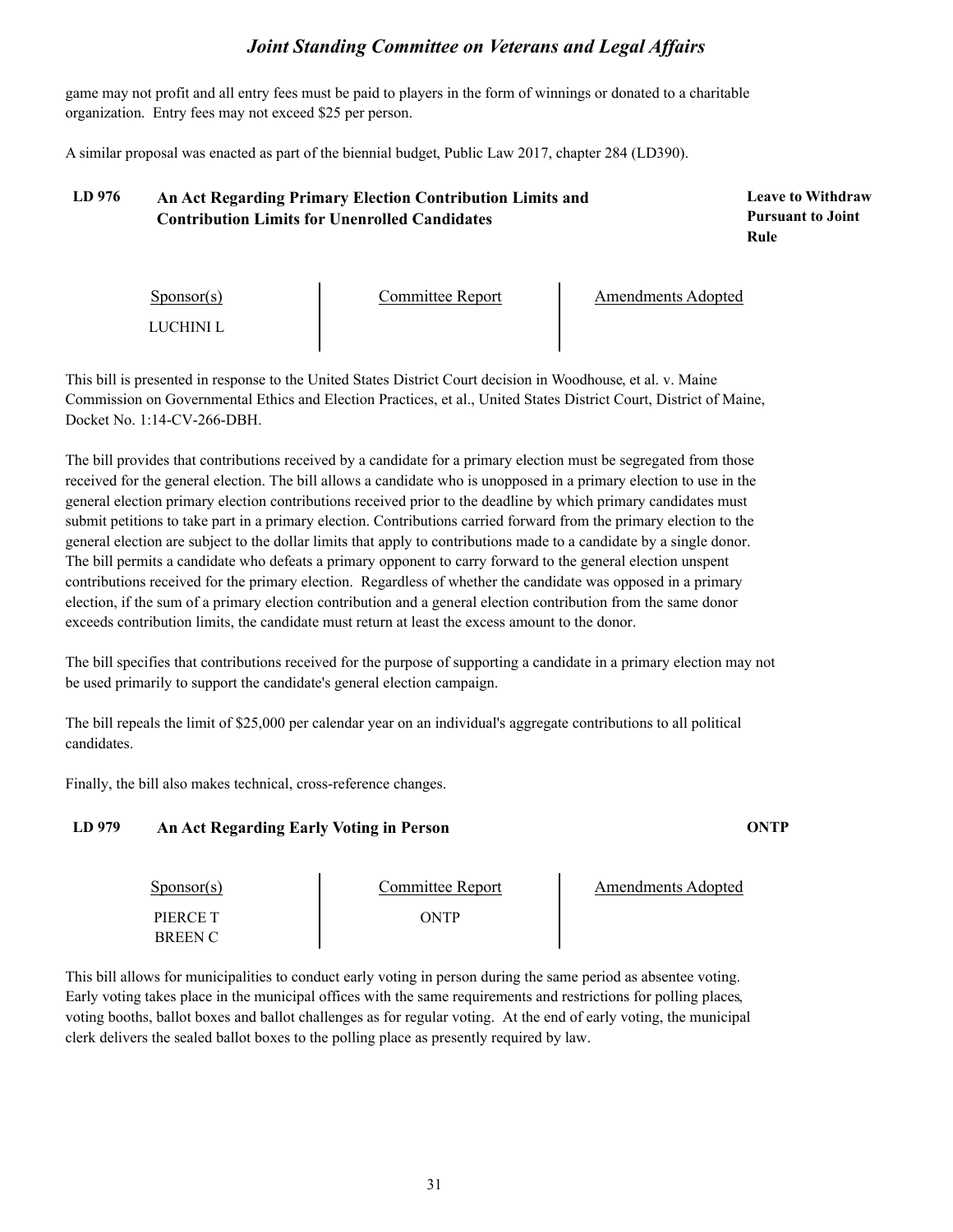game may not profit and all entry fees must be paid to players in the form of winnings or donated to a charitable organization. Entry fees may not exceed $25 per person.

A similar proposal was enacted as part of the biennial budget, Public Law 2017, chapter 284 (LD390).

### LD 976 An Act Regarding Primary Election Contribution Limits and Contribution Limits for Unenrolled Candidates

**Leave to Withdraw Pursuant to Joint Rule**

| Sponsor(s) | Committee Report | Amendments Adopted |
|---|---|---|
| LUCHINI L | | |

This bill is presented in response to the United States District Court decision in Woodhouse, et al. v. Maine Commission on Governmental Ethics and Election Practices, et al., United States District Court, District of Maine, Docket No. 1:14-CV-266-DBH.

The bill provides that contributions received by a candidate for a primary election must be segregated from those received for the general election. The bill allows a candidate who is unopposed in a primary election to use in the general election primary election contributions received prior to the deadline by which primary candidates must submit petitions to take part in a primary election. Contributions carried forward from the primary election to the general election are subject to the dollar limits that apply to contributions made to a candidate by a single donor. The bill permits a candidate who defeats a primary opponent to carry forward to the general election unspent contributions received for the primary election. Regardless of whether the candidate was opposed in a primary election, if the sum of a primary election contribution and a general election contribution from the same donor exceeds contribution limits, the candidate must return at least the excess amount to the donor.

The bill specifies that contributions received for the purpose of supporting a candidate in a primary election may not be used primarily to support the candidate's general election campaign.

The bill repeals the limit of $25,000 per calendar year on an individual's aggregate contributions to all political candidates.

Finally, the bill also makes technical, cross-reference changes.

### LD 979 An Act Regarding Early Voting in Person

**ONTP**

| Sponsor(s) | Committee Report | Amendments Adopted |
|---|---|---|
| PIERCE T<br>BREEN C | ONTP | |

This bill allows for municipalities to conduct early voting in person during the same period as absentee voting. Early voting takes place in the municipal offices with the same requirements and restrictions for polling places, voting booths, ballot boxes and ballot challenges as for regular voting. At the end of early voting, the municipal clerk delivers the sealed ballot boxes to the polling place as presently required by law.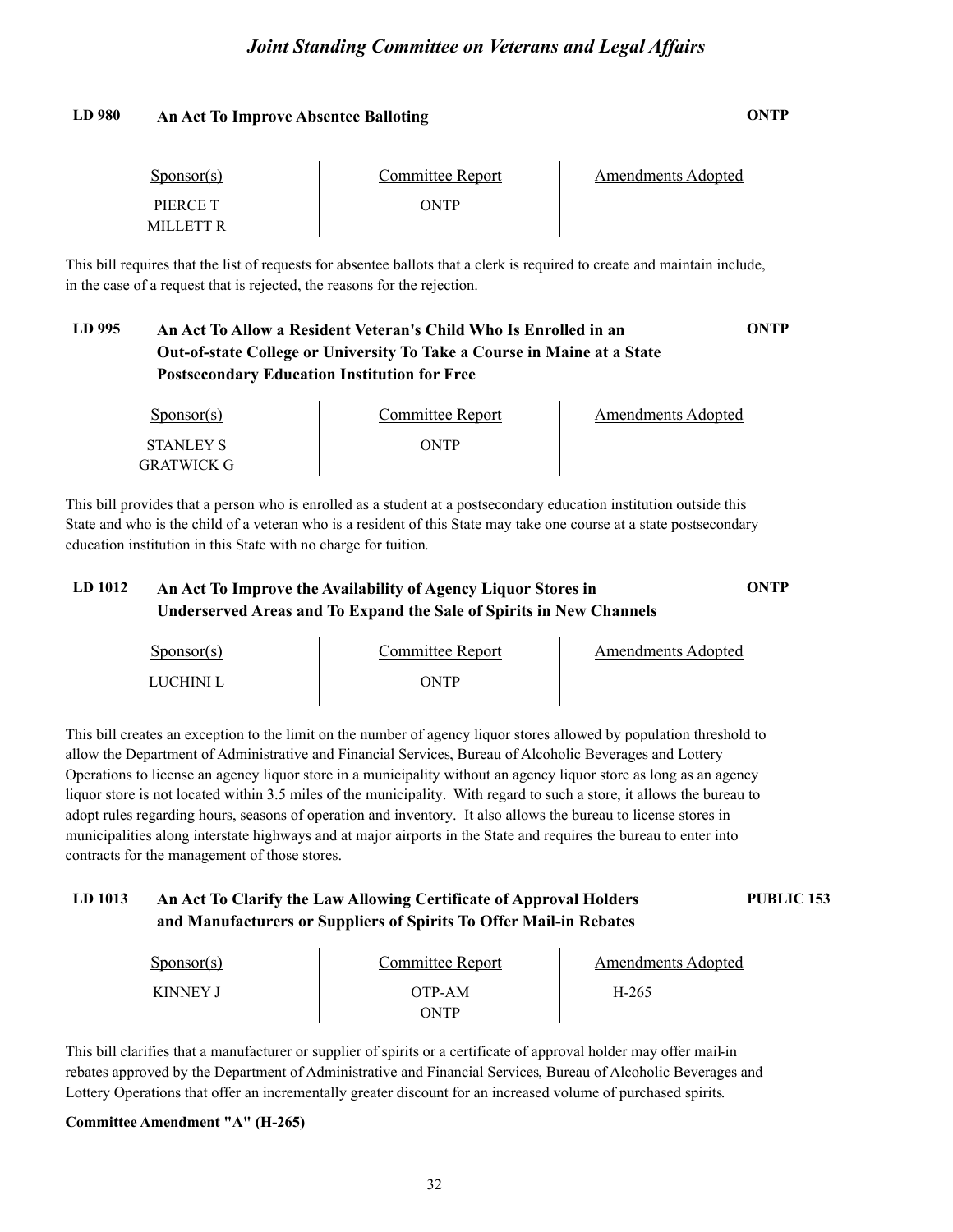## LD 980 An Act To Improve Absentee Balloting — ONTP

| Sponsor(s) | Committee Report | Amendments Adopted |
|---|---|---|
| PIERCE T<br>MILLETT R | ONTP | |

This bill requires that the list of requests for absentee ballots that a clerk is required to create and maintain include, in the case of a request that is rejected, the reasons for the rejection.

## LD 995 An Act To Allow a Resident Veteran's Child Who Is Enrolled in an Out-of-state College or University To Take a Course in Maine at a State Postsecondary Education Institution for Free — ONTP

| Sponsor(s) | Committee Report | Amendments Adopted |
|---|---|---|
| STANLEY S<br>GRATWICK G | ONTP | |

This bill provides that a person who is enrolled as a student at a postsecondary education institution outside this State and who is the child of a veteran who is a resident of this State may take one course at a state postsecondary education institution in this State with no charge for tuition.

## LD 1012 An Act To Improve the Availability of Agency Liquor Stores in Underserved Areas and To Expand the Sale of Spirits in New Channels — ONTP

| Sponsor(s) | Committee Report | Amendments Adopted |
|---|---|---|
| LUCHINI L | ONTP | |

This bill creates an exception to the limit on the number of agency liquor stores allowed by population threshold to allow the Department of Administrative and Financial Services, Bureau of Alcoholic Beverages and Lottery Operations to license an agency liquor store in a municipality without an agency liquor store as long as an agency liquor store is not located within 3.5 miles of the municipality. With regard to such a store, it allows the bureau to adopt rules regarding hours, seasons of operation and inventory. It also allows the bureau to license stores in municipalities along interstate highways and at major airports in the State and requires the bureau to enter into contracts for the management of those stores.

## LD 1013 An Act To Clarify the Law Allowing Certificate of Approval Holders and Manufacturers or Suppliers of Spirits To Offer Mail-in Rebates — PUBLIC 153

| Sponsor(s) | Committee Report | Amendments Adopted |
|---|---|---|
| KINNEY J | OTP-AM<br>ONTP | H-265 |

This bill clarifies that a manufacturer or supplier of spirits or a certificate of approval holder may offer mail-in rebates approved by the Department of Administrative and Financial Services, Bureau of Alcoholic Beverages and Lottery Operations that offer an incrementally greater discount for an increased volume of purchased spirits.

**Committee Amendment "A" (H-265)**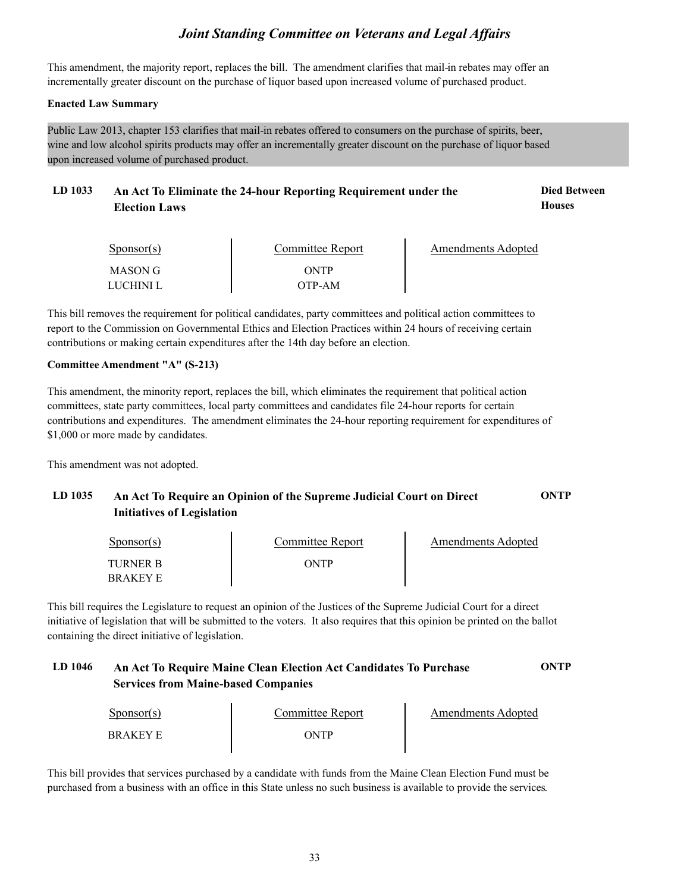This amendment, the majority report, replaces the bill. The amendment clarifies that mail-in rebates may offer an incrementally greater discount on the purchase of liquor based upon increased volume of purchased product.

**Enacted Law Summary**

Public Law 2013, chapter 153 clarifies that mail-in rebates offered to consumers on the purchase of spirits, beer, wine and low alcohol spirits products may offer an incrementally greater discount on the purchase of liquor based upon increased volume of purchased product.

## LD 1033 An Act To Eliminate the 24-hour Reporting Requirement under the Election Laws — Died Between Houses

| Sponsor(s) | Committee Report | Amendments Adopted |
|---|---|---|
| MASON G | ONTP | |
| LUCHINI L | OTP-AM | |

This bill removes the requirement for political candidates, party committees and political action committees to report to the Commission on Governmental Ethics and Election Practices within 24 hours of receiving certain contributions or making certain expenditures after the 14th day before an election.

**Committee Amendment "A" (S-213)**

This amendment, the minority report, replaces the bill, which eliminates the requirement that political action committees, state party committees, local party committees and candidates file 24-hour reports for certain contributions and expenditures. The amendment eliminates the 24-hour reporting requirement for expenditures of $1,000 or more made by candidates.

This amendment was not adopted.

## LD 1035 An Act To Require an Opinion of the Supreme Judicial Court on Direct Initiatives of Legislation — ONTP

| Sponsor(s) | Committee Report | Amendments Adopted |
|---|---|---|
| TURNER B | ONTP | |
| BRAKEY E | | |

This bill requires the Legislature to request an opinion of the Justices of the Supreme Judicial Court for a direct initiative of legislation that will be submitted to the voters. It also requires that this opinion be printed on the ballot containing the direct initiative of legislation.

## LD 1046 An Act To Require Maine Clean Election Act Candidates To Purchase Services from Maine-based Companies — ONTP

| Sponsor(s) | Committee Report | Amendments Adopted |
|---|---|---|
| BRAKEY E | ONTP | |

This bill provides that services purchased by a candidate with funds from the Maine Clean Election Fund must be purchased from a business with an office in this State unless no such business is available to provide the services.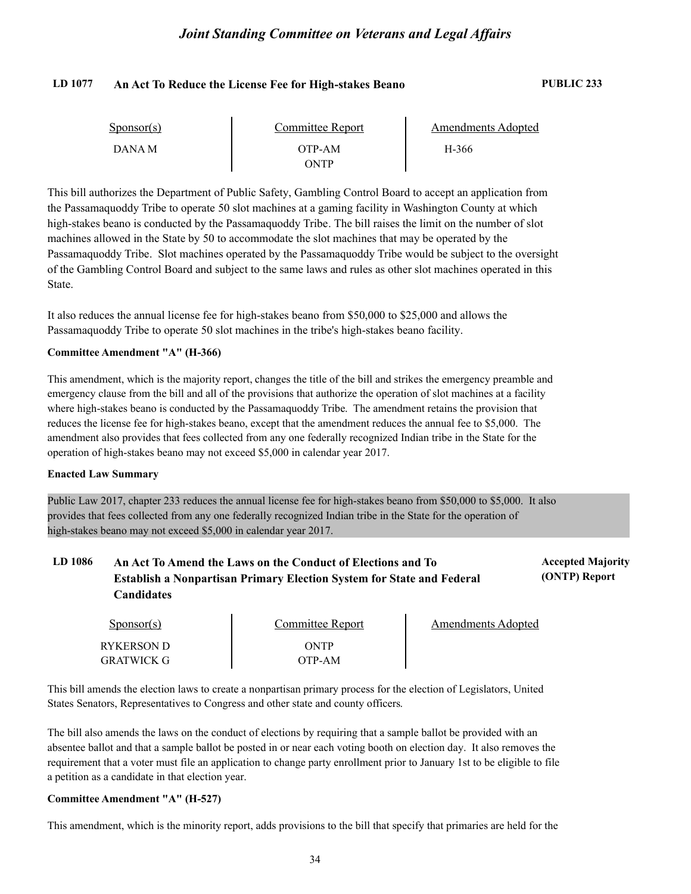## LD 1077 An Act To Reduce the License Fee for High-stakes Beano

**PUBLIC 233**

| Sponsor(s) | Committee Report | Amendments Adopted |
| --- | --- | --- |
| DANA M | OTP-AM | H-366 |
| | ONTP | |

This bill authorizes the Department of Public Safety, Gambling Control Board to accept an application from the Passamaquoddy Tribe to operate 50 slot machines at a gaming facility in Washington County at which high-stakes beano is conducted by the Passamaquoddy Tribe. The bill raises the limit on the number of slot machines allowed in the State by 50 to accommodate the slot machines that may be operated by the Passamaquoddy Tribe. Slot machines operated by the Passamaquoddy Tribe would be subject to the oversight of the Gambling Control Board and subject to the same laws and rules as other slot machines operated in this State.

It also reduces the annual license fee for high-stakes beano from $50,000 to $25,000 and allows the Passamaquoddy Tribe to operate 50 slot machines in the tribe's high-stakes beano facility.

**Committee Amendment "A" (H-366)**

This amendment, which is the majority report, changes the title of the bill and strikes the emergency preamble and emergency clause from the bill and all of the provisions that authorize the operation of slot machines at a facility where high-stakes beano is conducted by the Passamaquoddy Tribe. The amendment retains the provision that reduces the license fee for high-stakes beano, except that the amendment reduces the annual fee to $5,000. The amendment also provides that fees collected from any one federally recognized Indian tribe in the State for the operation of high-stakes beano may not exceed $5,000 in calendar year 2017.

**Enacted Law Summary**

Public Law 2017, chapter 233 reduces the annual license fee for high-stakes beano from $50,000 to $5,000. It also provides that fees collected from any one federally recognized Indian tribe in the State for the operation of high-stakes beano may not exceed $5,000 in calendar year 2017.

## LD 1086 An Act To Amend the Laws on the Conduct of Elections and To Establish a Nonpartisan Primary Election System for State and Federal Candidates

**Accepted Majority (ONTP) Report**

| Sponsor(s) | Committee Report | Amendments Adopted |
| --- | --- | --- |
| RYKERSON D | ONTP | |
| GRATWICK G | OTP-AM | |

This bill amends the election laws to create a nonpartisan primary process for the election of Legislators, United States Senators, Representatives to Congress and other state and county officers.

The bill also amends the laws on the conduct of elections by requiring that a sample ballot be provided with an absentee ballot and that a sample ballot be posted in or near each voting booth on election day. It also removes the requirement that a voter must file an application to change party enrollment prior to January 1st to be eligible to file a petition as a candidate in that election year.

**Committee Amendment "A" (H-527)**

This amendment, which is the minority report, adds provisions to the bill that specify that primaries are held for the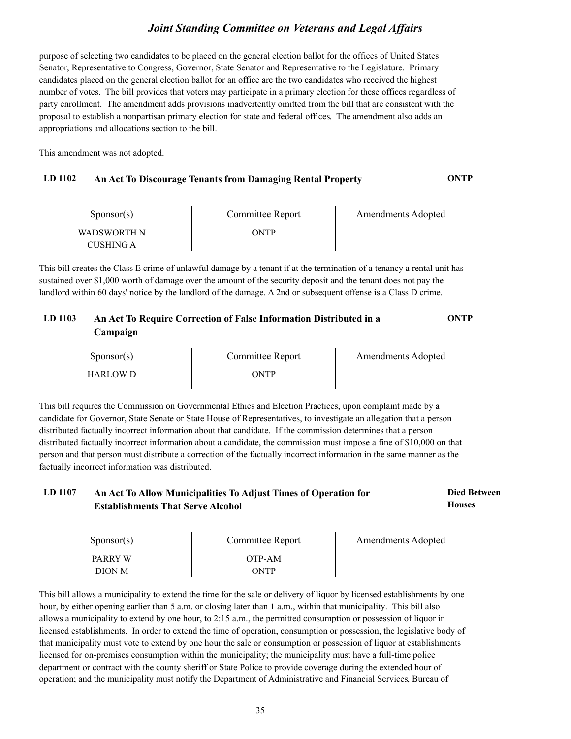purpose of selecting two candidates to be placed on the general election ballot for the offices of United States Senator, Representative to Congress, Governor, State Senator and Representative to the Legislature. Primary candidates placed on the general election ballot for an office are the two candidates who received the highest number of votes. The bill provides that voters may participate in a primary election for these offices regardless of party enrollment. The amendment adds provisions inadvertently omitted from the bill that are consistent with the proposal to establish a nonpartisan primary election for state and federal offices. The amendment also adds an appropriations and allocations section to the bill.

This amendment was not adopted.

### LD 1102 An Act To Discourage Tenants from Damaging Rental Property — ONTP

| Sponsor(s) | Committee Report | Amendments Adopted |
|---|---|---|
| WADSWORTH N<br>CUSHING A | ONTP | |

This bill creates the Class E crime of unlawful damage by a tenant if at the termination of a tenancy a rental unit has sustained over $1,000 worth of damage over the amount of the security deposit and the tenant does not pay the landlord within 60 days' notice by the landlord of the damage. A 2nd or subsequent offense is a Class D crime.

### LD 1103 An Act To Require Correction of False Information Distributed in a Campaign — ONTP

| Sponsor(s) | Committee Report | Amendments Adopted |
|---|---|---|
| HARLOW D | ONTP | |

This bill requires the Commission on Governmental Ethics and Election Practices, upon complaint made by a candidate for Governor, State Senate or State House of Representatives, to investigate an allegation that a person distributed factually incorrect information about that candidate. If the commission determines that a person distributed factually incorrect information about a candidate, the commission must impose a fine of $10,000 on that person and that person must distribute a correction of the factually incorrect information in the same manner as the factually incorrect information was distributed.

### LD 1107 An Act To Allow Municipalities To Adjust Times of Operation for Establishments That Serve Alcohol — Died Between Houses

| Sponsor(s) | Committee Report | Amendments Adopted |
|---|---|---|
| PARRY W<br>DION M | OTP-AM<br>ONTP | |

This bill allows a municipality to extend the time for the sale or delivery of liquor by licensed establishments by one hour, by either opening earlier than 5 a.m. or closing later than 1 a.m., within that municipality. This bill also allows a municipality to extend by one hour, to 2:15 a.m., the permitted consumption or possession of liquor in licensed establishments. In order to extend the time of operation, consumption or possession, the legislative body of that municipality must vote to extend by one hour the sale or consumption or possession of liquor at establishments licensed for on-premises consumption within the municipality; the municipality must have a full-time police department or contract with the county sheriff or State Police to provide coverage during the extended hour of operation; and the municipality must notify the Department of Administrative and Financial Services, Bureau of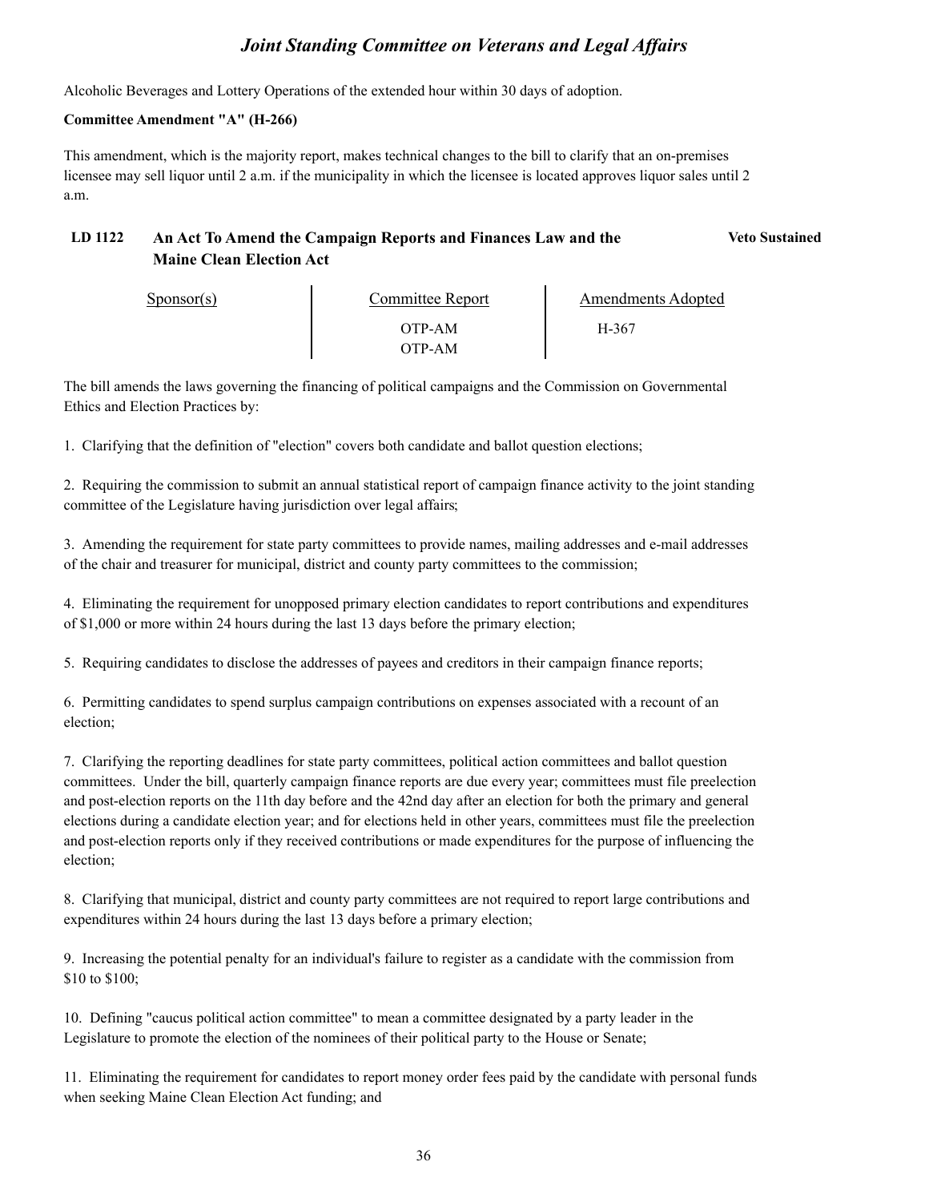Alcoholic Beverages and Lottery Operations of the extended hour within 30 days of adoption.

**Committee Amendment "A" (H-266)**

This amendment, which is the majority report, makes technical changes to the bill to clarify that an on-premises licensee may sell liquor until 2 a.m. if the municipality in which the licensee is located approves liquor sales until 2 a.m.

## LD 1122 An Act To Amend the Campaign Reports and Finances Law and the Maine Clean Election Act

**Veto Sustained**

| Sponsor(s) | Committee Report | Amendments Adopted |
|---|---|---|
| | OTP-AM | H-367 |
| | OTP-AM | |

The bill amends the laws governing the financing of political campaigns and the Commission on Governmental Ethics and Election Practices by:

1. Clarifying that the definition of "election" covers both candidate and ballot question elections;

2. Requiring the commission to submit an annual statistical report of campaign finance activity to the joint standing committee of the Legislature having jurisdiction over legal affairs;

3. Amending the requirement for state party committees to provide names, mailing addresses and e-mail addresses of the chair and treasurer for municipal, district and county party committees to the commission;

4. Eliminating the requirement for unopposed primary election candidates to report contributions and expenditures of $1,000 or more within 24 hours during the last 13 days before the primary election;

5. Requiring candidates to disclose the addresses of payees and creditors in their campaign finance reports;

6. Permitting candidates to spend surplus campaign contributions on expenses associated with a recount of an election;

7. Clarifying the reporting deadlines for state party committees, political action committees and ballot question committees. Under the bill, quarterly campaign finance reports are due every year; committees must file preelection and post-election reports on the 11th day before and the 42nd day after an election for both the primary and general elections during a candidate election year; and for elections held in other years, committees must file the preelection and post-election reports only if they received contributions or made expenditures for the purpose of influencing the election;

8. Clarifying that municipal, district and county party committees are not required to report large contributions and expenditures within 24 hours during the last 13 days before a primary election;

9. Increasing the potential penalty for an individual's failure to register as a candidate with the commission from $10 to $100;

10. Defining "caucus political action committee" to mean a committee designated by a party leader in the Legislature to promote the election of the nominees of their political party to the House or Senate;

11. Eliminating the requirement for candidates to report money order fees paid by the candidate with personal funds when seeking Maine Clean Election Act funding; and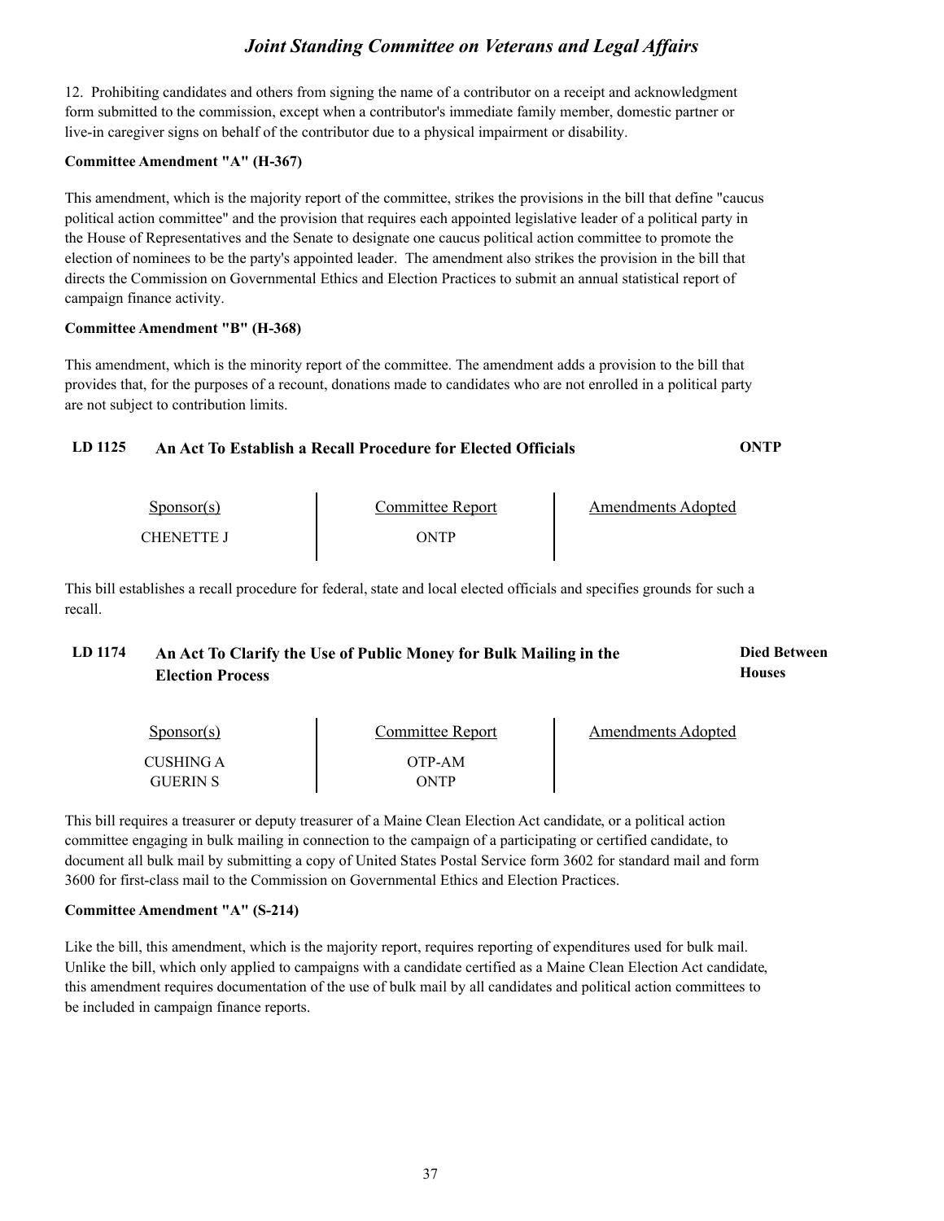12. Prohibiting candidates and others from signing the name of a contributor on a receipt and acknowledgment form submitted to the commission, except when a contributor's immediate family member, domestic partner or live-in caregiver signs on behalf of the contributor due to a physical impairment or disability.

**Committee Amendment "A" (H-367)**

This amendment, which is the majority report of the committee, strikes the provisions in the bill that define "caucus political action committee" and the provision that requires each appointed legislative leader of a political party in the House of Representatives and the Senate to designate one caucus political action committee to promote the election of nominees to be the party's appointed leader. The amendment also strikes the provision in the bill that directs the Commission on Governmental Ethics and Election Practices to submit an annual statistical report of campaign finance activity.

**Committee Amendment "B" (H-368)**

This amendment, which is the minority report of the committee. The amendment adds a provision to the bill that provides that, for the purposes of a recount, donations made to candidates who are not enrolled in a political party are not subject to contribution limits.

### LD 1125 An Act To Establish a Recall Procedure for Elected Officials — ONTP

| Sponsor(s) | Committee Report | Amendments Adopted |
|---|---|---|
| CHENETTE J | ONTP | |

This bill establishes a recall procedure for federal, state and local elected officials and specifies grounds for such a recall.

### LD 1174 An Act To Clarify the Use of Public Money for Bulk Mailing in the Election Process — Died Between Houses

| Sponsor(s) | Committee Report | Amendments Adopted |
|---|---|---|
| CUSHING A | OTP-AM | |
| GUERIN S | ONTP | |

This bill requires a treasurer or deputy treasurer of a Maine Clean Election Act candidate, or a political action committee engaging in bulk mailing in connection to the campaign of a participating or certified candidate, to document all bulk mail by submitting a copy of United States Postal Service form 3602 for standard mail and form 3600 for first-class mail to the Commission on Governmental Ethics and Election Practices.

**Committee Amendment "A" (S-214)**

Like the bill, this amendment, which is the majority report, requires reporting of expenditures used for bulk mail. Unlike the bill, which only applied to campaigns with a candidate certified as a Maine Clean Election Act candidate, this amendment requires documentation of the use of bulk mail by all candidates and political action committees to be included in campaign finance reports.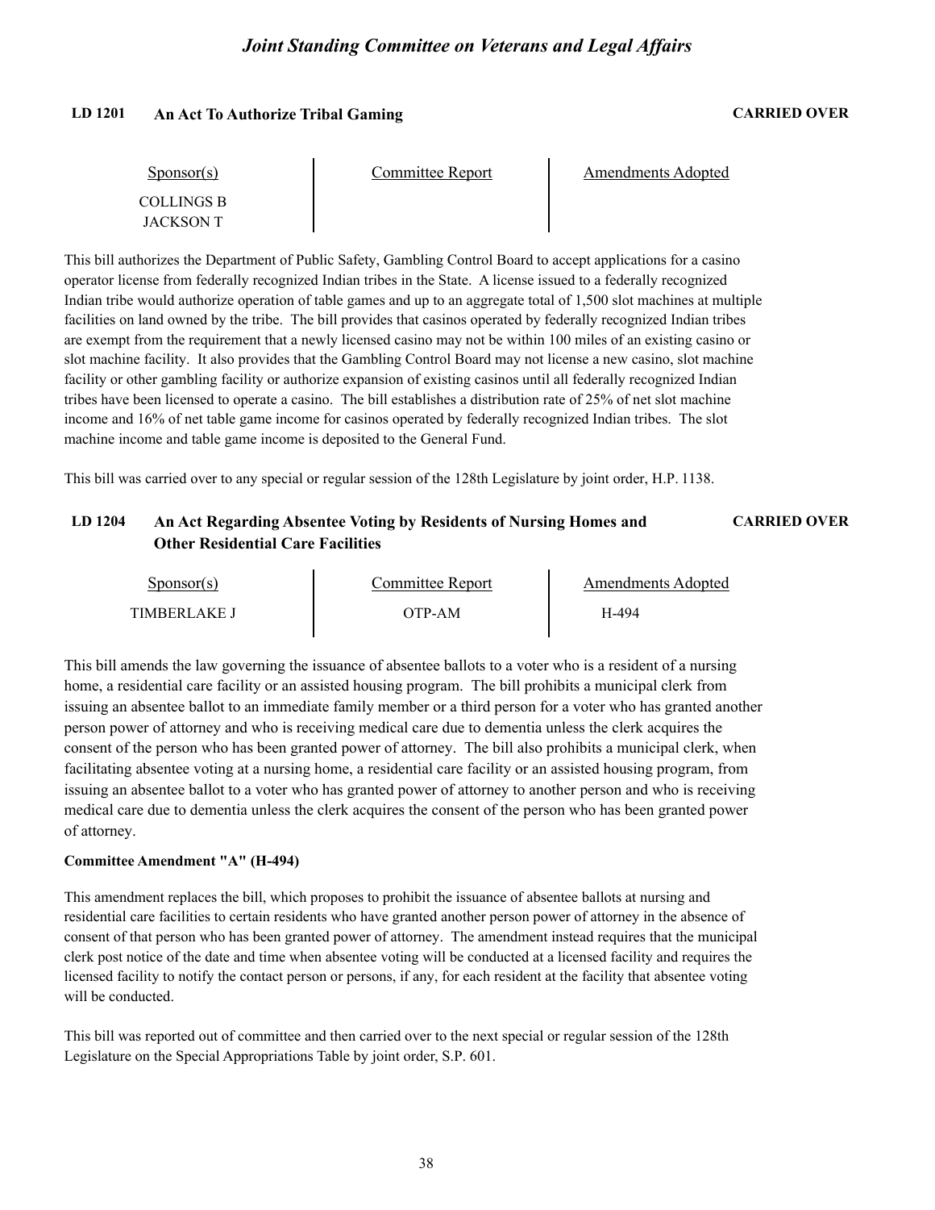**LD 1201 An Act To Authorize Tribal Gaming** **CARRIED OVER**

| Sponsor(s) | Committee Report | Amendments Adopted |
| --- | --- | --- |
| COLLINGS B | | |
| JACKSON T | | |

This bill authorizes the Department of Public Safety, Gambling Control Board to accept applications for a casino operator license from federally recognized Indian tribes in the State. A license issued to a federally recognized Indian tribe would authorize operation of table games and up to an aggregate total of 1,500 slot machines at multiple facilities on land owned by the tribe. The bill provides that casinos operated by federally recognized Indian tribes are exempt from the requirement that a newly licensed casino may not be within 100 miles of an existing casino or slot machine facility. It also provides that the Gambling Control Board may not license a new casino, slot machine facility or other gambling facility or authorize expansion of existing casinos until all federally recognized Indian tribes have been licensed to operate a casino. The bill establishes a distribution rate of 25% of net slot machine income and 16% of net table game income for casinos operated by federally recognized Indian tribes. The slot machine income and table game income is deposited to the General Fund.

This bill was carried over to any special or regular session of the 128th Legislature by joint order, H.P. 1138.

**LD 1204 An Act Regarding Absentee Voting by Residents of Nursing Homes and Other Residential Care Facilities** **CARRIED OVER**

| Sponsor(s) | Committee Report | Amendments Adopted |
| --- | --- | --- |
| TIMBERLAKE J | OTP-AM | H-494 |

This bill amends the law governing the issuance of absentee ballots to a voter who is a resident of a nursing home, a residential care facility or an assisted housing program. The bill prohibits a municipal clerk from issuing an absentee ballot to an immediate family member or a third person for a voter who has granted another person power of attorney and who is receiving medical care due to dementia unless the clerk acquires the consent of the person who has been granted power of attorney. The bill also prohibits a municipal clerk, when facilitating absentee voting at a nursing home, a residential care facility or an assisted housing program, from issuing an absentee ballot to a voter who has granted power of attorney to another person and who is receiving medical care due to dementia unless the clerk acquires the consent of the person who has been granted power of attorney.

**Committee Amendment "A" (H-494)**

This amendment replaces the bill, which proposes to prohibit the issuance of absentee ballots at nursing and residential care facilities to certain residents who have granted another person power of attorney in the absence of consent of that person who has been granted power of attorney. The amendment instead requires that the municipal clerk post notice of the date and time when absentee voting will be conducted at a licensed facility and requires the licensed facility to notify the contact person or persons, if any, for each resident at the facility that absentee voting will be conducted.

This bill was reported out of committee and then carried over to the next special or regular session of the 128th Legislature on the Special Appropriations Table by joint order, S.P. 601.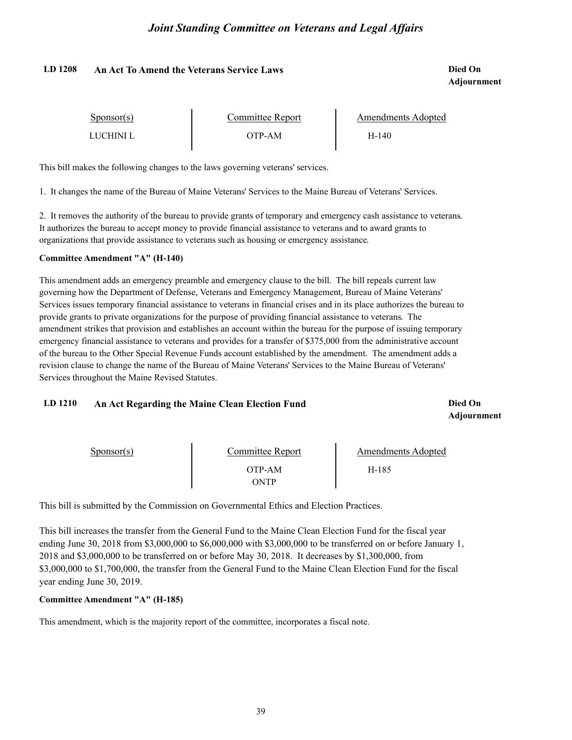## LD 1208 An Act To Amend the Veterans Service Laws

**Died On Adjournment**

| Sponsor(s) | Committee Report | Amendments Adopted |
| --- | --- | --- |
| LUCHINI L | OTP-AM | H-140 |

This bill makes the following changes to the laws governing veterans' services.

1. It changes the name of the Bureau of Maine Veterans' Services to the Maine Bureau of Veterans' Services.

2. It removes the authority of the bureau to provide grants of temporary and emergency cash assistance to veterans. It authorizes the bureau to accept money to provide financial assistance to veterans and to award grants to organizations that provide assistance to veterans such as housing or emergency assistance.

**Committee Amendment "A" (H-140)**

This amendment adds an emergency preamble and emergency clause to the bill. The bill repeals current law governing how the Department of Defense, Veterans and Emergency Management, Bureau of Maine Veterans' Services issues temporary financial assistance to veterans in financial crises and in its place authorizes the bureau to provide grants to private organizations for the purpose of providing financial assistance to veterans. The amendment strikes that provision and establishes an account within the bureau for the purpose of issuing temporary emergency financial assistance to veterans and provides for a transfer of $375,000 from the administrative account of the bureau to the Other Special Revenue Funds account established by the amendment. The amendment adds a revision clause to change the name of the Bureau of Maine Veterans' Services to the Maine Bureau of Veterans' Services throughout the Maine Revised Statutes.

## LD 1210 An Act Regarding the Maine Clean Election Fund

**Died On Adjournment**

| Sponsor(s) | Committee Report | Amendments Adopted |
| --- | --- | --- |
| | OTP-AM | H-185 |
| | ONTP | |

This bill is submitted by the Commission on Governmental Ethics and Election Practices.

This bill increases the transfer from the General Fund to the Maine Clean Election Fund for the fiscal year ending June 30, 2018 from $3,000,000 to $6,000,000 with $3,000,000 to be transferred on or before January 1, 2018 and $3,000,000 to be transferred on or before May 30, 2018. It decreases by $1,300,000, from $3,000,000 to $1,700,000, the transfer from the General Fund to the Maine Clean Election Fund for the fiscal year ending June 30, 2019.

**Committee Amendment "A" (H-185)**

This amendment, which is the majority report of the committee, incorporates a fiscal note.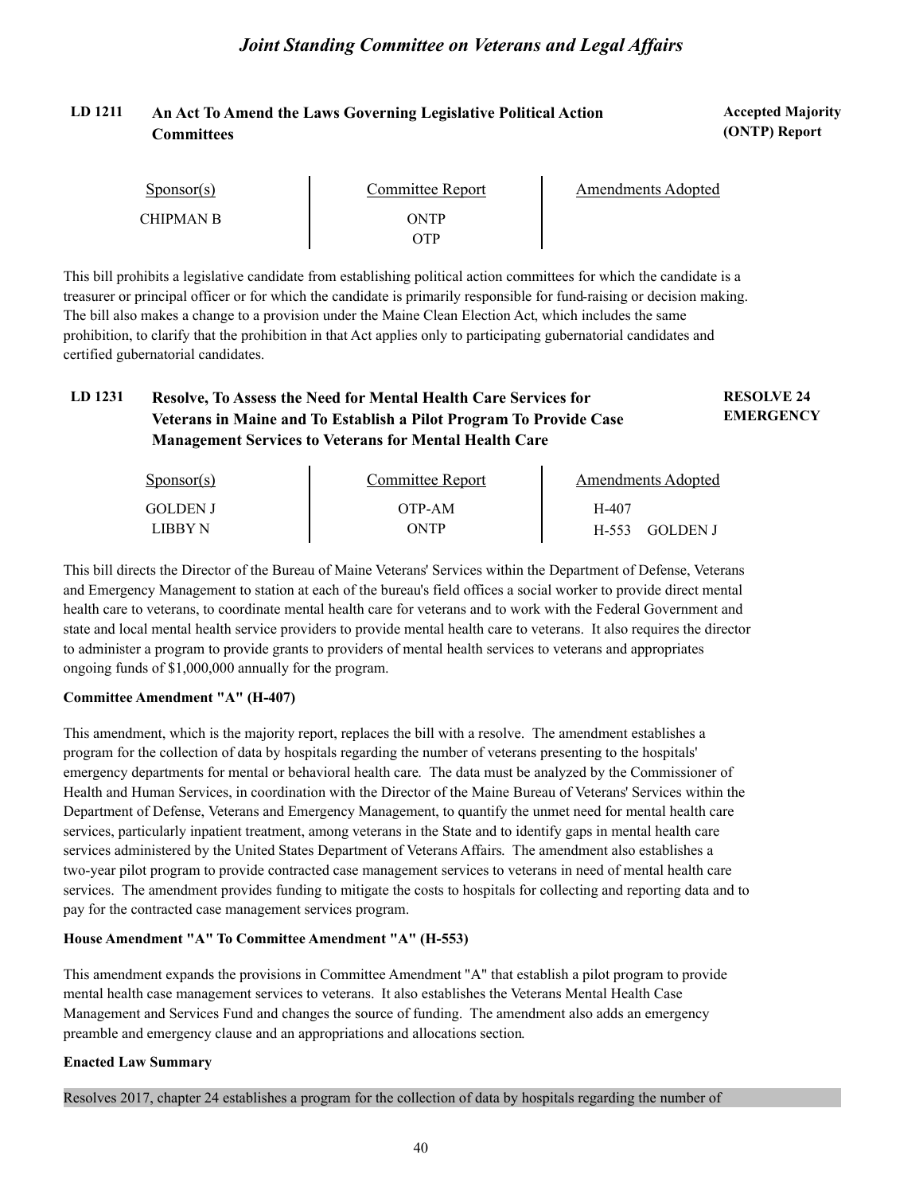## LD 1211 An Act To Amend the Laws Governing Legislative Political Action Committees

**Accepted Majority (ONTP) Report**

| Sponsor(s) | Committee Report | Amendments Adopted |
|---|---|---|
| CHIPMAN B | ONTP | |
| | OTP | |

This bill prohibits a legislative candidate from establishing political action committees for which the candidate is a treasurer or principal officer or for which the candidate is primarily responsible for fund-raising or decision making. The bill also makes a change to a provision under the Maine Clean Election Act, which includes the same prohibition, to clarify that the prohibition in that Act applies only to participating gubernatorial candidates and certified gubernatorial candidates.

## LD 1231 Resolve, To Assess the Need for Mental Health Care Services for Veterans in Maine and To Establish a Pilot Program To Provide Case Management Services to Veterans for Mental Health Care

**RESOLVE 24 EMERGENCY**

| Sponsor(s) | Committee Report | Amendments Adopted |
|---|---|---|
| GOLDEN J | OTP-AM | H-407 |
| LIBBY N | ONTP | H-553 GOLDEN J |

This bill directs the Director of the Bureau of Maine Veterans' Services within the Department of Defense, Veterans and Emergency Management to station at each of the bureau's field offices a social worker to provide direct mental health care to veterans, to coordinate mental health care for veterans and to work with the Federal Government and state and local mental health service providers to provide mental health care to veterans. It also requires the director to administer a program to provide grants to providers of mental health services to veterans and appropriates ongoing funds of $1,000,000 annually for the program.

**Committee Amendment "A" (H-407)**

This amendment, which is the majority report, replaces the bill with a resolve. The amendment establishes a program for the collection of data by hospitals regarding the number of veterans presenting to the hospitals' emergency departments for mental or behavioral health care. The data must be analyzed by the Commissioner of Health and Human Services, in coordination with the Director of the Maine Bureau of Veterans' Services within the Department of Defense, Veterans and Emergency Management, to quantify the unmet need for mental health care services, particularly inpatient treatment, among veterans in the State and to identify gaps in mental health care services administered by the United States Department of Veterans Affairs. The amendment also establishes a two-year pilot program to provide contracted case management services to veterans in need of mental health care services. The amendment provides funding to mitigate the costs to hospitals for collecting and reporting data and to pay for the contracted case management services program.

**House Amendment "A" To Committee Amendment "A" (H-553)**

This amendment expands the provisions in Committee Amendment "A" that establish a pilot program to provide mental health case management services to veterans. It also establishes the Veterans Mental Health Case Management and Services Fund and changes the source of funding. The amendment also adds an emergency preamble and emergency clause and an appropriations and allocations section.

**Enacted Law Summary**

Resolves 2017, chapter 24 establishes a program for the collection of data by hospitals regarding the number of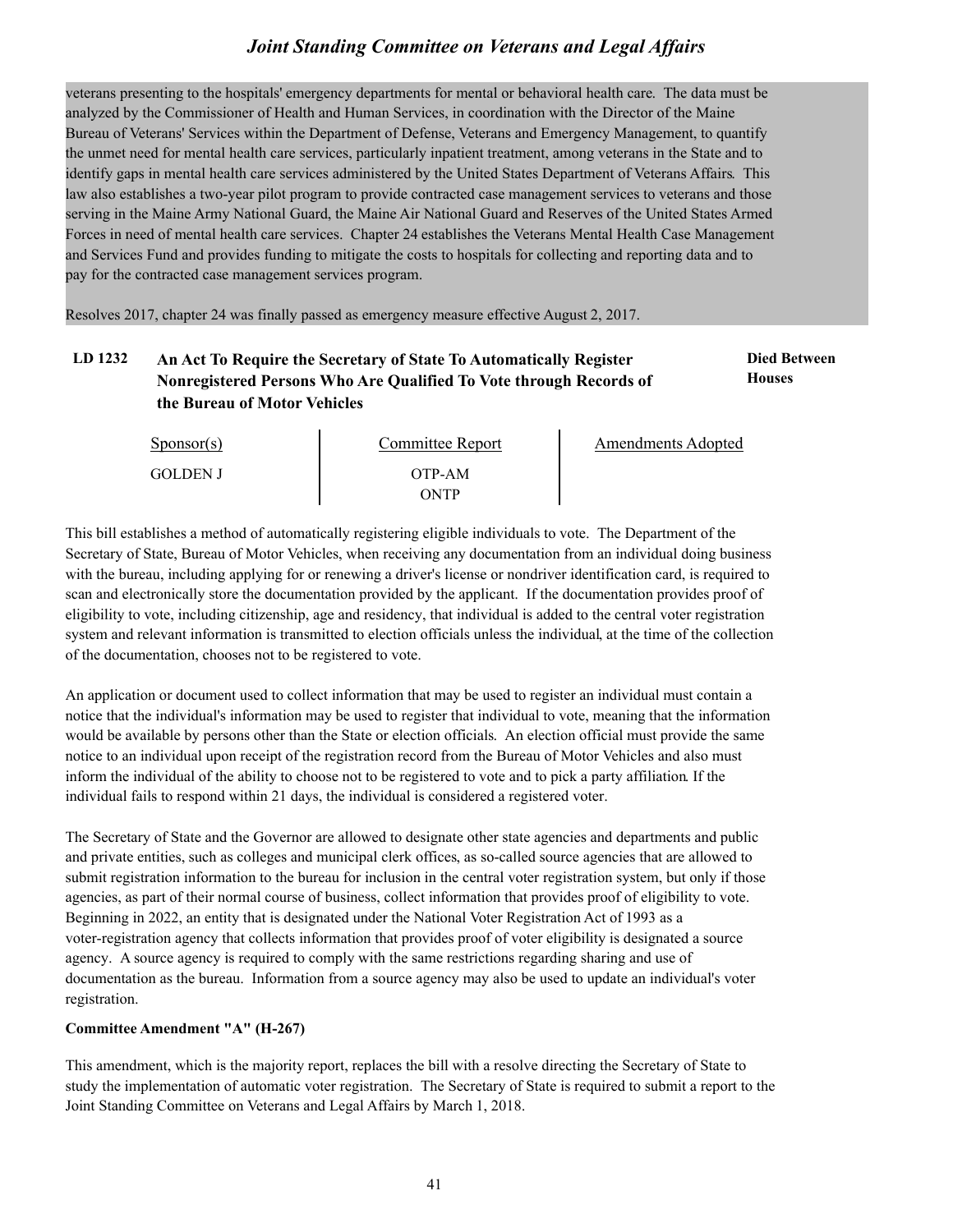veterans presenting to the hospitals' emergency departments for mental or behavioral health care. The data must be analyzed by the Commissioner of Health and Human Services, in coordination with the Director of the Maine Bureau of Veterans' Services within the Department of Defense, Veterans and Emergency Management, to quantify the unmet need for mental health care services, particularly inpatient treatment, among veterans in the State and to identify gaps in mental health care services administered by the United States Department of Veterans Affairs. This law also establishes a two-year pilot program to provide contracted case management services to veterans and those serving in the Maine Army National Guard, the Maine Air National Guard and Reserves of the United States Armed Forces in need of mental health care services. Chapter 24 establishes the Veterans Mental Health Case Management and Services Fund and provides funding to mitigate the costs to hospitals for collecting and reporting data and to pay for the contracted case management services program.

Resolves 2017, chapter 24 was finally passed as emergency measure effective August 2, 2017.

**LD 1232 An Act To Require the Secretary of State To Automatically Register Nonregistered Persons Who Are Qualified To Vote through Records of the Bureau of Motor Vehicles** — **Died Between Houses**

| Sponsor(s) | Committee Report | Amendments Adopted |
|---|---|---|
| GOLDEN J | OTP-AM | |
| | ONTP | |

This bill establishes a method of automatically registering eligible individuals to vote. The Department of the Secretary of State, Bureau of Motor Vehicles, when receiving any documentation from an individual doing business with the bureau, including applying for or renewing a driver's license or nondriver identification card, is required to scan and electronically store the documentation provided by the applicant. If the documentation provides proof of eligibility to vote, including citizenship, age and residency, that individual is added to the central voter registration system and relevant information is transmitted to election officials unless the individual, at the time of the collection of the documentation, chooses not to be registered to vote.

An application or document used to collect information that may be used to register an individual must contain a notice that the individual's information may be used to register that individual to vote, meaning that the information would be available by persons other than the State or election officials. An election official must provide the same notice to an individual upon receipt of the registration record from the Bureau of Motor Vehicles and also must inform the individual of the ability to choose not to be registered to vote and to pick a party affiliation. If the individual fails to respond within 21 days, the individual is considered a registered voter.

The Secretary of State and the Governor are allowed to designate other state agencies and departments and public and private entities, such as colleges and municipal clerk offices, as so-called source agencies that are allowed to submit registration information to the bureau for inclusion in the central voter registration system, but only if those agencies, as part of their normal course of business, collect information that provides proof of eligibility to vote. Beginning in 2022, an entity that is designated under the National Voter Registration Act of 1993 as a voter-registration agency that collects information that provides proof of voter eligibility is designated a source agency. A source agency is required to comply with the same restrictions regarding sharing and use of documentation as the bureau. Information from a source agency may also be used to update an individual's voter registration.

**Committee Amendment "A" (H-267)**

This amendment, which is the majority report, replaces the bill with a resolve directing the Secretary of State to study the implementation of automatic voter registration. The Secretary of State is required to submit a report to the Joint Standing Committee on Veterans and Legal Affairs by March 1, 2018.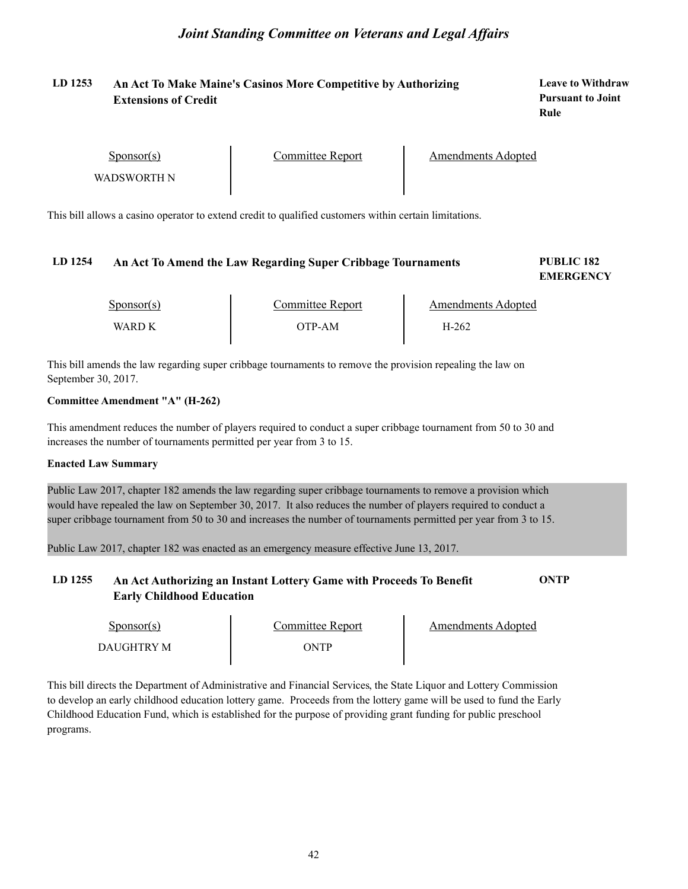**LD 1253** **An Act To Make Maine's Casinos More Competitive by Authorizing Extensions of Credit** — **Leave to Withdraw Pursuant to Joint Rule**

| Sponsor(s) | Committee Report | Amendments Adopted |
|---|---|---|
| WADSWORTH N | | |

This bill allows a casino operator to extend credit to qualified customers within certain limitations.

**LD 1254** **An Act To Amend the Law Regarding Super Cribbage Tournaments** — **PUBLIC 182 EMERGENCY**

| Sponsor(s) | Committee Report | Amendments Adopted |
|---|---|---|
| WARD K | OTP-AM | H-262 |

This bill amends the law regarding super cribbage tournaments to remove the provision repealing the law on September 30, 2017.

**Committee Amendment "A" (H-262)**

This amendment reduces the number of players required to conduct a super cribbage tournament from 50 to 30 and increases the number of tournaments permitted per year from 3 to 15.

**Enacted Law Summary**

Public Law 2017, chapter 182 amends the law regarding super cribbage tournaments to remove a provision which would have repealed the law on September 30, 2017. It also reduces the number of players required to conduct a super cribbage tournament from 50 to 30 and increases the number of tournaments permitted per year from 3 to 15.

Public Law 2017, chapter 182 was enacted as an emergency measure effective June 13, 2017.

**LD 1255** **An Act Authorizing an Instant Lottery Game with Proceeds To Benefit Early Childhood Education** — **ONTP**

| Sponsor(s) | Committee Report | Amendments Adopted |
|---|---|---|
| DAUGHTRY M | ONTP | |

This bill directs the Department of Administrative and Financial Services, the State Liquor and Lottery Commission to develop an early childhood education lottery game. Proceeds from the lottery game will be used to fund the Early Childhood Education Fund, which is established for the purpose of providing grant funding for public preschool programs.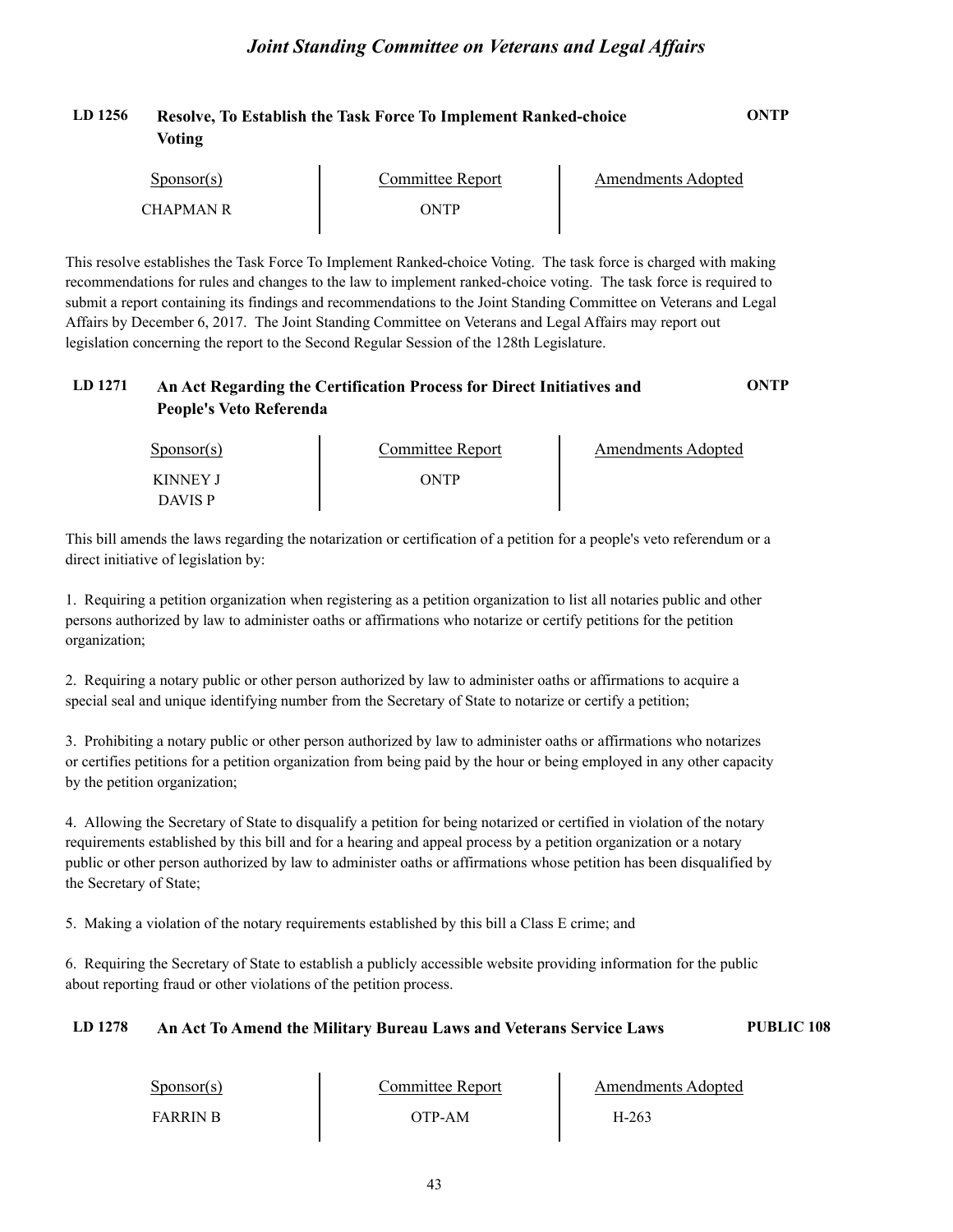### LD 1256 Resolve, To Establish the Task Force To Implement Ranked-choice Voting — ONTP

| Sponsor(s) | Committee Report | Amendments Adopted |
|---|---|---|
| CHAPMAN R | ONTP | |

This resolve establishes the Task Force To Implement Ranked-choice Voting. The task force is charged with making recommendations for rules and changes to the law to implement ranked-choice voting. The task force is required to submit a report containing its findings and recommendations to the Joint Standing Committee on Veterans and Legal Affairs by December 6, 2017. The Joint Standing Committee on Veterans and Legal Affairs may report out legislation concerning the report to the Second Regular Session of the 128th Legislature.

### LD 1271 An Act Regarding the Certification Process for Direct Initiatives and People's Veto Referenda — ONTP

| Sponsor(s) | Committee Report | Amendments Adopted |
|---|---|---|
| KINNEY J<br>DAVIS P | ONTP | |

This bill amends the laws regarding the notarization or certification of a petition for a people's veto referendum or a direct initiative of legislation by:

1. Requiring a petition organization when registering as a petition organization to list all notaries public and other persons authorized by law to administer oaths or affirmations who notarize or certify petitions for the petition organization;

2. Requiring a notary public or other person authorized by law to administer oaths or affirmations to acquire a special seal and unique identifying number from the Secretary of State to notarize or certify a petition;

3. Prohibiting a notary public or other person authorized by law to administer oaths or affirmations who notarizes or certifies petitions for a petition organization from being paid by the hour or being employed in any other capacity by the petition organization;

4. Allowing the Secretary of State to disqualify a petition for being notarized or certified in violation of the notary requirements established by this bill and for a hearing and appeal process by a petition organization or a notary public or other person authorized by law to administer oaths or affirmations whose petition has been disqualified by the Secretary of State;

5. Making a violation of the notary requirements established by this bill a Class E crime; and

6. Requiring the Secretary of State to establish a publicly accessible website providing information for the public about reporting fraud or other violations of the petition process.

### LD 1278 An Act To Amend the Military Bureau Laws and Veterans Service Laws — PUBLIC 108

| Sponsor(s) | Committee Report | Amendments Adopted |
|---|---|---|
| FARRIN B | OTP-AM | H-263 |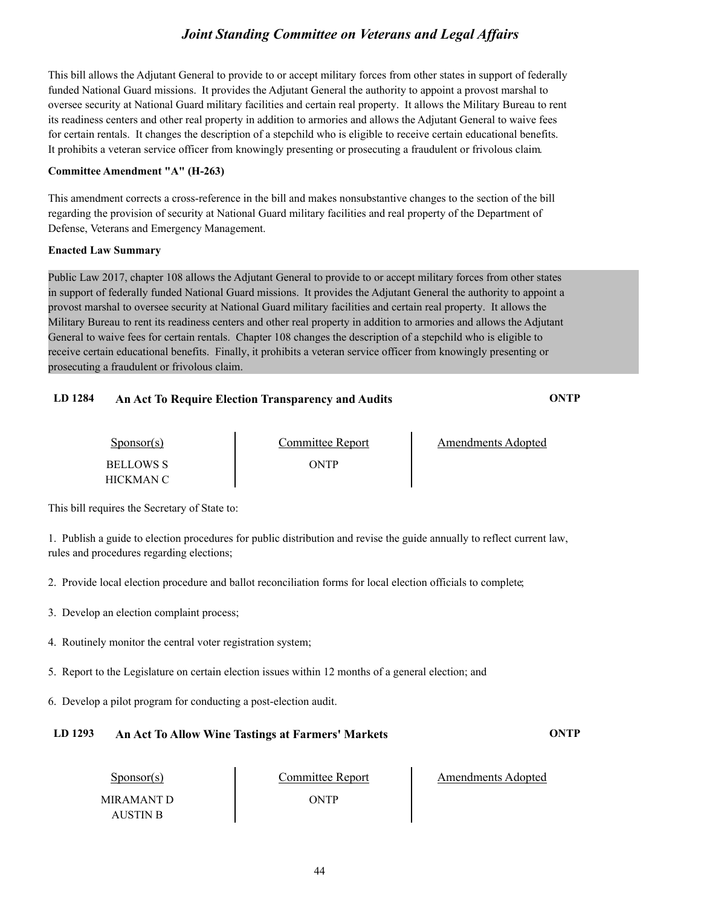This bill allows the Adjutant General to provide to or accept military forces from other states in support of federally funded National Guard missions. It provides the Adjutant General the authority to appoint a provost marshal to oversee security at National Guard military facilities and certain real property. It allows the Military Bureau to rent its readiness centers and other real property in addition to armories and allows the Adjutant General to waive fees for certain rentals. It changes the description of a stepchild who is eligible to receive certain educational benefits. It prohibits a veteran service officer from knowingly presenting or prosecuting a fraudulent or frivolous claim.

**Committee Amendment "A" (H-263)**

This amendment corrects a cross-reference in the bill and makes nonsubstantive changes to the section of the bill regarding the provision of security at National Guard military facilities and real property of the Department of Defense, Veterans and Emergency Management.

**Enacted Law Summary**

Public Law 2017, chapter 108 allows the Adjutant General to provide to or accept military forces from other states in support of federally funded National Guard missions. It provides the Adjutant General the authority to appoint a provost marshal to oversee security at National Guard military facilities and certain real property. It allows the Military Bureau to rent its readiness centers and other real property in addition to armories and allows the Adjutant General to waive fees for certain rentals. Chapter 108 changes the description of a stepchild who is eligible to receive certain educational benefits. Finally, it prohibits a veteran service officer from knowingly presenting or prosecuting a fraudulent or frivolous claim.

## LD 1284 An Act To Require Election Transparency and Audits — ONTP

| Sponsor(s) | Committee Report | Amendments Adopted |
|---|---|---|
| BELLOWS S<br>HICKMAN C | ONTP | |

This bill requires the Secretary of State to:

1. Publish a guide to election procedures for public distribution and revise the guide annually to reflect current law, rules and procedures regarding elections;

2. Provide local election procedure and ballot reconciliation forms for local election officials to complete;

3. Develop an election complaint process;

4. Routinely monitor the central voter registration system;

5. Report to the Legislature on certain election issues within 12 months of a general election; and

6. Develop a pilot program for conducting a post-election audit.

## LD 1293 An Act To Allow Wine Tastings at Farmers' Markets — ONTP

| Sponsor(s) | Committee Report | Amendments Adopted |
|---|---|---|
| MIRAMANT D<br>AUSTIN B | ONTP | |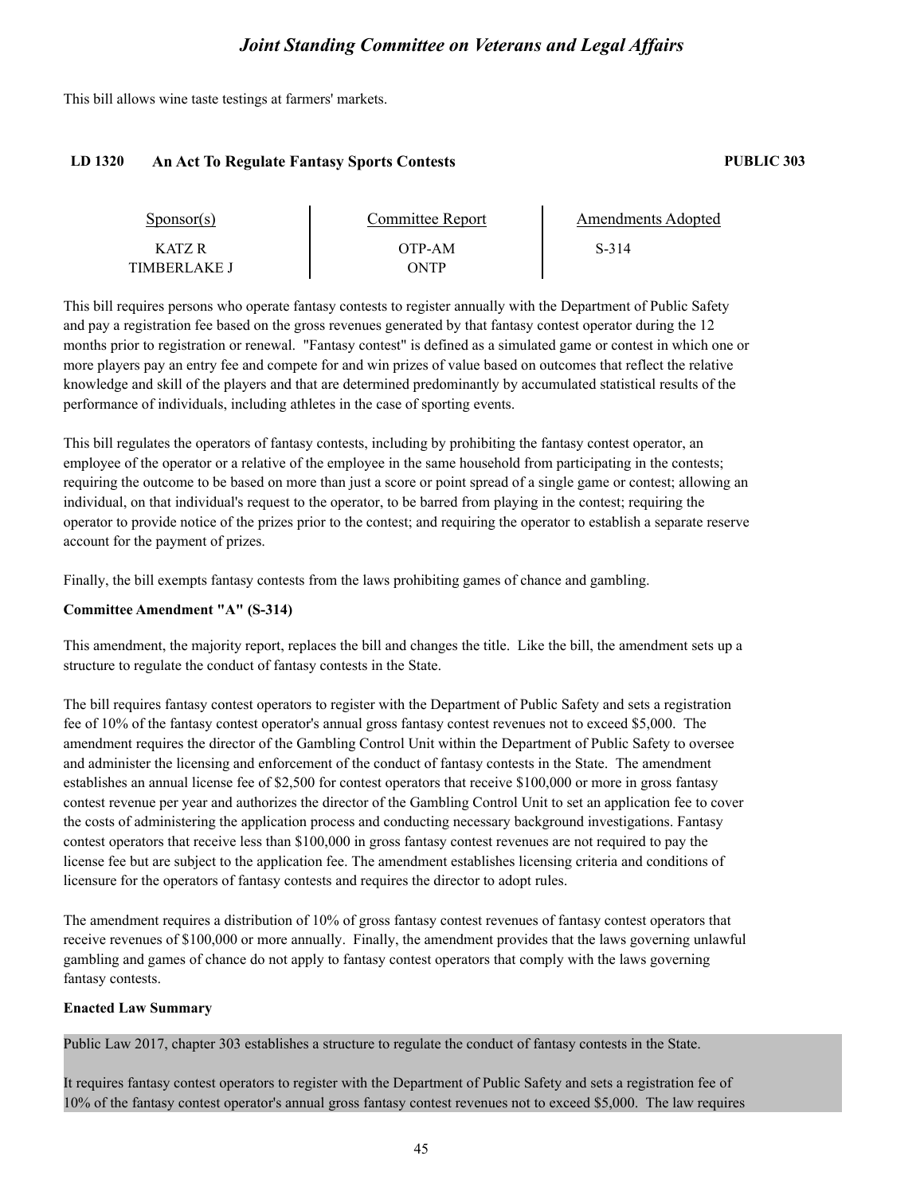This bill allows wine taste testings at farmers' markets.

### LD 1320 An Act To Regulate Fantasy Sports Contests — PUBLIC 303

| Sponsor(s) | Committee Report | Amendments Adopted |
|---|---|---|
| KATZ R | OTP-AM | S-314 |
| TIMBERLAKE J | ONTP | |

This bill requires persons who operate fantasy contests to register annually with the Department of Public Safety and pay a registration fee based on the gross revenues generated by that fantasy contest operator during the 12 months prior to registration or renewal. "Fantasy contest" is defined as a simulated game or contest in which one or more players pay an entry fee and compete for and win prizes of value based on outcomes that reflect the relative knowledge and skill of the players and that are determined predominantly by accumulated statistical results of the performance of individuals, including athletes in the case of sporting events.

This bill regulates the operators of fantasy contests, including by prohibiting the fantasy contest operator, an employee of the operator or a relative of the employee in the same household from participating in the contests; requiring the outcome to be based on more than just a score or point spread of a single game or contest; allowing an individual, on that individual's request to the operator, to be barred from playing in the contest; requiring the operator to provide notice of the prizes prior to the contest; and requiring the operator to establish a separate reserve account for the payment of prizes.

Finally, the bill exempts fantasy contests from the laws prohibiting games of chance and gambling.

**Committee Amendment "A" (S-314)**

This amendment, the majority report, replaces the bill and changes the title. Like the bill, the amendment sets up a structure to regulate the conduct of fantasy contests in the State.

The bill requires fantasy contest operators to register with the Department of Public Safety and sets a registration fee of 10% of the fantasy contest operator's annual gross fantasy contest revenues not to exceed $5,000. The amendment requires the director of the Gambling Control Unit within the Department of Public Safety to oversee and administer the licensing and enforcement of the conduct of fantasy contests in the State. The amendment establishes an annual license fee of $2,500 for contest operators that receive $100,000 or more in gross fantasy contest revenue per year and authorizes the director of the Gambling Control Unit to set an application fee to cover the costs of administering the application process and conducting necessary background investigations. Fantasy contest operators that receive less than $100,000 in gross fantasy contest revenues are not required to pay the license fee but are subject to the application fee. The amendment establishes licensing criteria and conditions of licensure for the operators of fantasy contests and requires the director to adopt rules.

The amendment requires a distribution of 10% of gross fantasy contest revenues of fantasy contest operators that receive revenues of $100,000 or more annually. Finally, the amendment provides that the laws governing unlawful gambling and games of chance do not apply to fantasy contest operators that comply with the laws governing fantasy contests.

**Enacted Law Summary**

Public Law 2017, chapter 303 establishes a structure to regulate the conduct of fantasy contests in the State.

It requires fantasy contest operators to register with the Department of Public Safety and sets a registration fee of 10% of the fantasy contest operator's annual gross fantasy contest revenues not to exceed $5,000. The law requires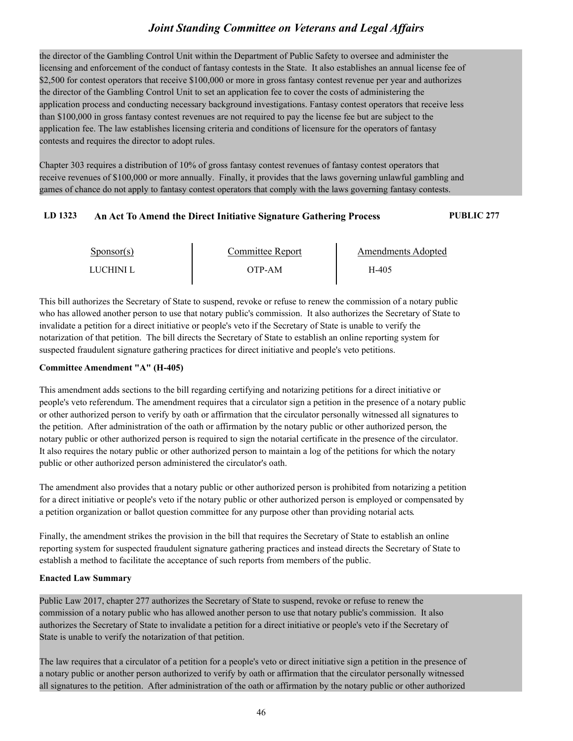the director of the Gambling Control Unit within the Department of Public Safety to oversee and administer the licensing and enforcement of the conduct of fantasy contests in the State. It also establishes an annual license fee of $2,500 for contest operators that receive $100,000 or more in gross fantasy contest revenue per year and authorizes the director of the Gambling Control Unit to set an application fee to cover the costs of administering the application process and conducting necessary background investigations. Fantasy contest operators that receive less than $100,000 in gross fantasy contest revenues are not required to pay the license fee but are subject to the application fee. The law establishes licensing criteria and conditions of licensure for the operators of fantasy contests and requires the director to adopt rules.

Chapter 303 requires a distribution of 10% of gross fantasy contest revenues of fantasy contest operators that receive revenues of $100,000 or more annually. Finally, it provides that the laws governing unlawful gambling and games of chance do not apply to fantasy contest operators that comply with the laws governing fantasy contests.

## LD 1323 An Act To Amend the Direct Initiative Signature Gathering Process — PUBLIC 277

| Sponsor(s) | Committee Report | Amendments Adopted |
|---|---|---|
| LUCHINI L | OTP-AM | H-405 |

This bill authorizes the Secretary of State to suspend, revoke or refuse to renew the commission of a notary public who has allowed another person to use that notary public's commission. It also authorizes the Secretary of State to invalidate a petition for a direct initiative or people's veto if the Secretary of State is unable to verify the notarization of that petition. The bill directs the Secretary of State to establish an online reporting system for suspected fraudulent signature gathering practices for direct initiative and people's veto petitions.

**Committee Amendment "A" (H-405)**

This amendment adds sections to the bill regarding certifying and notarizing petitions for a direct initiative or people's veto referendum. The amendment requires that a circulator sign a petition in the presence of a notary public or other authorized person to verify by oath or affirmation that the circulator personally witnessed all signatures to the petition. After administration of the oath or affirmation by the notary public or other authorized person, the notary public or other authorized person is required to sign the notarial certificate in the presence of the circulator. It also requires the notary public or other authorized person to maintain a log of the petitions for which the notary public or other authorized person administered the circulator's oath.

The amendment also provides that a notary public or other authorized person is prohibited from notarizing a petition for a direct initiative or people's veto if the notary public or other authorized person is employed or compensated by a petition organization or ballot question committee for any purpose other than providing notarial acts.

Finally, the amendment strikes the provision in the bill that requires the Secretary of State to establish an online reporting system for suspected fraudulent signature gathering practices and instead directs the Secretary of State to establish a method to facilitate the acceptance of such reports from members of the public.

**Enacted Law Summary**

Public Law 2017, chapter 277 authorizes the Secretary of State to suspend, revoke or refuse to renew the commission of a notary public who has allowed another person to use that notary public's commission. It also authorizes the Secretary of State to invalidate a petition for a direct initiative or people's veto if the Secretary of State is unable to verify the notarization of that petition.

The law requires that a circulator of a petition for a people's veto or direct initiative sign a petition in the presence of a notary public or another person authorized to verify by oath or affirmation that the circulator personally witnessed all signatures to the petition. After administration of the oath or affirmation by the notary public or other authorized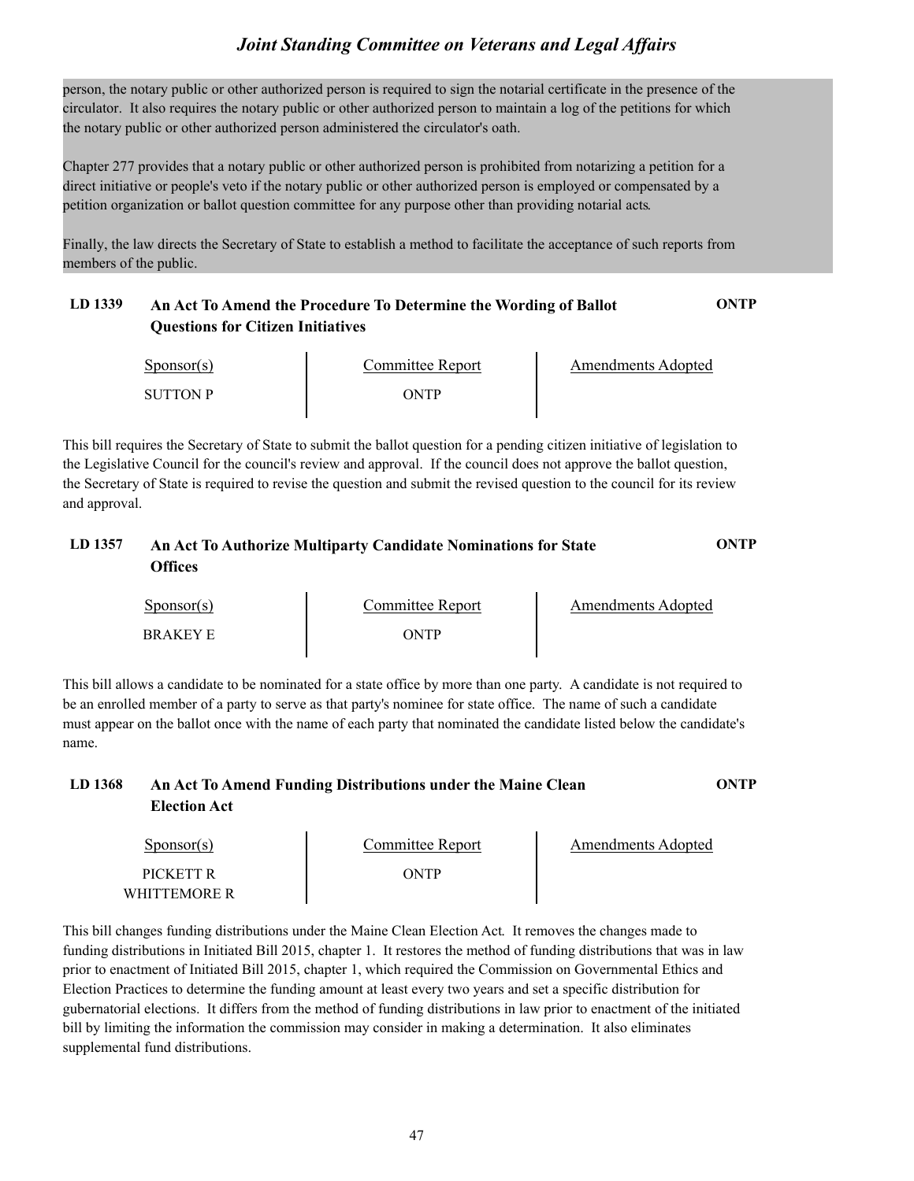person, the notary public or other authorized person is required to sign the notarial certificate in the presence of the circulator. It also requires the notary public or other authorized person to maintain a log of the petitions for which the notary public or other authorized person administered the circulator's oath.

Chapter 277 provides that a notary public or other authorized person is prohibited from notarizing a petition for a direct initiative or people's veto if the notary public or other authorized person is employed or compensated by a petition organization or ballot question committee for any purpose other than providing notarial acts.

Finally, the law directs the Secretary of State to establish a method to facilitate the acceptance of such reports from members of the public.

### LD 1339 An Act To Amend the Procedure To Determine the Wording of Ballot Questions for Citizen Initiatives — ONTP

| Sponsor(s) | Committee Report | Amendments Adopted |
|---|---|---|
| SUTTON P | ONTP | |

This bill requires the Secretary of State to submit the ballot question for a pending citizen initiative of legislation to the Legislative Council for the council's review and approval. If the council does not approve the ballot question, the Secretary of State is required to revise the question and submit the revised question to the council for its review and approval.

### LD 1357 An Act To Authorize Multiparty Candidate Nominations for State Offices — ONTP

| Sponsor(s) | Committee Report | Amendments Adopted |
|---|---|---|
| BRAKEY E | ONTP | |

This bill allows a candidate to be nominated for a state office by more than one party. A candidate is not required to be an enrolled member of a party to serve as that party's nominee for state office. The name of such a candidate must appear on the ballot once with the name of each party that nominated the candidate listed below the candidate's name.

### LD 1368 An Act To Amend Funding Distributions under the Maine Clean Election Act — ONTP

| Sponsor(s) | Committee Report | Amendments Adopted |
|---|---|---|
| PICKETT R<br>WHITTEMORE R | ONTP | |

This bill changes funding distributions under the Maine Clean Election Act. It removes the changes made to funding distributions in Initiated Bill 2015, chapter 1. It restores the method of funding distributions that was in law prior to enactment of Initiated Bill 2015, chapter 1, which required the Commission on Governmental Ethics and Election Practices to determine the funding amount at least every two years and set a specific distribution for gubernatorial elections. It differs from the method of funding distributions in law prior to enactment of the initiated bill by limiting the information the commission may consider in making a determination. It also eliminates supplemental fund distributions.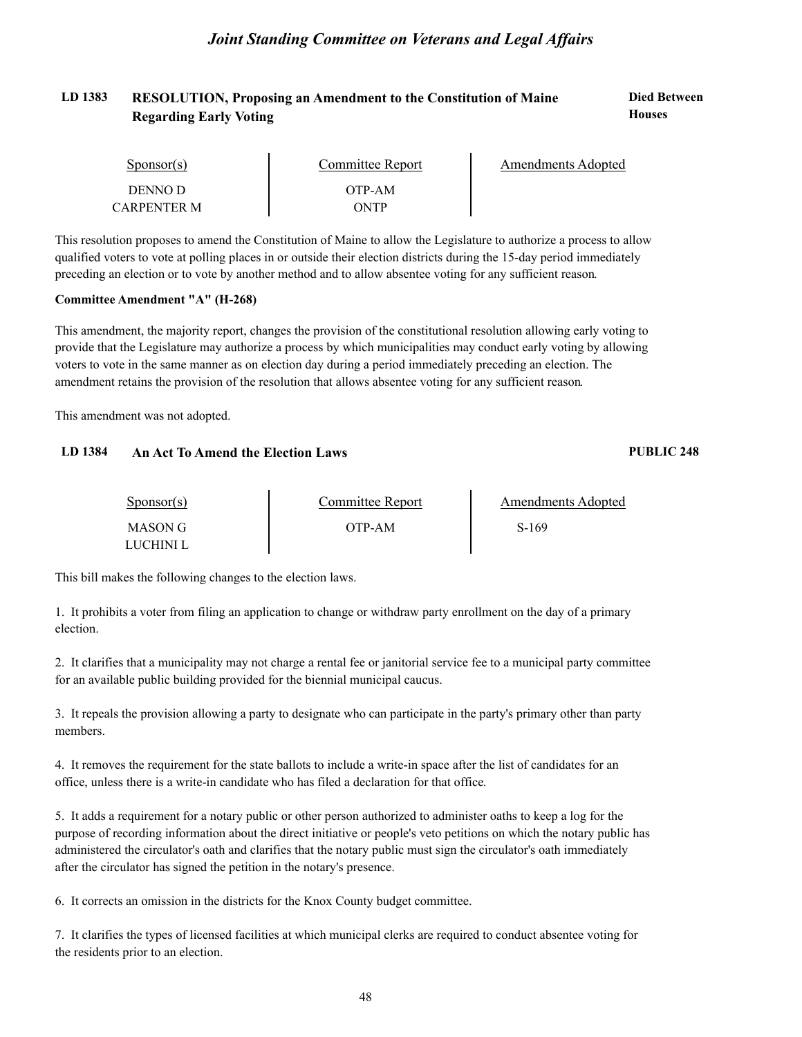## LD 1383 RESOLUTION, Proposing an Amendment to the Constitution of Maine Regarding Early Voting

**Died Between Houses**

| Sponsor(s) | Committee Report | Amendments Adopted |
|---|---|---|
| DENNO D | OTP-AM | |
| CARPENTER M | ONTP | |

This resolution proposes to amend the Constitution of Maine to allow the Legislature to authorize a process to allow qualified voters to vote at polling places in or outside their election districts during the 15-day period immediately preceding an election or to vote by another method and to allow absentee voting for any sufficient reason.

**Committee Amendment "A" (H-268)**

This amendment, the majority report, changes the provision of the constitutional resolution allowing early voting to provide that the Legislature may authorize a process by which municipalities may conduct early voting by allowing voters to vote in the same manner as on election day during a period immediately preceding an election. The amendment retains the provision of the resolution that allows absentee voting for any sufficient reason.

This amendment was not adopted.

## LD 1384 An Act To Amend the Election Laws

**PUBLIC 248**

| Sponsor(s) | Committee Report | Amendments Adopted |
|---|---|---|
| MASON G | OTP-AM | S-169 |
| LUCHINI L | | |

This bill makes the following changes to the election laws.

1. It prohibits a voter from filing an application to change or withdraw party enrollment on the day of a primary election.

2. It clarifies that a municipality may not charge a rental fee or janitorial service fee to a municipal party committee for an available public building provided for the biennial municipal caucus.

3. It repeals the provision allowing a party to designate who can participate in the party's primary other than party members.

4. It removes the requirement for the state ballots to include a write-in space after the list of candidates for an office, unless there is a write-in candidate who has filed a declaration for that office.

5. It adds a requirement for a notary public or other person authorized to administer oaths to keep a log for the purpose of recording information about the direct initiative or people's veto petitions on which the notary public has administered the circulator's oath and clarifies that the notary public must sign the circulator's oath immediately after the circulator has signed the petition in the notary's presence.

6. It corrects an omission in the districts for the Knox County budget committee.

7. It clarifies the types of licensed facilities at which municipal clerks are required to conduct absentee voting for the residents prior to an election.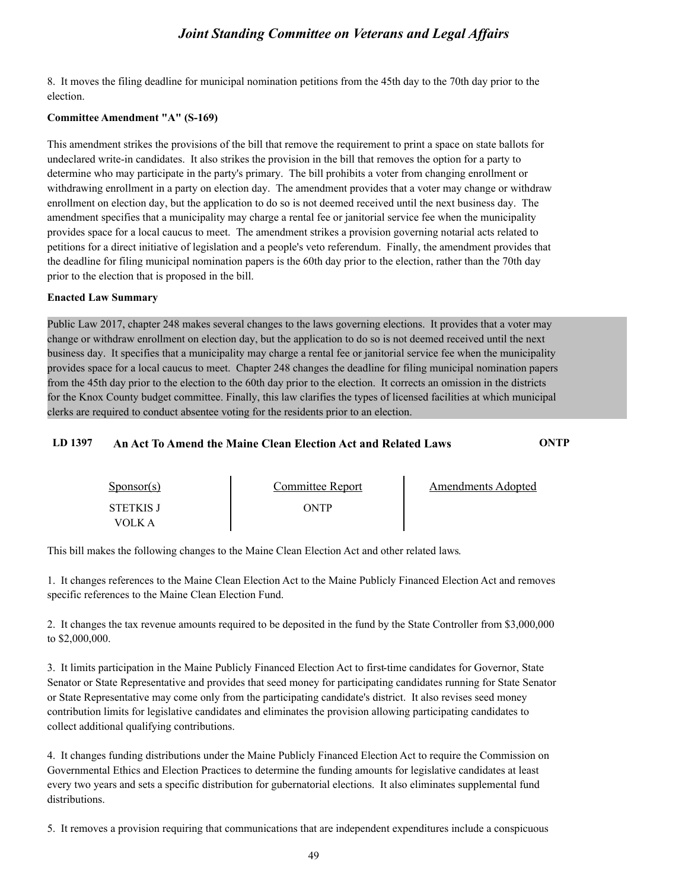8. It moves the filing deadline for municipal nomination petitions from the 45th day to the 70th day prior to the election.

**Committee Amendment "A" (S-169)**

This amendment strikes the provisions of the bill that remove the requirement to print a space on state ballots for undeclared write-in candidates. It also strikes the provision in the bill that removes the option for a party to determine who may participate in the party's primary. The bill prohibits a voter from changing enrollment or withdrawing enrollment in a party on election day. The amendment provides that a voter may change or withdraw enrollment on election day, but the application to do so is not deemed received until the next business day. The amendment specifies that a municipality may charge a rental fee or janitorial service fee when the municipality provides space for a local caucus to meet. The amendment strikes a provision governing notarial acts related to petitions for a direct initiative of legislation and a people's veto referendum. Finally, the amendment provides that the deadline for filing municipal nomination papers is the 60th day prior to the election, rather than the 70th day prior to the election that is proposed in the bill.

**Enacted Law Summary**

Public Law 2017, chapter 248 makes several changes to the laws governing elections. It provides that a voter may change or withdraw enrollment on election day, but the application to do so is not deemed received until the next business day. It specifies that a municipality may charge a rental fee or janitorial service fee when the municipality provides space for a local caucus to meet. Chapter 248 changes the deadline for filing municipal nomination papers from the 45th day prior to the election to the 60th day prior to the election. It corrects an omission in the districts for the Knox County budget committee. Finally, this law clarifies the types of licensed facilities at which municipal clerks are required to conduct absentee voting for the residents prior to an election.

### LD 1397 An Act To Amend the Maine Clean Election Act and Related Laws — ONTP

| Sponsor(s) | Committee Report | Amendments Adopted |
|---|---|---|
| STETKIS J<br>VOLK A | ONTP | |

This bill makes the following changes to the Maine Clean Election Act and other related laws.

1. It changes references to the Maine Clean Election Act to the Maine Publicly Financed Election Act and removes specific references to the Maine Clean Election Fund.

2. It changes the tax revenue amounts required to be deposited in the fund by the State Controller from $3,000,000 to $2,000,000.

3. It limits participation in the Maine Publicly Financed Election Act to first-time candidates for Governor, State Senator or State Representative and provides that seed money for participating candidates running for State Senator or State Representative may come only from the participating candidate's district. It also revises seed money contribution limits for legislative candidates and eliminates the provision allowing participating candidates to collect additional qualifying contributions.

4. It changes funding distributions under the Maine Publicly Financed Election Act to require the Commission on Governmental Ethics and Election Practices to determine the funding amounts for legislative candidates at least every two years and sets a specific distribution for gubernatorial elections. It also eliminates supplemental fund distributions.

5. It removes a provision requiring that communications that are independent expenditures include a conspicuous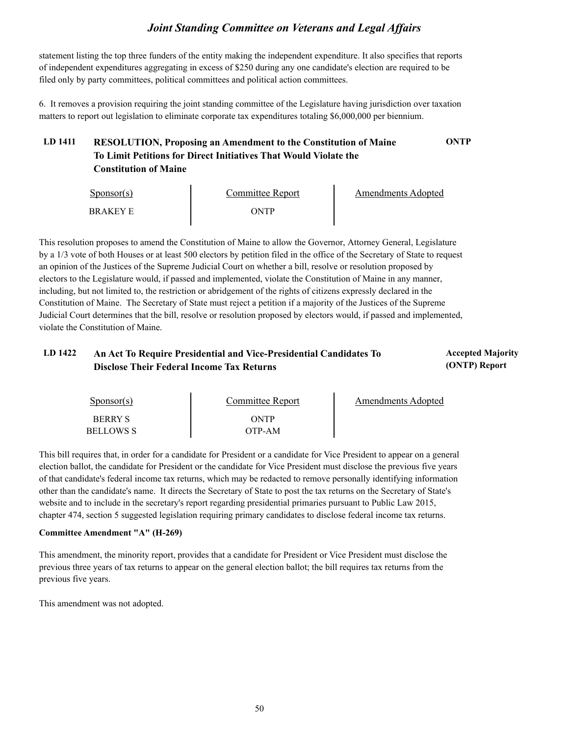statement listing the top three funders of the entity making the independent expenditure. It also specifies that reports of independent expenditures aggregating in excess of $250 during any one candidate's election are required to be filed only by party committees, political committees and political action committees.

6. It removes a provision requiring the joint standing committee of the Legislature having jurisdiction over taxation matters to report out legislation to eliminate corporate tax expenditures totaling $6,000,000 per biennium.

### LD 1411 RESOLUTION, Proposing an Amendment to the Constitution of Maine To Limit Petitions for Direct Initiatives That Would Violate the Constitution of Maine — ONTP

| Sponsor(s) | Committee Report | Amendments Adopted |
|---|---|---|
| BRAKEY E | ONTP | |

This resolution proposes to amend the Constitution of Maine to allow the Governor, Attorney General, Legislature by a 1/3 vote of both Houses or at least 500 electors by petition filed in the office of the Secretary of State to request an opinion of the Justices of the Supreme Judicial Court on whether a bill, resolve or resolution proposed by electors to the Legislature would, if passed and implemented, violate the Constitution of Maine in any manner, including, but not limited to, the restriction or abridgement of the rights of citizens expressly declared in the Constitution of Maine. The Secretary of State must reject a petition if a majority of the Justices of the Supreme Judicial Court determines that the bill, resolve or resolution proposed by electors would, if passed and implemented, violate the Constitution of Maine.

### LD 1422 An Act To Require Presidential and Vice-Presidential Candidates To Disclose Their Federal Income Tax Returns — Accepted Majority (ONTP) Report

| Sponsor(s) | Committee Report | Amendments Adopted |
|---|---|---|
| BERRY S | ONTP | |
| BELLOWS S | OTP-AM | |

This bill requires that, in order for a candidate for President or a candidate for Vice President to appear on a general election ballot, the candidate for President or the candidate for Vice President must disclose the previous five years of that candidate's federal income tax returns, which may be redacted to remove personally identifying information other than the candidate's name. It directs the Secretary of State to post the tax returns on the Secretary of State's website and to include in the secretary's report regarding presidential primaries pursuant to Public Law 2015, chapter 474, section 5 suggested legislation requiring primary candidates to disclose federal income tax returns.

**Committee Amendment "A" (H-269)**

This amendment, the minority report, provides that a candidate for President or Vice President must disclose the previous three years of tax returns to appear on the general election ballot; the bill requires tax returns from the previous five years.

This amendment was not adopted.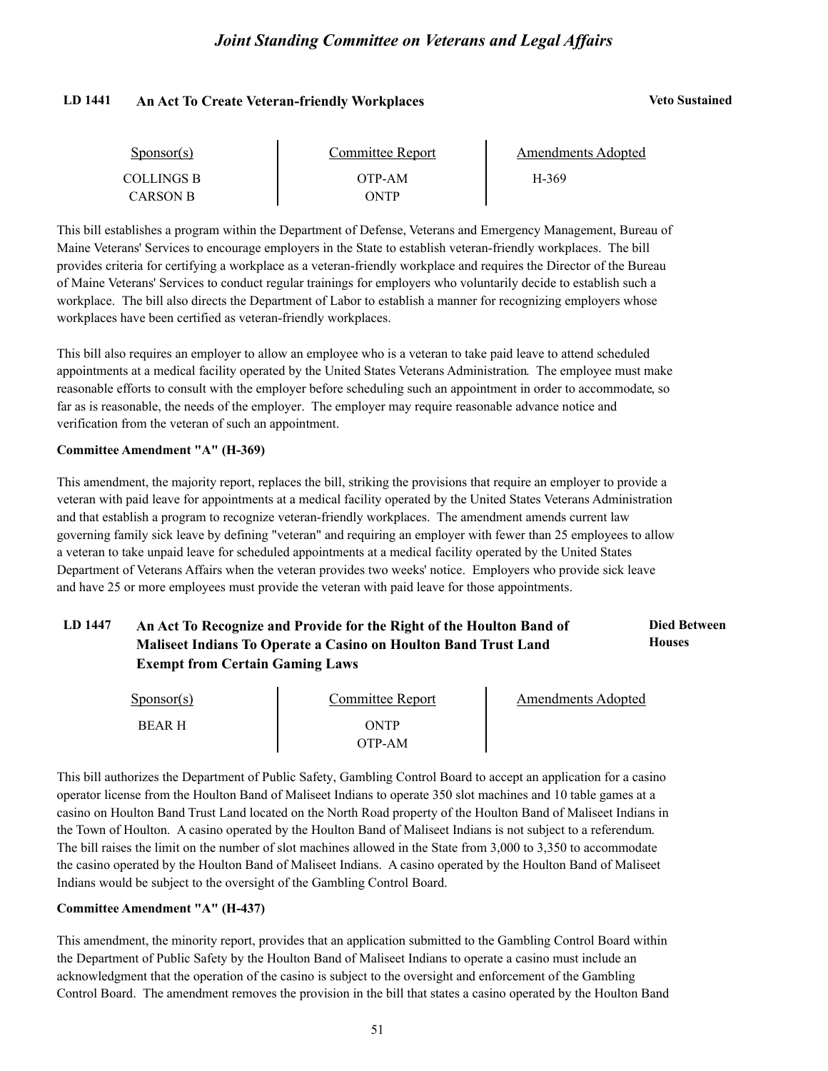## LD 1441 An Act To Create Veteran-friendly Workplaces

**Veto Sustained**

| Sponsor(s) | Committee Report | Amendments Adopted |
| --- | --- | --- |
| COLLINGS B | OTP-AM | H-369 |
| CARSON B | ONTP | |

This bill establishes a program within the Department of Defense, Veterans and Emergency Management, Bureau of Maine Veterans' Services to encourage employers in the State to establish veteran-friendly workplaces. The bill provides criteria for certifying a workplace as a veteran-friendly workplace and requires the Director of the Bureau of Maine Veterans' Services to conduct regular trainings for employers who voluntarily decide to establish such a workplace. The bill also directs the Department of Labor to establish a manner for recognizing employers whose workplaces have been certified as veteran-friendly workplaces.

This bill also requires an employer to allow an employee who is a veteran to take paid leave to attend scheduled appointments at a medical facility operated by the United States Veterans Administration. The employee must make reasonable efforts to consult with the employer before scheduling such an appointment in order to accommodate, so far as is reasonable, the needs of the employer. The employer may require reasonable advance notice and verification from the veteran of such an appointment.

**Committee Amendment "A" (H-369)**

This amendment, the majority report, replaces the bill, striking the provisions that require an employer to provide a veteran with paid leave for appointments at a medical facility operated by the United States Veterans Administration and that establish a program to recognize veteran-friendly workplaces. The amendment amends current law governing family sick leave by defining "veteran" and requiring an employer with fewer than 25 employees to allow a veteran to take unpaid leave for scheduled appointments at a medical facility operated by the United States Department of Veterans Affairs when the veteran provides two weeks' notice. Employers who provide sick leave and have 25 or more employees must provide the veteran with paid leave for those appointments.

## LD 1447 An Act To Recognize and Provide for the Right of the Houlton Band of Maliseet Indians To Operate a Casino on Houlton Band Trust Land Exempt from Certain Gaming Laws

**Died Between Houses**

| Sponsor(s) | Committee Report | Amendments Adopted |
| --- | --- | --- |
| BEAR H | ONTP | |
| | OTP-AM | |

This bill authorizes the Department of Public Safety, Gambling Control Board to accept an application for a casino operator license from the Houlton Band of Maliseet Indians to operate 350 slot machines and 10 table games at a casino on Houlton Band Trust Land located on the North Road property of the Houlton Band of Maliseet Indians in the Town of Houlton. A casino operated by the Houlton Band of Maliseet Indians is not subject to a referendum. The bill raises the limit on the number of slot machines allowed in the State from 3,000 to 3,350 to accommodate the casino operated by the Houlton Band of Maliseet Indians. A casino operated by the Houlton Band of Maliseet Indians would be subject to the oversight of the Gambling Control Board.

**Committee Amendment "A" (H-437)**

This amendment, the minority report, provides that an application submitted to the Gambling Control Board within the Department of Public Safety by the Houlton Band of Maliseet Indians to operate a casino must include an acknowledgment that the operation of the casino is subject to the oversight and enforcement of the Gambling Control Board. The amendment removes the provision in the bill that states a casino operated by the Houlton Band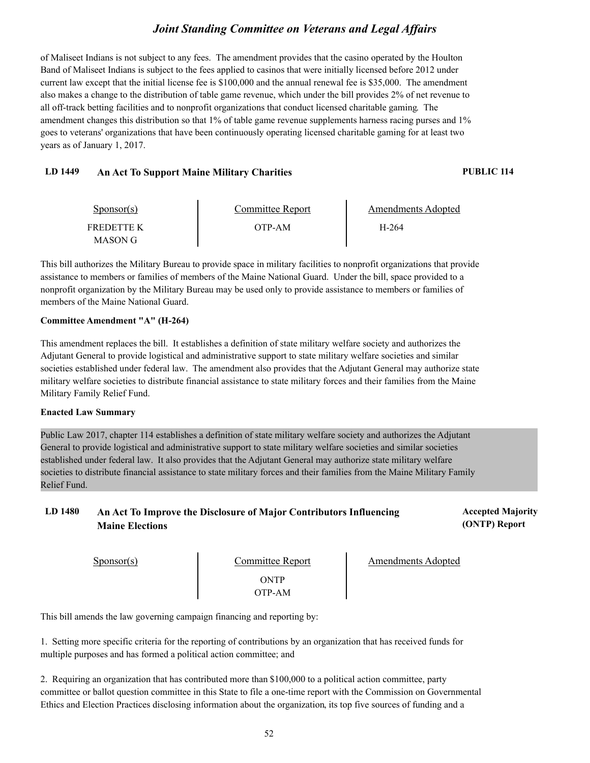of Maliseet Indians is not subject to any fees. The amendment provides that the casino operated by the Houlton Band of Maliseet Indians is subject to the fees applied to casinos that were initially licensed before 2012 under current law except that the initial license fee is $100,000 and the annual renewal fee is $35,000. The amendment also makes a change to the distribution of table game revenue, which under the bill provides 2% of net revenue to all off-track betting facilities and to nonprofit organizations that conduct licensed charitable gaming. The amendment changes this distribution so that 1% of table game revenue supplements harness racing purses and 1% goes to veterans' organizations that have been continuously operating licensed charitable gaming for at least two years as of January 1, 2017.

## LD 1449 An Act To Support Maine Military Charities — PUBLIC 114

| Sponsor(s) | Committee Report | Amendments Adopted |
|---|---|---|
| FREDETTE K<br>MASON G | OTP-AM | H-264 |

This bill authorizes the Military Bureau to provide space in military facilities to nonprofit organizations that provide assistance to members or families of members of the Maine National Guard. Under the bill, space provided to a nonprofit organization by the Military Bureau may be used only to provide assistance to members or families of members of the Maine National Guard.

**Committee Amendment "A" (H-264)**

This amendment replaces the bill. It establishes a definition of state military welfare society and authorizes the Adjutant General to provide logistical and administrative support to state military welfare societies and similar societies established under federal law. The amendment also provides that the Adjutant General may authorize state military welfare societies to distribute financial assistance to state military forces and their families from the Maine Military Family Relief Fund.

**Enacted Law Summary**

Public Law 2017, chapter 114 establishes a definition of state military welfare society and authorizes the Adjutant General to provide logistical and administrative support to state military welfare societies and similar societies established under federal law. It also provides that the Adjutant General may authorize state military welfare societies to distribute financial assistance to state military forces and their families from the Maine Military Family Relief Fund.

## LD 1480 An Act To Improve the Disclosure of Major Contributors Influencing Maine Elections — Accepted Majority (ONTP) Report

| Sponsor(s) | Committee Report | Amendments Adopted |
|---|---|---|
| | ONTP<br>OTP-AM | |

This bill amends the law governing campaign financing and reporting by:

1. Setting more specific criteria for the reporting of contributions by an organization that has received funds for multiple purposes and has formed a political action committee; and

2. Requiring an organization that has contributed more than $100,000 to a political action committee, party committee or ballot question committee in this State to file a one-time report with the Commission on Governmental Ethics and Election Practices disclosing information about the organization, its top five sources of funding and a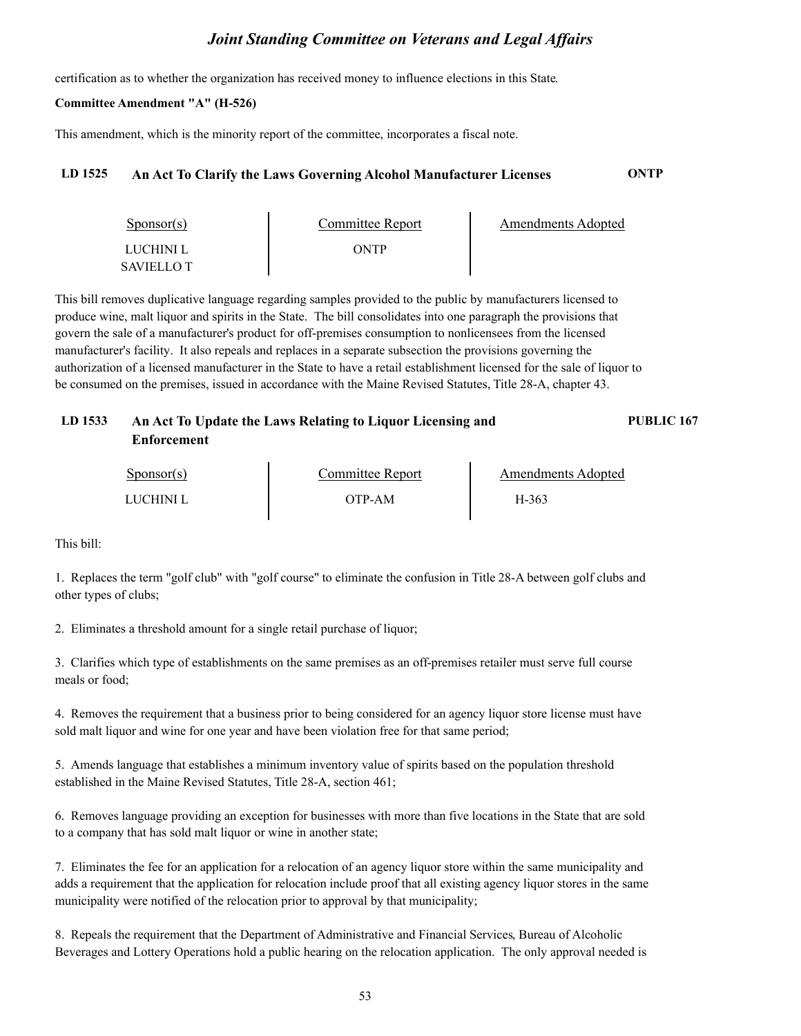certification as to whether the organization has received money to influence elections in this State.

**Committee Amendment "A" (H-526)**

This amendment, which is the minority report of the committee, incorporates a fiscal note.

### LD 1525 An Act To Clarify the Laws Governing Alcohol Manufacturer Licenses — ONTP

| Sponsor(s) | Committee Report | Amendments Adopted |
|---|---|---|
| LUCHINI L<br>SAVIELLO T | ONTP | |

This bill removes duplicative language regarding samples provided to the public by manufacturers licensed to produce wine, malt liquor and spirits in the State. The bill consolidates into one paragraph the provisions that govern the sale of a manufacturer's product for off-premises consumption to nonlicensees from the licensed manufacturer's facility. It also repeals and replaces in a separate subsection the provisions governing the authorization of a licensed manufacturer in the State to have a retail establishment licensed for the sale of liquor to be consumed on the premises, issued in accordance with the Maine Revised Statutes, Title 28-A, chapter 43.

### LD 1533 An Act To Update the Laws Relating to Liquor Licensing and Enforcement — PUBLIC 167

| Sponsor(s) | Committee Report | Amendments Adopted |
|---|---|---|
| LUCHINI L | OTP-AM | H-363 |

This bill:

1. Replaces the term "golf club" with "golf course" to eliminate the confusion in Title 28-A between golf clubs and other types of clubs;

2. Eliminates a threshold amount for a single retail purchase of liquor;

3. Clarifies which type of establishments on the same premises as an off-premises retailer must serve full course meals or food;

4. Removes the requirement that a business prior to being considered for an agency liquor store license must have sold malt liquor and wine for one year and have been violation free for that same period;

5. Amends language that establishes a minimum inventory value of spirits based on the population threshold established in the Maine Revised Statutes, Title 28-A, section 461;

6. Removes language providing an exception for businesses with more than five locations in the State that are sold to a company that has sold malt liquor or wine in another state;

7. Eliminates the fee for an application for a relocation of an agency liquor store within the same municipality and adds a requirement that the application for relocation include proof that all existing agency liquor stores in the same municipality were notified of the relocation prior to approval by that municipality;

8. Repeals the requirement that the Department of Administrative and Financial Services, Bureau of Alcoholic Beverages and Lottery Operations hold a public hearing on the relocation application. The only approval needed is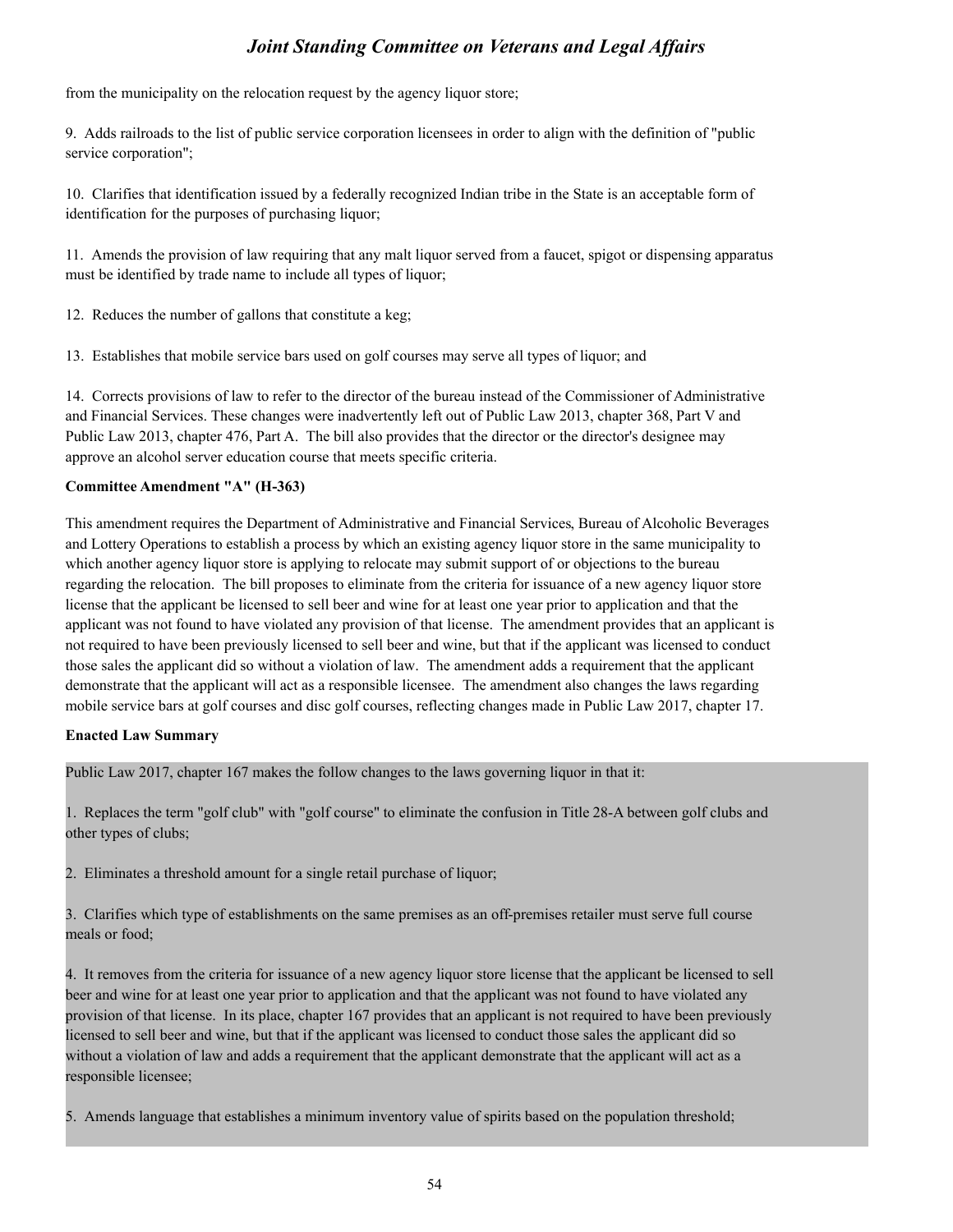from the municipality on the relocation request by the agency liquor store;

9. Adds railroads to the list of public service corporation licensees in order to align with the definition of "public service corporation";

10. Clarifies that identification issued by a federally recognized Indian tribe in the State is an acceptable form of identification for the purposes of purchasing liquor;

11. Amends the provision of law requiring that any malt liquor served from a faucet, spigot or dispensing apparatus must be identified by trade name to include all types of liquor;

12. Reduces the number of gallons that constitute a keg;

13. Establishes that mobile service bars used on golf courses may serve all types of liquor; and

14. Corrects provisions of law to refer to the director of the bureau instead of the Commissioner of Administrative and Financial Services. These changes were inadvertently left out of Public Law 2013, chapter 368, Part V and Public Law 2013, chapter 476, Part A. The bill also provides that the director or the director's designee may approve an alcohol server education course that meets specific criteria.

**Committee Amendment "A" (H-363)**

This amendment requires the Department of Administrative and Financial Services, Bureau of Alcoholic Beverages and Lottery Operations to establish a process by which an existing agency liquor store in the same municipality to which another agency liquor store is applying to relocate may submit support of or objections to the bureau regarding the relocation. The bill proposes to eliminate from the criteria for issuance of a new agency liquor store license that the applicant be licensed to sell beer and wine for at least one year prior to application and that the applicant was not found to have violated any provision of that license. The amendment provides that an applicant is not required to have been previously licensed to sell beer and wine, but that if the applicant was licensed to conduct those sales the applicant did so without a violation of law. The amendment adds a requirement that the applicant demonstrate that the applicant will act as a responsible licensee. The amendment also changes the laws regarding mobile service bars at golf courses and disc golf courses, reflecting changes made in Public Law 2017, chapter 17.

**Enacted Law Summary**

Public Law 2017, chapter 167 makes the follow changes to the laws governing liquor in that it:

1. Replaces the term "golf club" with "golf course" to eliminate the confusion in Title 28-A between golf clubs and other types of clubs;

2. Eliminates a threshold amount for a single retail purchase of liquor;

3. Clarifies which type of establishments on the same premises as an off-premises retailer must serve full course meals or food;

4. It removes from the criteria for issuance of a new agency liquor store license that the applicant be licensed to sell beer and wine for at least one year prior to application and that the applicant was not found to have violated any provision of that license. In its place, chapter 167 provides that an applicant is not required to have been previously licensed to sell beer and wine, but that if the applicant was licensed to conduct those sales the applicant did so without a violation of law and adds a requirement that the applicant demonstrate that the applicant will act as a responsible licensee;

5. Amends language that establishes a minimum inventory value of spirits based on the population threshold;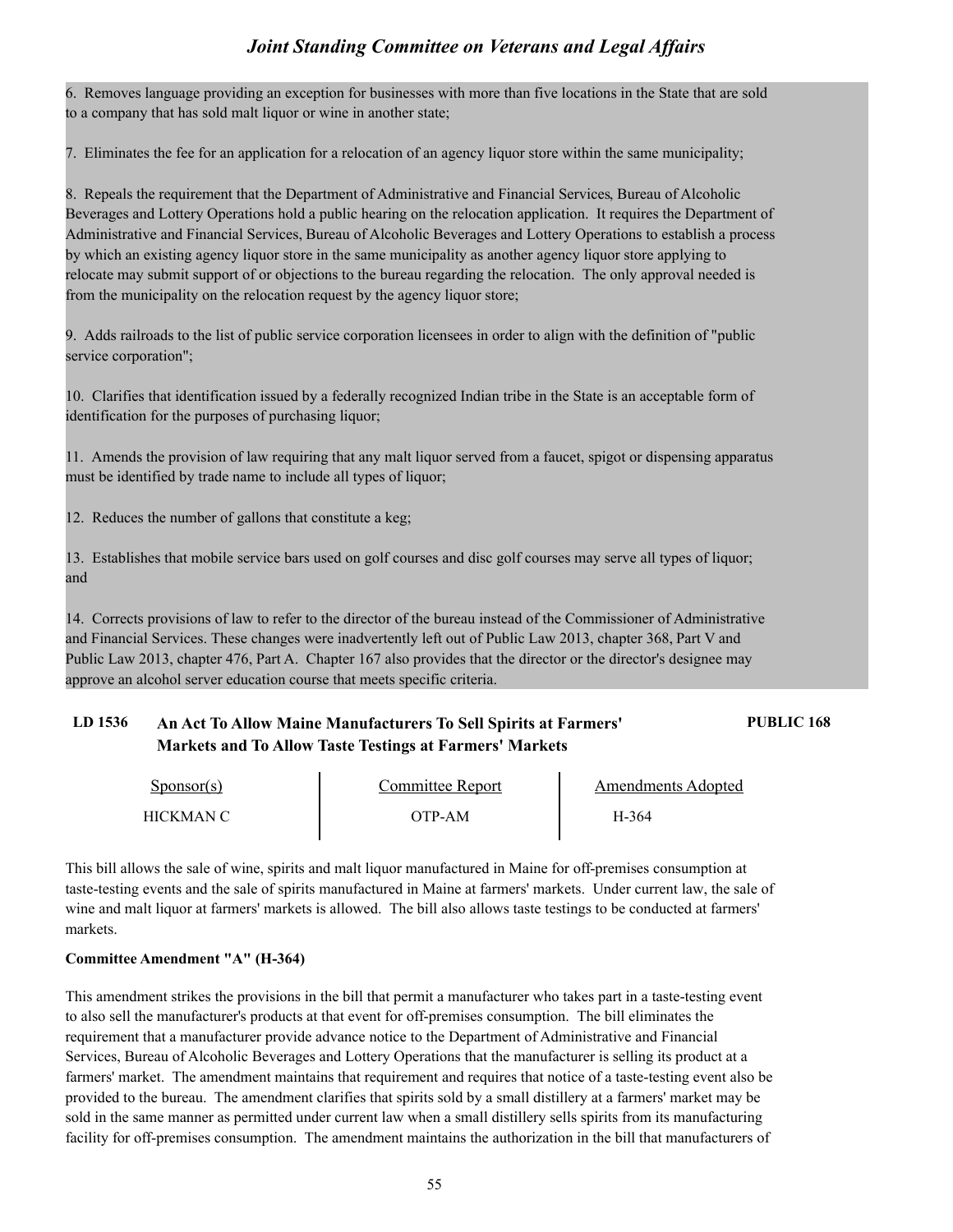6. Removes language providing an exception for businesses with more than five locations in the State that are sold to a company that has sold malt liquor or wine in another state;

7. Eliminates the fee for an application for a relocation of an agency liquor store within the same municipality;

8. Repeals the requirement that the Department of Administrative and Financial Services, Bureau of Alcoholic Beverages and Lottery Operations hold a public hearing on the relocation application. It requires the Department of Administrative and Financial Services, Bureau of Alcoholic Beverages and Lottery Operations to establish a process by which an existing agency liquor store in the same municipality as another agency liquor store applying to relocate may submit support of or objections to the bureau regarding the relocation. The only approval needed is from the municipality on the relocation request by the agency liquor store;

9. Adds railroads to the list of public service corporation licensees in order to align with the definition of "public service corporation";

10. Clarifies that identification issued by a federally recognized Indian tribe in the State is an acceptable form of identification for the purposes of purchasing liquor;

11. Amends the provision of law requiring that any malt liquor served from a faucet, spigot or dispensing apparatus must be identified by trade name to include all types of liquor;

12. Reduces the number of gallons that constitute a keg;

13. Establishes that mobile service bars used on golf courses and disc golf courses may serve all types of liquor; and

14. Corrects provisions of law to refer to the director of the bureau instead of the Commissioner of Administrative and Financial Services. These changes were inadvertently left out of Public Law 2013, chapter 368, Part V and Public Law 2013, chapter 476, Part A. Chapter 167 also provides that the director or the director's designee may approve an alcohol server education course that meets specific criteria.

### LD 1536 An Act To Allow Maine Manufacturers To Sell Spirits at Farmers' Markets and To Allow Taste Testings at Farmers' Markets — PUBLIC 168

| Sponsor(s) | Committee Report | Amendments Adopted |
|---|---|---|
| HICKMAN C | OTP-AM | H-364 |

This bill allows the sale of wine, spirits and malt liquor manufactured in Maine for off-premises consumption at taste-testing events and the sale of spirits manufactured in Maine at farmers' markets. Under current law, the sale of wine and malt liquor at farmers' markets is allowed. The bill also allows taste testings to be conducted at farmers' markets.

**Committee Amendment "A" (H-364)**

This amendment strikes the provisions in the bill that permit a manufacturer who takes part in a taste-testing event to also sell the manufacturer's products at that event for off-premises consumption. The bill eliminates the requirement that a manufacturer provide advance notice to the Department of Administrative and Financial Services, Bureau of Alcoholic Beverages and Lottery Operations that the manufacturer is selling its product at a farmers' market. The amendment maintains that requirement and requires that notice of a taste-testing event also be provided to the bureau. The amendment clarifies that spirits sold by a small distillery at a farmers' market may be sold in the same manner as permitted under current law when a small distillery sells spirits from its manufacturing facility for off-premises consumption. The amendment maintains the authorization in the bill that manufacturers of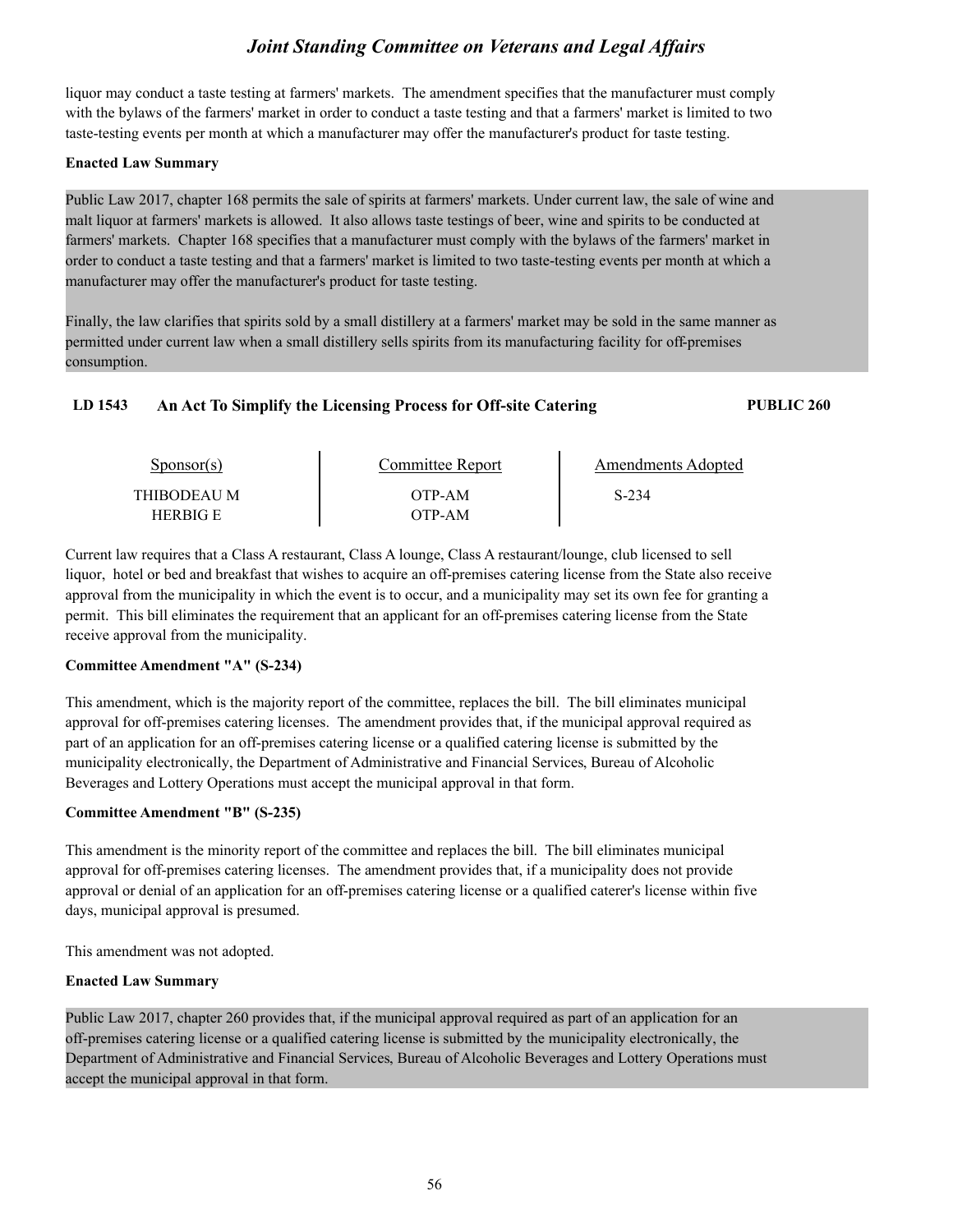liquor may conduct a taste testing at farmers' markets. The amendment specifies that the manufacturer must comply with the bylaws of the farmers' market in order to conduct a taste testing and that a farmers' market is limited to two taste-testing events per month at which a manufacturer may offer the manufacturer's product for taste testing.

**Enacted Law Summary**

Public Law 2017, chapter 168 permits the sale of spirits at farmers' markets. Under current law, the sale of wine and malt liquor at farmers' markets is allowed. It also allows taste testings of beer, wine and spirits to be conducted at farmers' markets. Chapter 168 specifies that a manufacturer must comply with the bylaws of the farmers' market in order to conduct a taste testing and that a farmers' market is limited to two taste-testing events per month at which a manufacturer may offer the manufacturer's product for taste testing.

Finally, the law clarifies that spirits sold by a small distillery at a farmers' market may be sold in the same manner as permitted under current law when a small distillery sells spirits from its manufacturing facility for off-premises consumption.

### LD 1543 An Act To Simplify the Licensing Process for Off-site Catering — PUBLIC 260

| Sponsor(s) | Committee Report | Amendments Adopted |
|---|---|---|
| THIBODEAU M | OTP-AM | S-234 |
| HERBIG E | OTP-AM | |

Current law requires that a Class A restaurant, Class A lounge, Class A restaurant/lounge, club licensed to sell liquor, hotel or bed and breakfast that wishes to acquire an off-premises catering license from the State also receive approval from the municipality in which the event is to occur, and a municipality may set its own fee for granting a permit. This bill eliminates the requirement that an applicant for an off-premises catering license from the State receive approval from the municipality.

**Committee Amendment "A" (S-234)**

This amendment, which is the majority report of the committee, replaces the bill. The bill eliminates municipal approval for off-premises catering licenses. The amendment provides that, if the municipal approval required as part of an application for an off-premises catering license or a qualified catering license is submitted by the municipality electronically, the Department of Administrative and Financial Services, Bureau of Alcoholic Beverages and Lottery Operations must accept the municipal approval in that form.

**Committee Amendment "B" (S-235)**

This amendment is the minority report of the committee and replaces the bill. The bill eliminates municipal approval for off-premises catering licenses. The amendment provides that, if a municipality does not provide approval or denial of an application for an off-premises catering license or a qualified caterer's license within five days, municipal approval is presumed.

This amendment was not adopted.

**Enacted Law Summary**

Public Law 2017, chapter 260 provides that, if the municipal approval required as part of an application for an off-premises catering license or a qualified catering license is submitted by the municipality electronically, the Department of Administrative and Financial Services, Bureau of Alcoholic Beverages and Lottery Operations must accept the municipal approval in that form.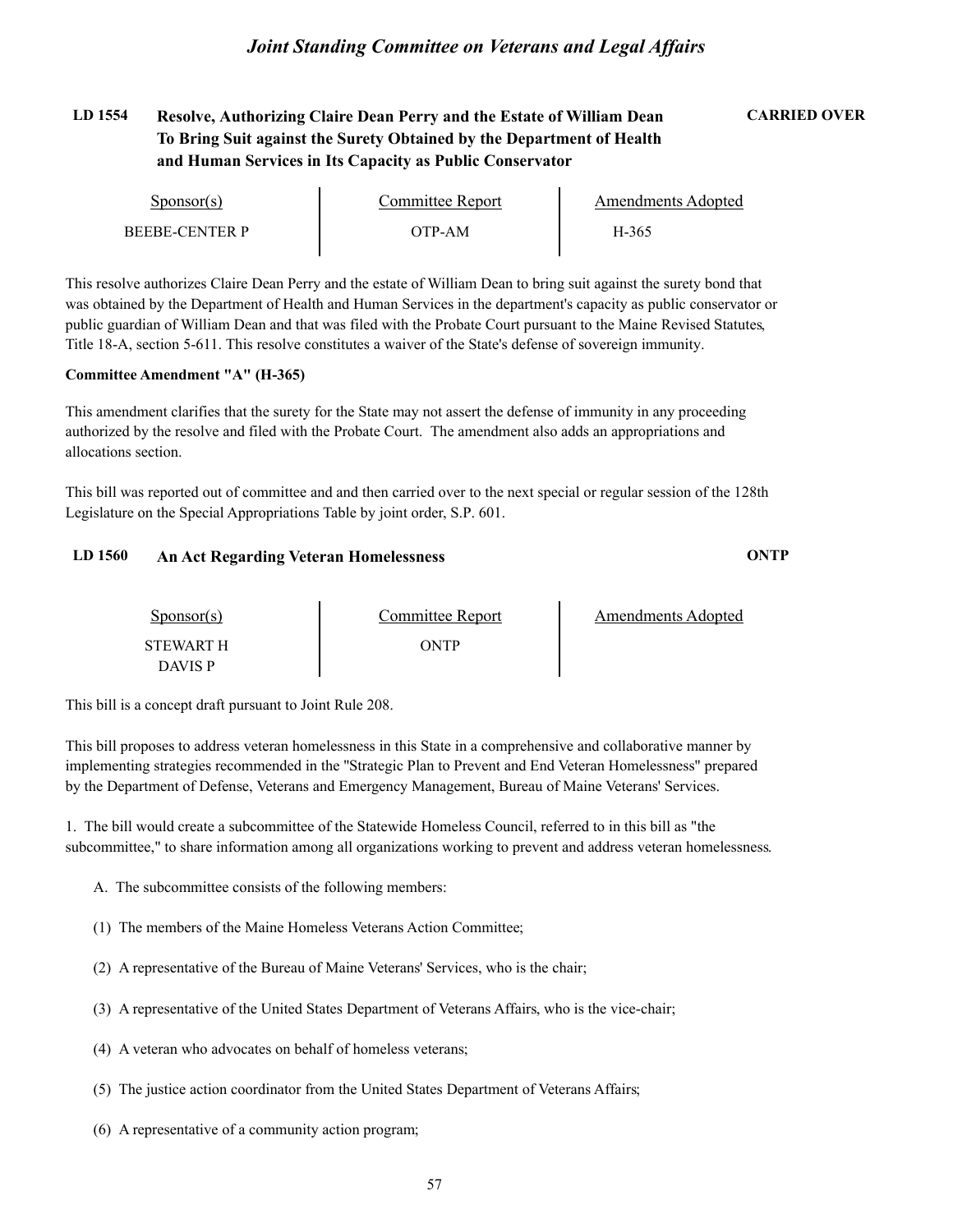## LD 1554 Resolve, Authorizing Claire Dean Perry and the Estate of William Dean To Bring Suit against the Surety Obtained by the Department of Health and Human Services in Its Capacity as Public Conservator

**CARRIED OVER**

| Sponsor(s) | Committee Report | Amendments Adopted |
|---|---|---|
| BEEBE-CENTER P | OTP-AM | H-365 |

This resolve authorizes Claire Dean Perry and the estate of William Dean to bring suit against the surety bond that was obtained by the Department of Health and Human Services in the department's capacity as public conservator or public guardian of William Dean and that was filed with the Probate Court pursuant to the Maine Revised Statutes, Title 18-A, section 5-611. This resolve constitutes a waiver of the State's defense of sovereign immunity.

**Committee Amendment "A" (H-365)**

This amendment clarifies that the surety for the State may not assert the defense of immunity in any proceeding authorized by the resolve and filed with the Probate Court. The amendment also adds an appropriations and allocations section.

This bill was reported out of committee and and then carried over to the next special or regular session of the 128th Legislature on the Special Appropriations Table by joint order, S.P. 601.

## LD 1560 An Act Regarding Veteran Homelessness

**ONTP**

| Sponsor(s) | Committee Report | Amendments Adopted |
|---|---|---|
| STEWART H<br>DAVIS P | ONTP | |

This bill is a concept draft pursuant to Joint Rule 208.

This bill proposes to address veteran homelessness in this State in a comprehensive and collaborative manner by implementing strategies recommended in the "Strategic Plan to Prevent and End Veteran Homelessness" prepared by the Department of Defense, Veterans and Emergency Management, Bureau of Maine Veterans' Services.

1. The bill would create a subcommittee of the Statewide Homeless Council, referred to in this bill as "the subcommittee," to share information among all organizations working to prevent and address veteran homelessness.

A. The subcommittee consists of the following members:

(1) The members of the Maine Homeless Veterans Action Committee;

(2) A representative of the Bureau of Maine Veterans' Services, who is the chair;

(3) A representative of the United States Department of Veterans Affairs, who is the vice-chair;

(4) A veteran who advocates on behalf of homeless veterans;

(5) The justice action coordinator from the United States Department of Veterans Affairs;

(6) A representative of a community action program;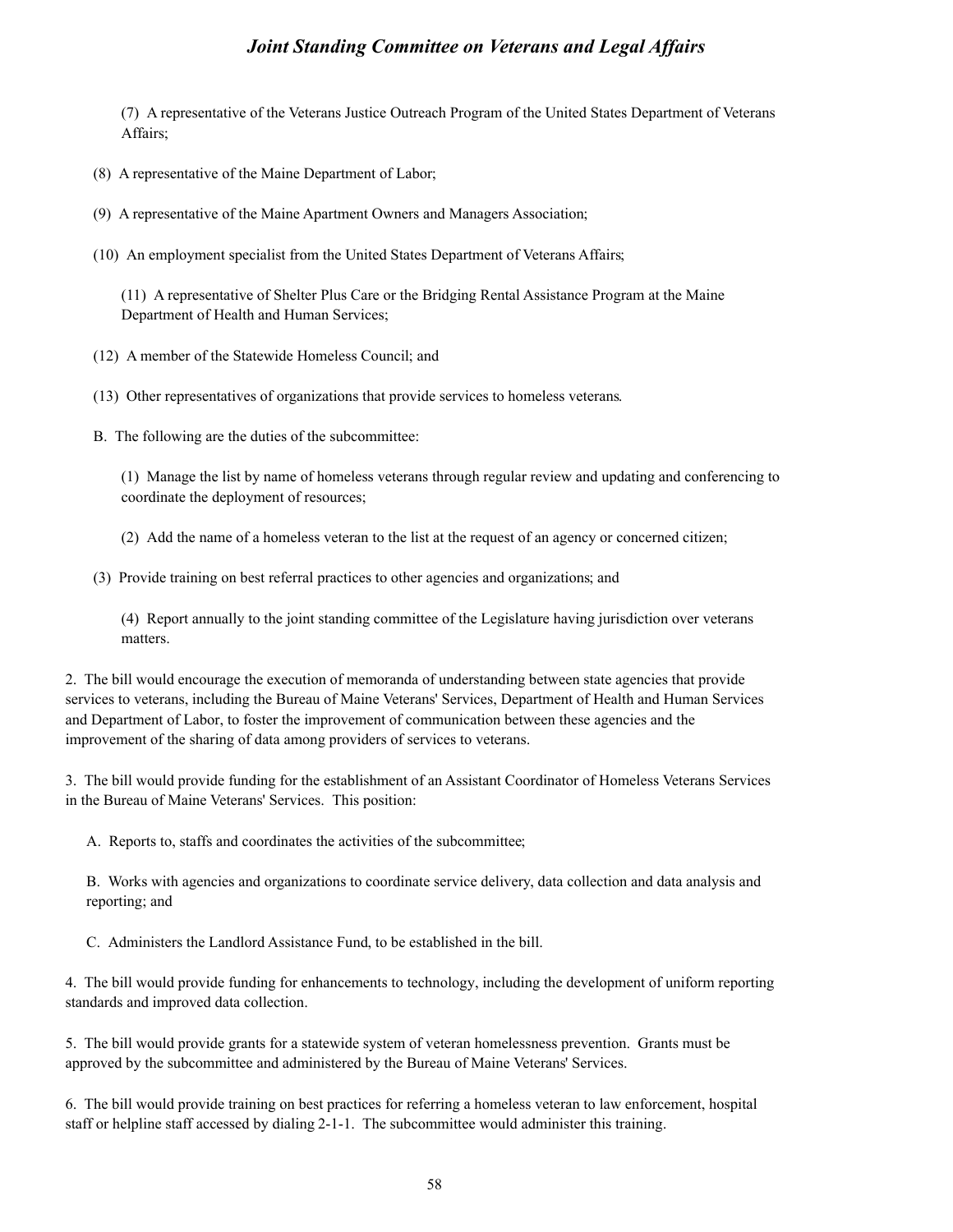(7) A representative of the Veterans Justice Outreach Program of the United States Department of Veterans Affairs;

(8) A representative of the Maine Department of Labor;

(9) A representative of the Maine Apartment Owners and Managers Association;

(10) An employment specialist from the United States Department of Veterans Affairs;

(11) A representative of Shelter Plus Care or the Bridging Rental Assistance Program at the Maine Department of Health and Human Services;

(12) A member of the Statewide Homeless Council; and

(13) Other representatives of organizations that provide services to homeless veterans.

B. The following are the duties of the subcommittee:

(1) Manage the list by name of homeless veterans through regular review and updating and conferencing to coordinate the deployment of resources;

(2) Add the name of a homeless veteran to the list at the request of an agency or concerned citizen;

(3) Provide training on best referral practices to other agencies and organizations; and

(4) Report annually to the joint standing committee of the Legislature having jurisdiction over veterans matters.

2. The bill would encourage the execution of memoranda of understanding between state agencies that provide services to veterans, including the Bureau of Maine Veterans' Services, Department of Health and Human Services and Department of Labor, to foster the improvement of communication between these agencies and the improvement of the sharing of data among providers of services to veterans.

3. The bill would provide funding for the establishment of an Assistant Coordinator of Homeless Veterans Services in the Bureau of Maine Veterans' Services. This position:

A. Reports to, staffs and coordinates the activities of the subcommittee;

B. Works with agencies and organizations to coordinate service delivery, data collection and data analysis and reporting; and

C. Administers the Landlord Assistance Fund, to be established in the bill.

4. The bill would provide funding for enhancements to technology, including the development of uniform reporting standards and improved data collection.

5. The bill would provide grants for a statewide system of veteran homelessness prevention. Grants must be approved by the subcommittee and administered by the Bureau of Maine Veterans' Services.

6. The bill would provide training on best practices for referring a homeless veteran to law enforcement, hospital staff or helpline staff accessed by dialing 2-1-1. The subcommittee would administer this training.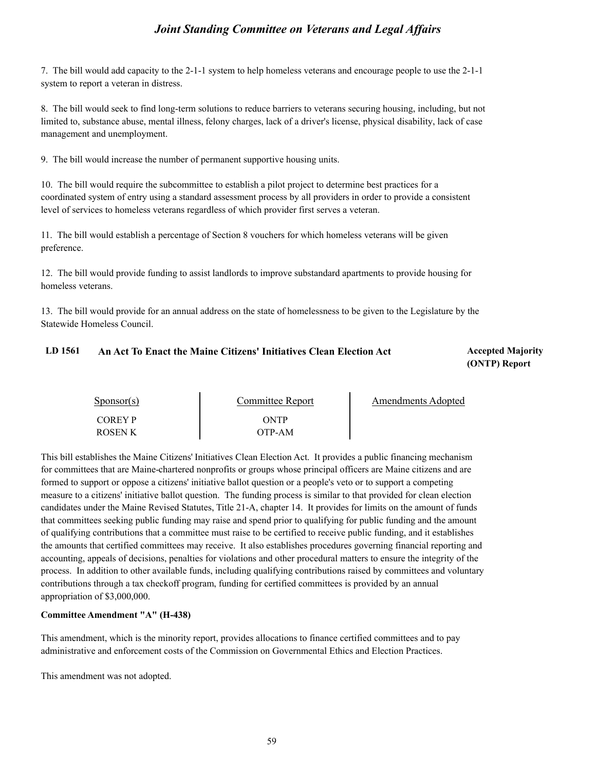7. The bill would add capacity to the 2-1-1 system to help homeless veterans and encourage people to use the 2-1-1 system to report a veteran in distress.

8. The bill would seek to find long-term solutions to reduce barriers to veterans securing housing, including, but not limited to, substance abuse, mental illness, felony charges, lack of a driver's license, physical disability, lack of case management and unemployment.

9. The bill would increase the number of permanent supportive housing units.

10. The bill would require the subcommittee to establish a pilot project to determine best practices for a coordinated system of entry using a standard assessment process by all providers in order to provide a consistent level of services to homeless veterans regardless of which provider first serves a veteran.

11. The bill would establish a percentage of Section 8 vouchers for which homeless veterans will be given preference.

12. The bill would provide funding to assist landlords to improve substandard apartments to provide housing for homeless veterans.

13. The bill would provide for an annual address on the state of homelessness to be given to the Legislature by the Statewide Homeless Council.

## LD 1561 An Act To Enact the Maine Citizens' Initiatives Clean Election Act

**Accepted Majority (ONTP) Report**

| Sponsor(s) | Committee Report | Amendments Adopted |
|---|---|---|
| COREY P | ONTP | |
| ROSEN K | OTP-AM | |

This bill establishes the Maine Citizens' Initiatives Clean Election Act. It provides a public financing mechanism for committees that are Maine-chartered nonprofits or groups whose principal officers are Maine citizens and are formed to support or oppose a citizens' initiative ballot question or a people's veto or to support a competing measure to a citizens' initiative ballot question. The funding process is similar to that provided for clean election candidates under the Maine Revised Statutes, Title 21-A, chapter 14. It provides for limits on the amount of funds that committees seeking public funding may raise and spend prior to qualifying for public funding and the amount of qualifying contributions that a committee must raise to be certified to receive public funding, and it establishes the amounts that certified committees may receive. It also establishes procedures governing financial reporting and accounting, appeals of decisions, penalties for violations and other procedural matters to ensure the integrity of the process. In addition to other available funds, including qualifying contributions raised by committees and voluntary contributions through a tax checkoff program, funding for certified committees is provided by an annual appropriation of $3,000,000.

**Committee Amendment "A" (H-438)**

This amendment, which is the minority report, provides allocations to finance certified committees and to pay administrative and enforcement costs of the Commission on Governmental Ethics and Election Practices.

This amendment was not adopted.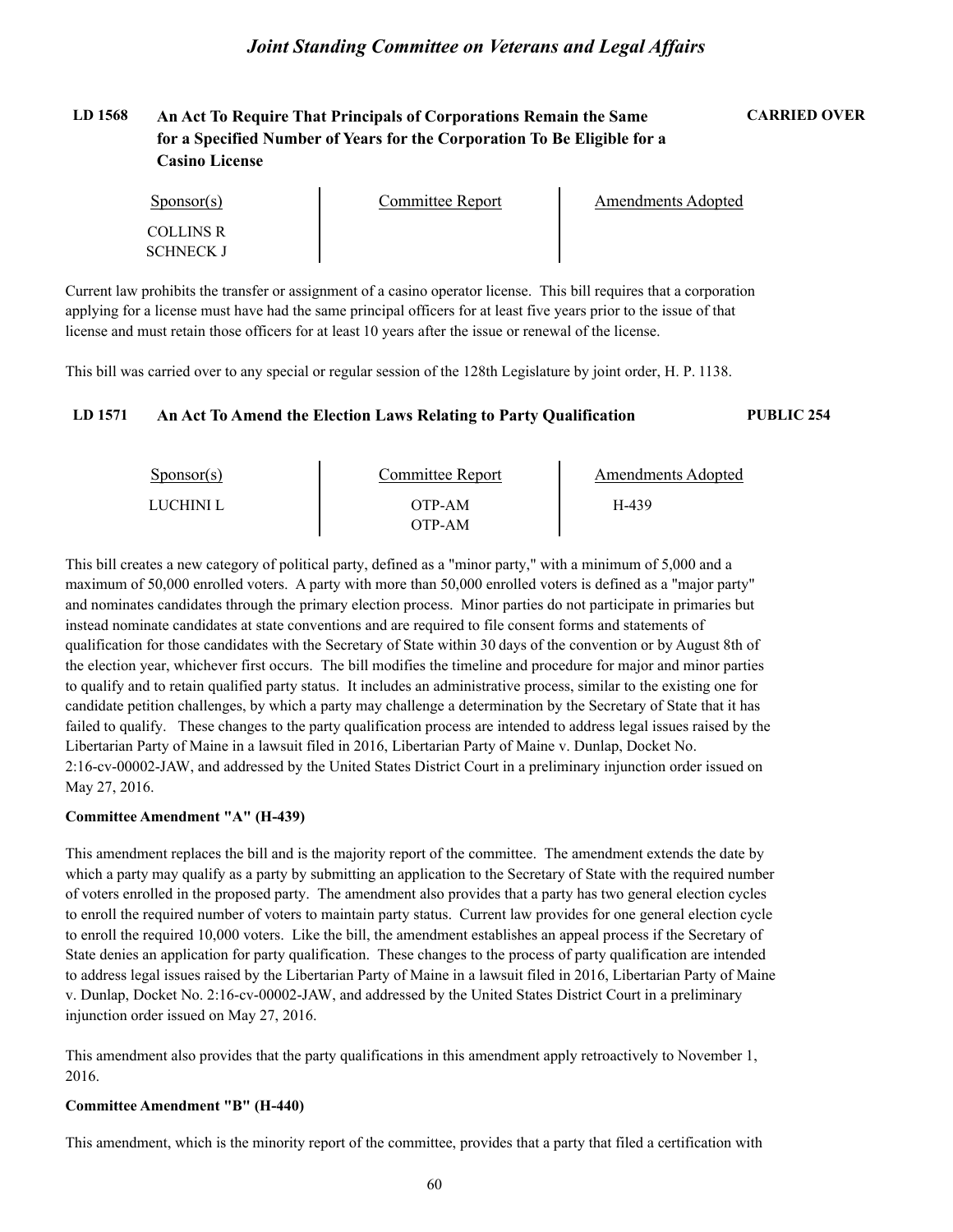**LD 1568 An Act To Require That Principals of Corporations Remain the Same for a Specified Number of Years for the Corporation To Be Eligible for a Casino License** **CARRIED OVER**

| Sponsor(s) | Committee Report | Amendments Adopted |
|---|---|---|
| COLLINS R<br>SCHNECK J | | |

Current law prohibits the transfer or assignment of a casino operator license. This bill requires that a corporation applying for a license must have had the same principal officers for at least five years prior to the issue of that license and must retain those officers for at least 10 years after the issue or renewal of the license.

This bill was carried over to any special or regular session of the 128th Legislature by joint order, H. P. 1138.

**LD 1571 An Act To Amend the Election Laws Relating to Party Qualification** **PUBLIC 254**

| Sponsor(s) | Committee Report | Amendments Adopted |
|---|---|---|
| LUCHINI L | OTP-AM<br>OTP-AM | H-439 |

This bill creates a new category of political party, defined as a "minor party," with a minimum of 5,000 and a maximum of 50,000 enrolled voters. A party with more than 50,000 enrolled voters is defined as a "major party" and nominates candidates through the primary election process. Minor parties do not participate in primaries but instead nominate candidates at state conventions and are required to file consent forms and statements of qualification for those candidates with the Secretary of State within 30 days of the convention or by August 8th of the election year, whichever first occurs. The bill modifies the timeline and procedure for major and minor parties to qualify and to retain qualified party status. It includes an administrative process, similar to the existing one for candidate petition challenges, by which a party may challenge a determination by the Secretary of State that it has failed to qualify. These changes to the party qualification process are intended to address legal issues raised by the Libertarian Party of Maine in a lawsuit filed in 2016, Libertarian Party of Maine v. Dunlap, Docket No. 2:16-cv-00002-JAW, and addressed by the United States District Court in a preliminary injunction order issued on May 27, 2016.

**Committee Amendment "A" (H-439)**

This amendment replaces the bill and is the majority report of the committee. The amendment extends the date by which a party may qualify as a party by submitting an application to the Secretary of State with the required number of voters enrolled in the proposed party. The amendment also provides that a party has two general election cycles to enroll the required number of voters to maintain party status. Current law provides for one general election cycle to enroll the required 10,000 voters. Like the bill, the amendment establishes an appeal process if the Secretary of State denies an application for party qualification. These changes to the process of party qualification are intended to address legal issues raised by the Libertarian Party of Maine in a lawsuit filed in 2016, Libertarian Party of Maine v. Dunlap, Docket No. 2:16-cv-00002-JAW, and addressed by the United States District Court in a preliminary injunction order issued on May 27, 2016.

This amendment also provides that the party qualifications in this amendment apply retroactively to November 1, 2016.

**Committee Amendment "B" (H-440)**

This amendment, which is the minority report of the committee, provides that a party that filed a certification with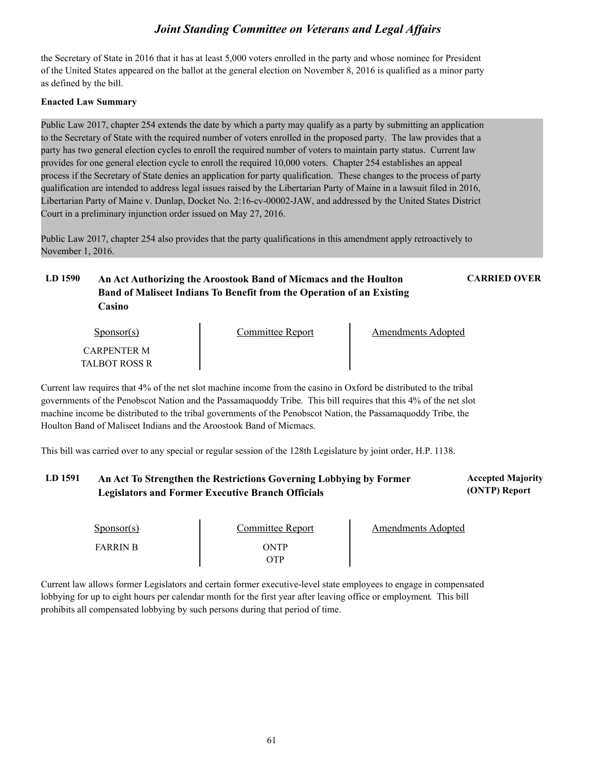the Secretary of State in 2016 that it has at least 5,000 voters enrolled in the party and whose nominee for President of the United States appeared on the ballot at the general election on November 8, 2016 is qualified as a minor party as defined by the bill.

**Enacted Law Summary**

Public Law 2017, chapter 254 extends the date by which a party may qualify as a party by submitting an application to the Secretary of State with the required number of voters enrolled in the proposed party. The law provides that a party has two general election cycles to enroll the required number of voters to maintain party status. Current law provides for one general election cycle to enroll the required 10,000 voters. Chapter 254 establishes an appeal process if the Secretary of State denies an application for party qualification. These changes to the process of party qualification are intended to address legal issues raised by the Libertarian Party of Maine in a lawsuit filed in 2016, Libertarian Party of Maine v. Dunlap, Docket No. 2:16-cv-00002-JAW, and addressed by the United States District Court in a preliminary injunction order issued on May 27, 2016.

Public Law 2017, chapter 254 also provides that the party qualifications in this amendment apply retroactively to November 1, 2016.

### LD 1590 An Act Authorizing the Aroostook Band of Micmacs and the Houlton Band of Maliseet Indians To Benefit from the Operation of an Existing Casino — CARRIED OVER

| Sponsor(s) | Committee Report | Amendments Adopted |
|---|---|---|
| CARPENTER M<br>TALBOT ROSS R | | |

Current law requires that 4% of the net slot machine income from the casino in Oxford be distributed to the tribal governments of the Penobscot Nation and the Passamaquoddy Tribe. This bill requires that this 4% of the net slot machine income be distributed to the tribal governments of the Penobscot Nation, the Passamaquoddy Tribe, the Houlton Band of Maliseet Indians and the Aroostook Band of Micmacs.

This bill was carried over to any special or regular session of the 128th Legislature by joint order, H.P. 1138.

### LD 1591 An Act To Strengthen the Restrictions Governing Lobbying by Former Legislators and Former Executive Branch Officials — Accepted Majority (ONTP) Report

| Sponsor(s) | Committee Report | Amendments Adopted |
|---|---|---|
| FARRIN B | ONTP<br>OTP | |

Current law allows former Legislators and certain former executive-level state employees to engage in compensated lobbying for up to eight hours per calendar month for the first year after leaving office or employment. This bill prohibits all compensated lobbying by such persons during that period of time.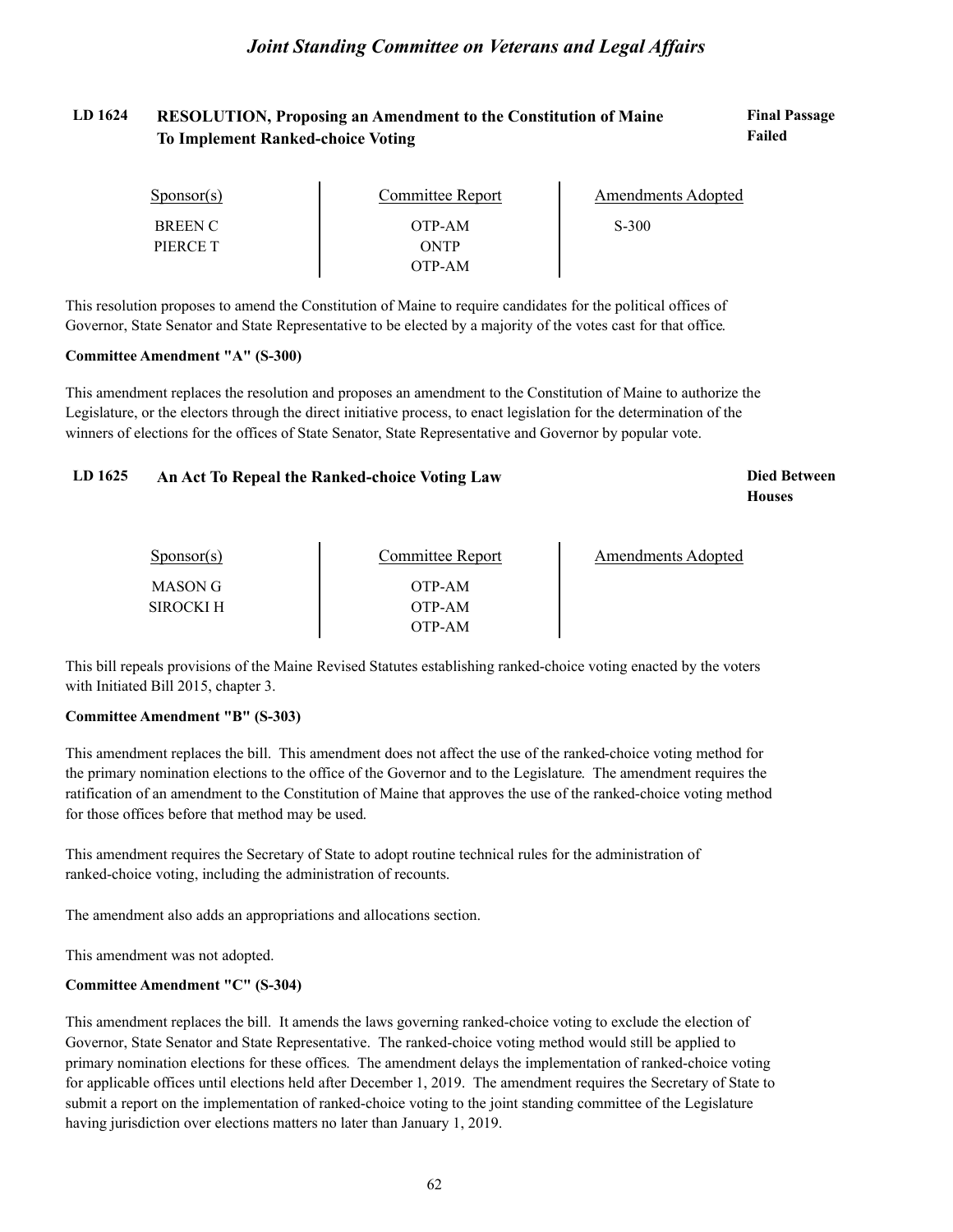**LD 1624 RESOLUTION, Proposing an Amendment to the Constitution of Maine To Implement Ranked-choice Voting** — **Final Passage Failed**

| Sponsor(s) | Committee Report | Amendments Adopted |
|---|---|---|
| BREEN C | OTP-AM | S-300 |
| PIERCE T | ONTP | |
| | OTP-AM | |

This resolution proposes to amend the Constitution of Maine to require candidates for the political offices of Governor, State Senator and State Representative to be elected by a majority of the votes cast for that office.

**Committee Amendment "A" (S-300)**

This amendment replaces the resolution and proposes an amendment to the Constitution of Maine to authorize the Legislature, or the electors through the direct initiative process, to enact legislation for the determination of the winners of elections for the offices of State Senator, State Representative and Governor by popular vote.

**LD 1625 An Act To Repeal the Ranked-choice Voting Law** — **Died Between Houses**

| Sponsor(s) | Committee Report | Amendments Adopted |
|---|---|---|
| MASON G | OTP-AM | |
| SIROCKI H | OTP-AM | |
| | OTP-AM | |

This bill repeals provisions of the Maine Revised Statutes establishing ranked-choice voting enacted by the voters with Initiated Bill 2015, chapter 3.

**Committee Amendment "B" (S-303)**

This amendment replaces the bill. This amendment does not affect the use of the ranked-choice voting method for the primary nomination elections to the office of the Governor and to the Legislature. The amendment requires the ratification of an amendment to the Constitution of Maine that approves the use of the ranked-choice voting method for those offices before that method may be used.

This amendment requires the Secretary of State to adopt routine technical rules for the administration of ranked-choice voting, including the administration of recounts.

The amendment also adds an appropriations and allocations section.

This amendment was not adopted.

**Committee Amendment "C" (S-304)**

This amendment replaces the bill. It amends the laws governing ranked-choice voting to exclude the election of Governor, State Senator and State Representative. The ranked-choice voting method would still be applied to primary nomination elections for these offices. The amendment delays the implementation of ranked-choice voting for applicable offices until elections held after December 1, 2019. The amendment requires the Secretary of State to submit a report on the implementation of ranked-choice voting to the joint standing committee of the Legislature having jurisdiction over elections matters no later than January 1, 2019.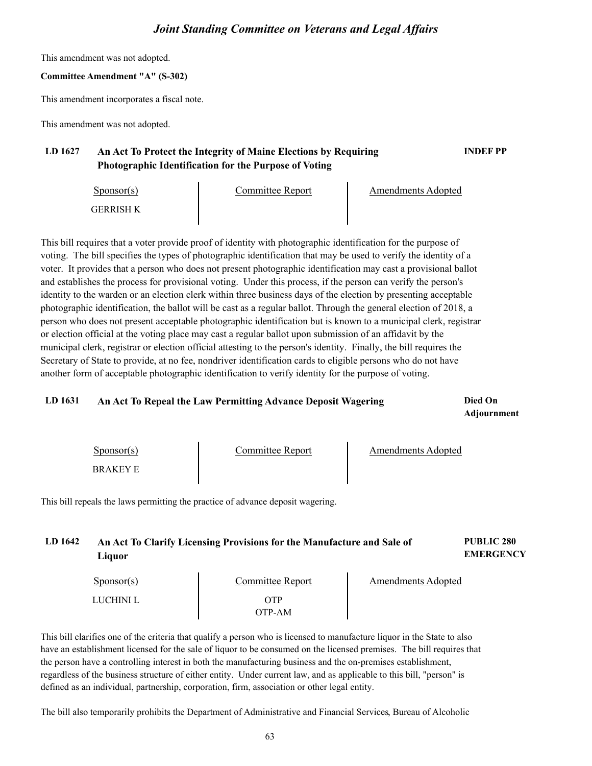This amendment was not adopted.

**Committee Amendment "A" (S-302)**

This amendment incorporates a fiscal note.

This amendment was not adopted.

### LD 1627 An Act To Protect the Integrity of Maine Elections by Requiring Photographic Identification for the Purpose of Voting — INDEF PP

| Sponsor(s) | Committee Report | Amendments Adopted |
|---|---|---|
| GERRISH K | | |

This bill requires that a voter provide proof of identity with photographic identification for the purpose of voting. The bill specifies the types of photographic identification that may be used to verify the identity of a voter. It provides that a person who does not present photographic identification may cast a provisional ballot and establishes the process for provisional voting. Under this process, if the person can verify the person's identity to the warden or an election clerk within three business days of the election by presenting acceptable photographic identification, the ballot will be cast as a regular ballot. Through the general election of 2018, a person who does not present acceptable photographic identification but is known to a municipal clerk, registrar or election official at the voting place may cast a regular ballot upon submission of an affidavit by the municipal clerk, registrar or election official attesting to the person's identity. Finally, the bill requires the Secretary of State to provide, at no fee, nondriver identification cards to eligible persons who do not have another form of acceptable photographic identification to verify identity for the purpose of voting.

### LD 1631 An Act To Repeal the Law Permitting Advance Deposit Wagering — Died On Adjournment

| Sponsor(s) | Committee Report | Amendments Adopted |
|---|---|---|
| BRAKEY E | | |

This bill repeals the laws permitting the practice of advance deposit wagering.

### LD 1642 An Act To Clarify Licensing Provisions for the Manufacture and Sale of Liquor — PUBLIC 280 EMERGENCY

| Sponsor(s) | Committee Report | Amendments Adopted |
|---|---|---|
| LUCHINI L | OTP<br>OTP-AM | |

This bill clarifies one of the criteria that qualify a person who is licensed to manufacture liquor in the State to also have an establishment licensed for the sale of liquor to be consumed on the licensed premises. The bill requires that the person have a controlling interest in both the manufacturing business and the on-premises establishment, regardless of the business structure of either entity. Under current law, and as applicable to this bill, "person" is defined as an individual, partnership, corporation, firm, association or other legal entity.

The bill also temporarily prohibits the Department of Administrative and Financial Services, Bureau of Alcoholic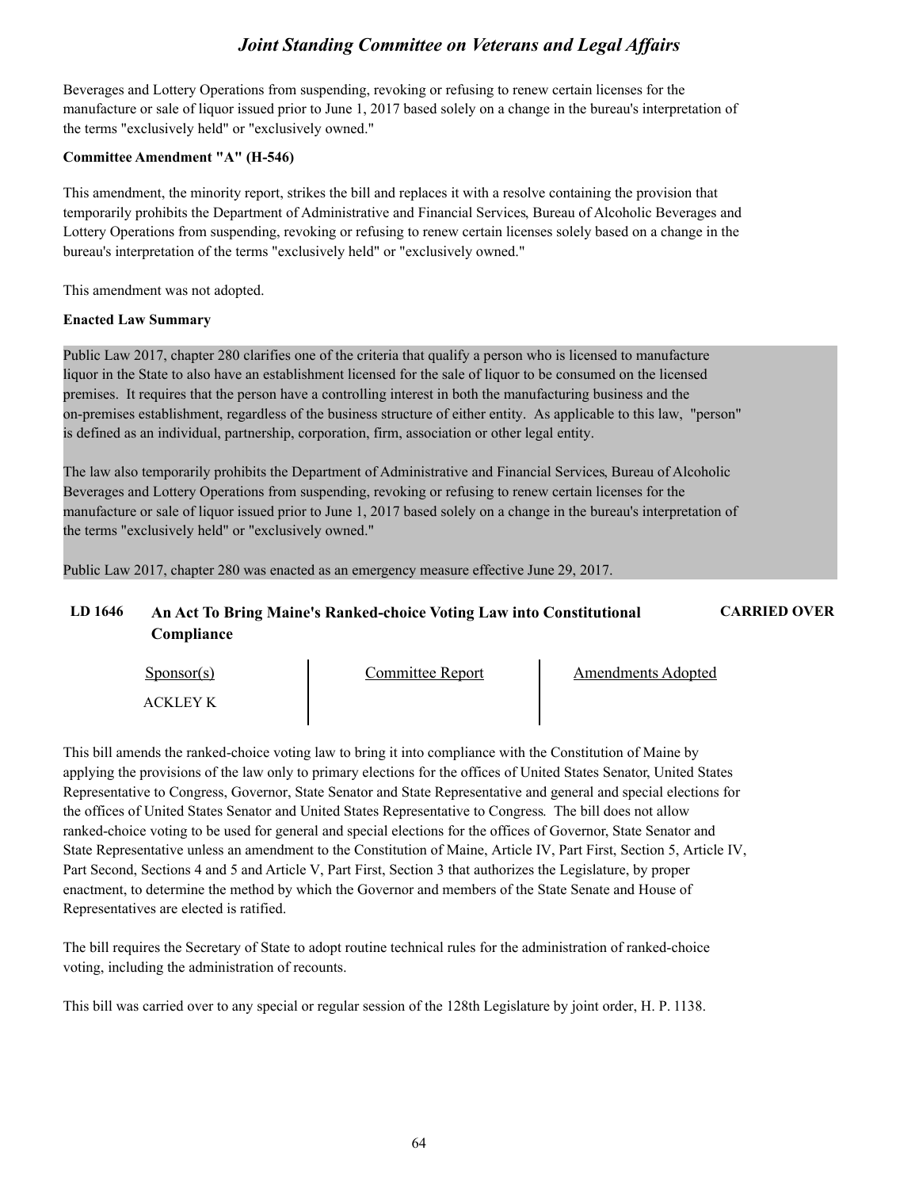Beverages and Lottery Operations from suspending, revoking or refusing to renew certain licenses for the manufacture or sale of liquor issued prior to June 1, 2017 based solely on a change in the bureau's interpretation of the terms "exclusively held" or "exclusively owned."

**Committee Amendment "A" (H-546)**

This amendment, the minority report, strikes the bill and replaces it with a resolve containing the provision that temporarily prohibits the Department of Administrative and Financial Services, Bureau of Alcoholic Beverages and Lottery Operations from suspending, revoking or refusing to renew certain licenses solely based on a change in the bureau's interpretation of the terms "exclusively held" or "exclusively owned."

This amendment was not adopted.

**Enacted Law Summary**

Public Law 2017, chapter 280 clarifies one of the criteria that qualify a person who is licensed to manufacture liquor in the State to also have an establishment licensed for the sale of liquor to be consumed on the licensed premises. It requires that the person have a controlling interest in both the manufacturing business and the on-premises establishment, regardless of the business structure of either entity. As applicable to this law, "person" is defined as an individual, partnership, corporation, firm, association or other legal entity.

The law also temporarily prohibits the Department of Administrative and Financial Services, Bureau of Alcoholic Beverages and Lottery Operations from suspending, revoking or refusing to renew certain licenses for the manufacture or sale of liquor issued prior to June 1, 2017 based solely on a change in the bureau's interpretation of the terms "exclusively held" or "exclusively owned."

Public Law 2017, chapter 280 was enacted as an emergency measure effective June 29, 2017.

### LD 1646 An Act To Bring Maine's Ranked-choice Voting Law into Constitutional Compliance — CARRIED OVER

| Sponsor(s) | Committee Report | Amendments Adopted |
|---|---|---|
| ACKLEY K | | |

This bill amends the ranked-choice voting law to bring it into compliance with the Constitution of Maine by applying the provisions of the law only to primary elections for the offices of United States Senator, United States Representative to Congress, Governor, State Senator and State Representative and general and special elections for the offices of United States Senator and United States Representative to Congress. The bill does not allow ranked-choice voting to be used for general and special elections for the offices of Governor, State Senator and State Representative unless an amendment to the Constitution of Maine, Article IV, Part First, Section 5, Article IV, Part Second, Sections 4 and 5 and Article V, Part First, Section 3 that authorizes the Legislature, by proper enactment, to determine the method by which the Governor and members of the State Senate and House of Representatives are elected is ratified.

The bill requires the Secretary of State to adopt routine technical rules for the administration of ranked-choice voting, including the administration of recounts.

This bill was carried over to any special or regular session of the 128th Legislature by joint order, H. P. 1138.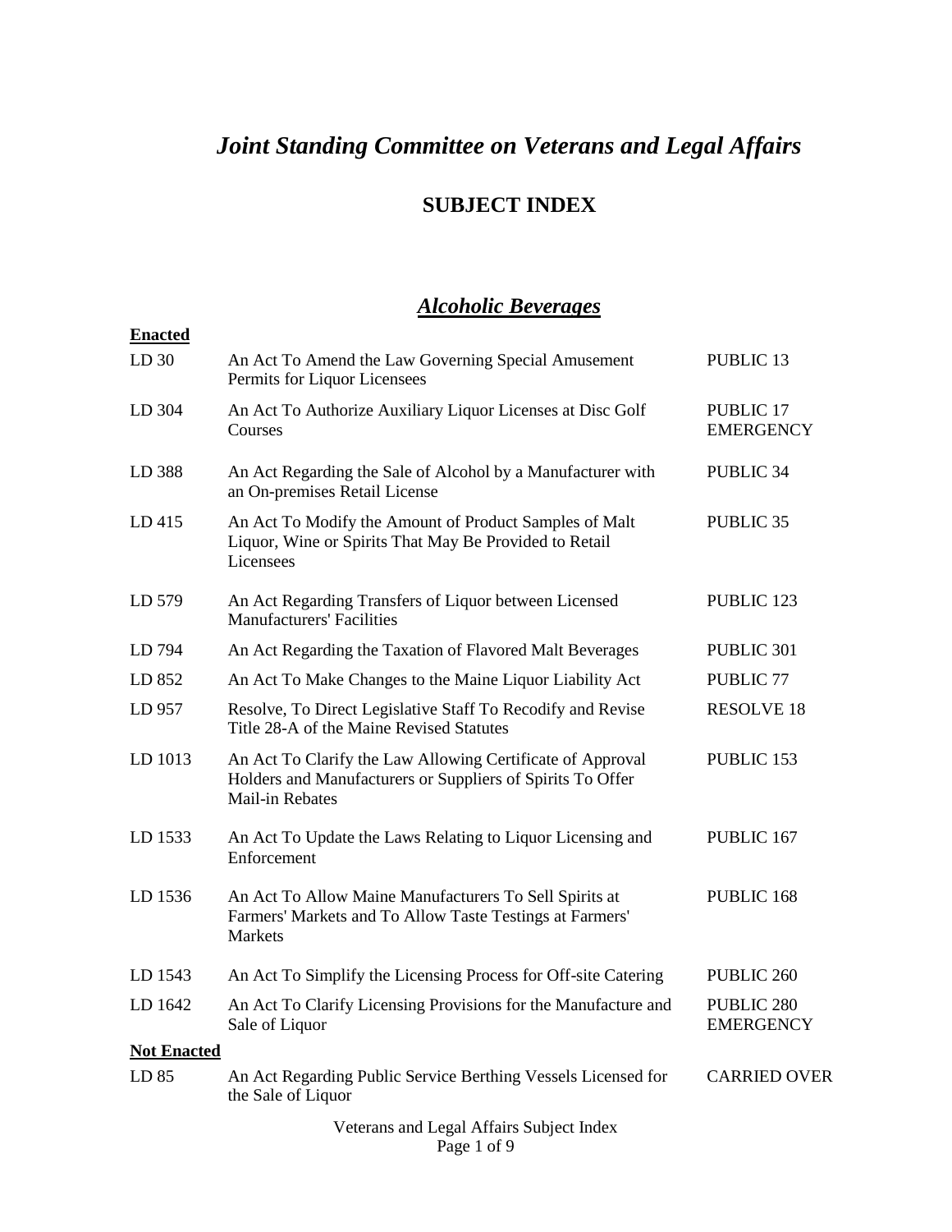# *Joint Standing Committee on Veterans and Legal Affairs*

## SUBJECT INDEX

### ***Alcoholic Beverages***

**Enacted**

| | | |
|---|---|---|
| LD 30 | An Act To Amend the Law Governing Special Amusement Permits for Liquor Licensees | PUBLIC 13 |
| LD 304 | An Act To Authorize Auxiliary Liquor Licenses at Disc Golf Courses | PUBLIC 17 EMERGENCY |
| LD 388 | An Act Regarding the Sale of Alcohol by a Manufacturer with an On-premises Retail License | PUBLIC 34 |
| LD 415 | An Act To Modify the Amount of Product Samples of Malt Liquor, Wine or Spirits That May Be Provided to Retail Licensees | PUBLIC 35 |
| LD 579 | An Act Regarding Transfers of Liquor between Licensed Manufacturers' Facilities | PUBLIC 123 |
| LD 794 | An Act Regarding the Taxation of Flavored Malt Beverages | PUBLIC 301 |
| LD 852 | An Act To Make Changes to the Maine Liquor Liability Act | PUBLIC 77 |
| LD 957 | Resolve, To Direct Legislative Staff To Recodify and Revise Title 28-A of the Maine Revised Statutes | RESOLVE 18 |
| LD 1013 | An Act To Clarify the Law Allowing Certificate of Approval Holders and Manufacturers or Suppliers of Spirits To Offer Mail-in Rebates | PUBLIC 153 |
| LD 1533 | An Act To Update the Laws Relating to Liquor Licensing and Enforcement | PUBLIC 167 |
| LD 1536 | An Act To Allow Maine Manufacturers To Sell Spirits at Farmers' Markets and To Allow Taste Testings at Farmers' Markets | PUBLIC 168 |
| LD 1543 | An Act To Simplify the Licensing Process for Off-site Catering | PUBLIC 260 |
| LD 1642 | An Act To Clarify Licensing Provisions for the Manufacture and Sale of Liquor | PUBLIC 280 EMERGENCY |

**Not Enacted**

| | | |
|---|---|---|
| LD 85 | An Act Regarding Public Service Berthing Vessels Licensed for the Sale of Liquor | CARRIED OVER |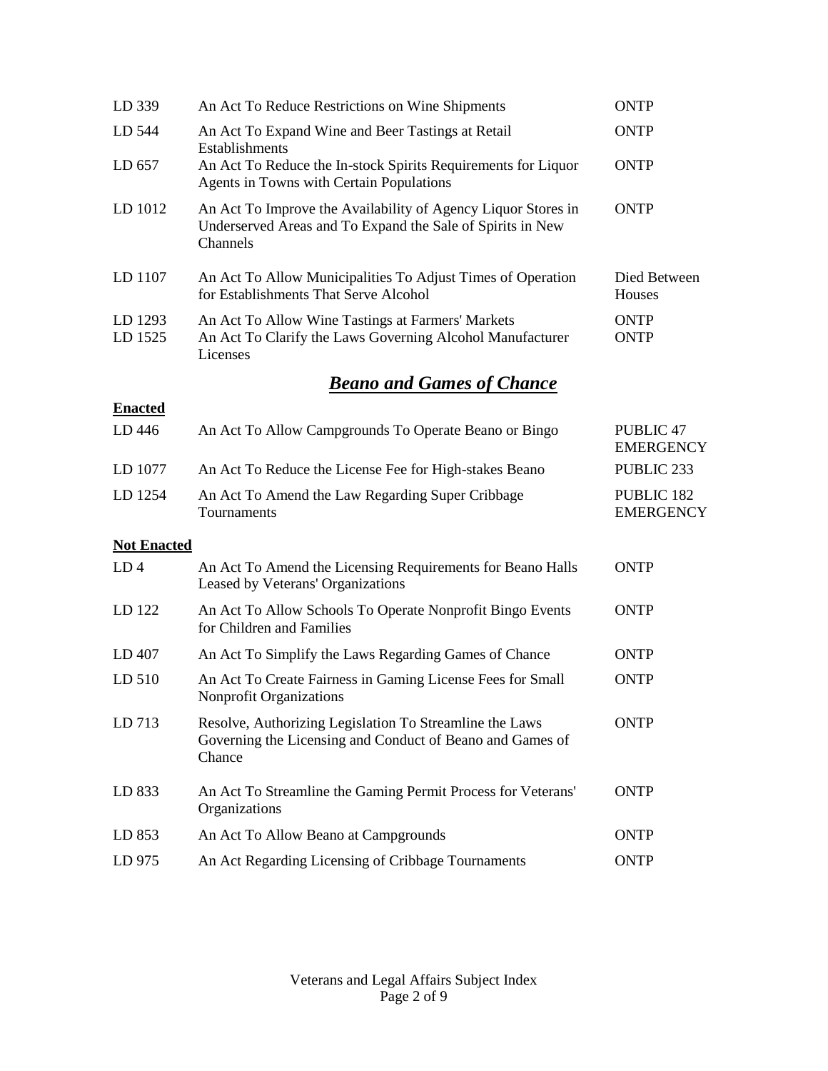| | | |
|---|---|---|
| LD 339 | An Act To Reduce Restrictions on Wine Shipments | ONTP |
| LD 544 | An Act To Expand Wine and Beer Tastings at Retail Establishments | ONTP |
| LD 657 | An Act To Reduce the In-stock Spirits Requirements for Liquor Agents in Towns with Certain Populations | ONTP |
| LD 1012 | An Act To Improve the Availability of Agency Liquor Stores in Underserved Areas and To Expand the Sale of Spirits in New Channels | ONTP |
| LD 1107 | An Act To Allow Municipalities To Adjust Times of Operation for Establishments That Serve Alcohol | Died Between Houses |
| LD 1293 | An Act To Allow Wine Tastings at Farmers' Markets | ONTP |
| LD 1525 | An Act To Clarify the Laws Governing Alcohol Manufacturer Licenses | ONTP |

## ***Beano and Games of Chance***

**Enacted**

| | | |
|---|---|---|
| LD 446 | An Act To Allow Campgrounds To Operate Beano or Bingo | PUBLIC 47 EMERGENCY |
| LD 1077 | An Act To Reduce the License Fee for High-stakes Beano | PUBLIC 233 |
| LD 1254 | An Act To Amend the Law Regarding Super Cribbage Tournaments | PUBLIC 182 EMERGENCY |

**Not Enacted**

| | | |
|---|---|---|
| LD 4 | An Act To Amend the Licensing Requirements for Beano Halls Leased by Veterans' Organizations | ONTP |
| LD 122 | An Act To Allow Schools To Operate Nonprofit Bingo Events for Children and Families | ONTP |
| LD 407 | An Act To Simplify the Laws Regarding Games of Chance | ONTP |
| LD 510 | An Act To Create Fairness in Gaming License Fees for Small Nonprofit Organizations | ONTP |
| LD 713 | Resolve, Authorizing Legislation To Streamline the Laws Governing the Licensing and Conduct of Beano and Games of Chance | ONTP |
| LD 833 | An Act To Streamline the Gaming Permit Process for Veterans' Organizations | ONTP |
| LD 853 | An Act To Allow Beano at Campgrounds | ONTP |
| LD 975 | An Act Regarding Licensing of Cribbage Tournaments | ONTP |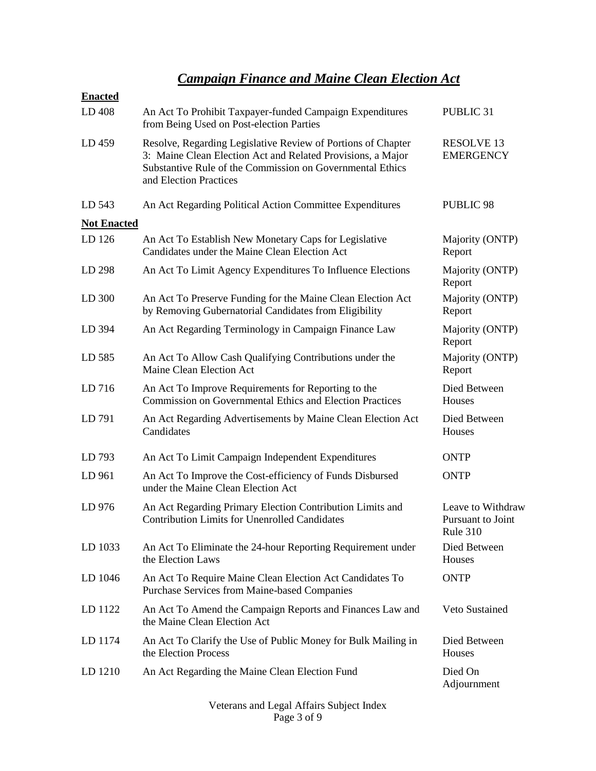# *Campaign Finance and Maine Clean Election Act*

**Enacted**

| | | |
|---|---|---|
| LD 408 | An Act To Prohibit Taxpayer-funded Campaign Expenditures from Being Used on Post-election Parties | PUBLIC 31 |
| LD 459 | Resolve, Regarding Legislative Review of Portions of Chapter 3: Maine Clean Election Act and Related Provisions, a Major Substantive Rule of the Commission on Governmental Ethics and Election Practices | RESOLVE 13 EMERGENCY |
| LD 543 | An Act Regarding Political Action Committee Expenditures | PUBLIC 98 |

**Not Enacted**

| | | |
|---|---|---|
| LD 126 | An Act To Establish New Monetary Caps for Legislative Candidates under the Maine Clean Election Act | Majority (ONTP) Report |
| LD 298 | An Act To Limit Agency Expenditures To Influence Elections | Majority (ONTP) Report |
| LD 300 | An Act To Preserve Funding for the Maine Clean Election Act by Removing Gubernatorial Candidates from Eligibility | Majority (ONTP) Report |
| LD 394 | An Act Regarding Terminology in Campaign Finance Law | Majority (ONTP) Report |
| LD 585 | An Act To Allow Cash Qualifying Contributions under the Maine Clean Election Act | Majority (ONTP) Report |
| LD 716 | An Act To Improve Requirements for Reporting to the Commission on Governmental Ethics and Election Practices | Died Between Houses |
| LD 791 | An Act Regarding Advertisements by Maine Clean Election Act Candidates | Died Between Houses |
| LD 793 | An Act To Limit Campaign Independent Expenditures | ONTP |
| LD 961 | An Act To Improve the Cost-efficiency of Funds Disbursed under the Maine Clean Election Act | ONTP |
| LD 976 | An Act Regarding Primary Election Contribution Limits and Contribution Limits for Unenrolled Candidates | Leave to Withdraw Pursuant to Joint Rule 310 |
| LD 1033 | An Act To Eliminate the 24-hour Reporting Requirement under the Election Laws | Died Between Houses |
| LD 1046 | An Act To Require Maine Clean Election Act Candidates To Purchase Services from Maine-based Companies | ONTP |
| LD 1122 | An Act To Amend the Campaign Reports and Finances Law and the Maine Clean Election Act | Veto Sustained |
| LD 1174 | An Act To Clarify the Use of Public Money for Bulk Mailing in the Election Process | Died Between Houses |
| LD 1210 | An Act Regarding the Maine Clean Election Fund | Died On Adjournment |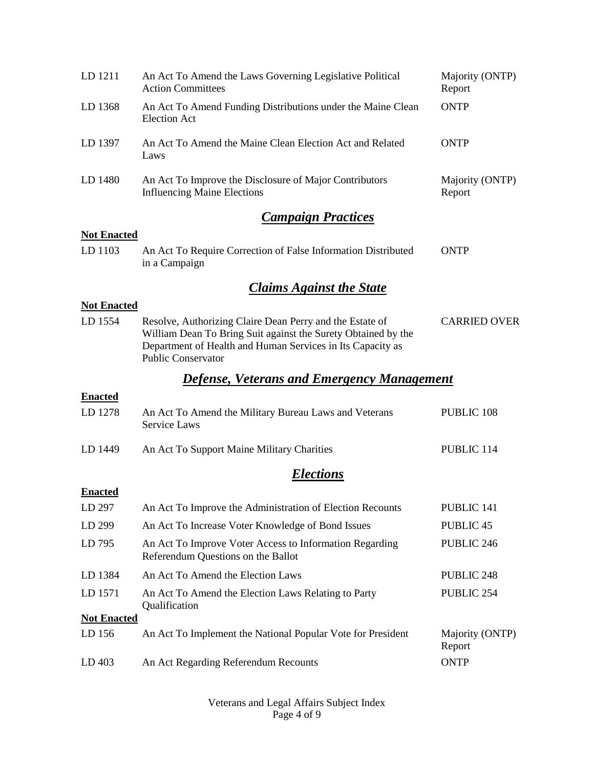| | | |
|---|---|---|
| LD 1211 | An Act To Amend the Laws Governing Legislative Political Action Committees | Majority (ONTP) Report |
| LD 1368 | An Act To Amend Funding Distributions under the Maine Clean Election Act | ONTP |
| LD 1397 | An Act To Amend the Maine Clean Election Act and Related Laws | ONTP |
| LD 1480 | An Act To Improve the Disclosure of Major Contributors Influencing Maine Elections | Majority (ONTP) Report |

## ***Campaign Practices***

**Not Enacted**

| | | |
|---|---|---|
| LD 1103 | An Act To Require Correction of False Information Distributed in a Campaign | ONTP |

## ***Claims Against the State***

**Not Enacted**

| | | |
|---|---|---|
| LD 1554 | Resolve, Authorizing Claire Dean Perry and the Estate of William Dean To Bring Suit against the Surety Obtained by the Department of Health and Human Services in Its Capacity as Public Conservator | CARRIED OVER |

## ***Defense, Veterans and Emergency Management***

**Enacted**

| | | |
|---|---|---|
| LD 1278 | An Act To Amend the Military Bureau Laws and Veterans Service Laws | PUBLIC 108 |
| LD 1449 | An Act To Support Maine Military Charities | PUBLIC 114 |

## ***Elections***

**Enacted**

| | | |
|---|---|---|
| LD 297 | An Act To Improve the Administration of Election Recounts | PUBLIC 141 |
| LD 299 | An Act To Increase Voter Knowledge of Bond Issues | PUBLIC 45 |
| LD 795 | An Act To Improve Voter Access to Information Regarding Referendum Questions on the Ballot | PUBLIC 246 |
| LD 1384 | An Act To Amend the Election Laws | PUBLIC 248 |
| LD 1571 | An Act To Amend the Election Laws Relating to Party Qualification | PUBLIC 254 |

**Not Enacted**

| | | |
|---|---|---|
| LD 156 | An Act To Implement the National Popular Vote for President | Majority (ONTP) Report |
| LD 403 | An Act Regarding Referendum Recounts | ONTP |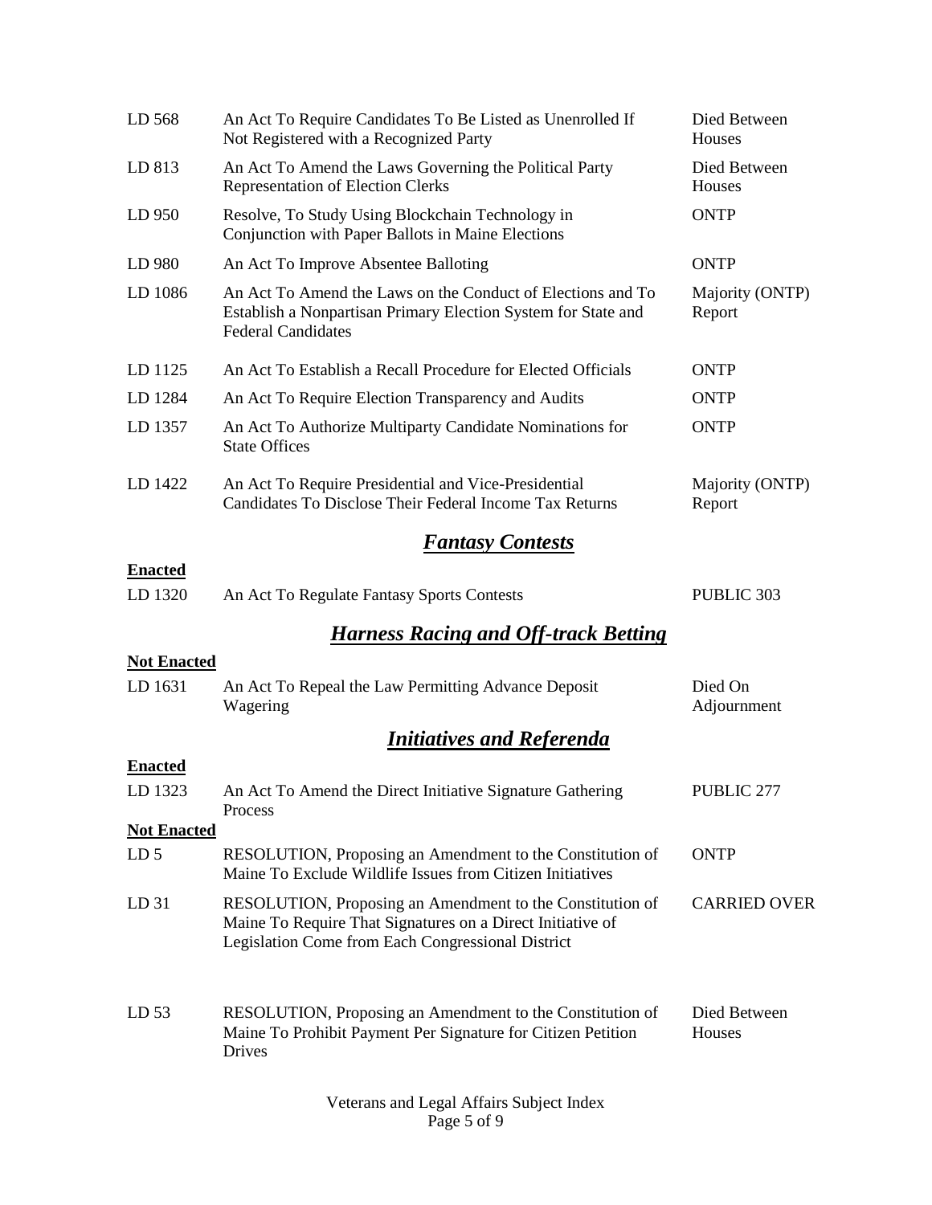| | | |
|---|---|---|
| LD 568 | An Act To Require Candidates To Be Listed as Unenrolled If Not Registered with a Recognized Party | Died Between Houses |
| LD 813 | An Act To Amend the Laws Governing the Political Party Representation of Election Clerks | Died Between Houses |
| LD 950 | Resolve, To Study Using Blockchain Technology in Conjunction with Paper Ballots in Maine Elections | ONTP |
| LD 980 | An Act To Improve Absentee Balloting | ONTP |
| LD 1086 | An Act To Amend the Laws on the Conduct of Elections and To Establish a Nonpartisan Primary Election System for State and Federal Candidates | Majority (ONTP) Report |
| LD 1125 | An Act To Establish a Recall Procedure for Elected Officials | ONTP |
| LD 1284 | An Act To Require Election Transparency and Audits | ONTP |
| LD 1357 | An Act To Authorize Multiparty Candidate Nominations for State Offices | ONTP |
| LD 1422 | An Act To Require Presidential and Vice-Presidential Candidates To Disclose Their Federal Income Tax Returns | Majority (ONTP) Report |

## *Fantasy Contests*

**Enacted**

| | | |
|---|---|---|
| LD 1320 | An Act To Regulate Fantasy Sports Contests | PUBLIC 303 |

## *Harness Racing and Off-track Betting*

**Not Enacted**

| | | |
|---|---|---|
| LD 1631 | An Act To Repeal the Law Permitting Advance Deposit Wagering | Died On Adjournment |

## *Initiatives and Referenda*

**Enacted**

| | | |
|---|---|---|
| LD 1323 | An Act To Amend the Direct Initiative Signature Gathering Process | PUBLIC 277 |

**Not Enacted**

| | | |
|---|---|---|
| LD 5 | RESOLUTION, Proposing an Amendment to the Constitution of Maine To Exclude Wildlife Issues from Citizen Initiatives | ONTP |
| LD 31 | RESOLUTION, Proposing an Amendment to the Constitution of Maine To Require That Signatures on a Direct Initiative of Legislation Come from Each Congressional District | CARRIED OVER |
| LD 53 | RESOLUTION, Proposing an Amendment to the Constitution of Maine To Prohibit Payment Per Signature for Citizen Petition Drives | Died Between Houses |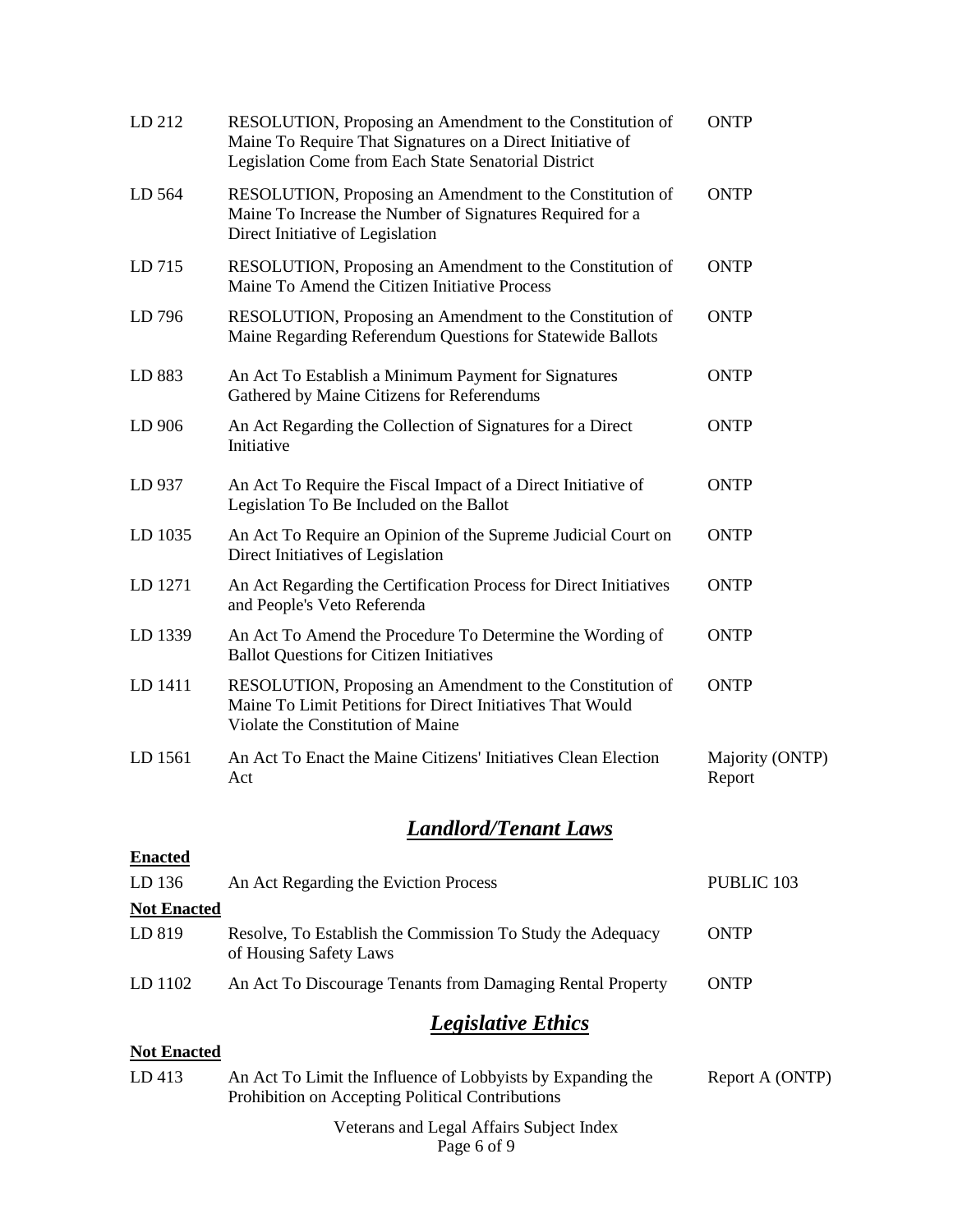| | | |
|---|---|---|
| LD 212 | RESOLUTION, Proposing an Amendment to the Constitution of Maine To Require That Signatures on a Direct Initiative of Legislation Come from Each State Senatorial District | ONTP |
| LD 564 | RESOLUTION, Proposing an Amendment to the Constitution of Maine To Increase the Number of Signatures Required for a Direct Initiative of Legislation | ONTP |
| LD 715 | RESOLUTION, Proposing an Amendment to the Constitution of Maine To Amend the Citizen Initiative Process | ONTP |
| LD 796 | RESOLUTION, Proposing an Amendment to the Constitution of Maine Regarding Referendum Questions for Statewide Ballots | ONTP |
| LD 883 | An Act To Establish a Minimum Payment for Signatures Gathered by Maine Citizens for Referendums | ONTP |
| LD 906 | An Act Regarding the Collection of Signatures for a Direct Initiative | ONTP |
| LD 937 | An Act To Require the Fiscal Impact of a Direct Initiative of Legislation To Be Included on the Ballot | ONTP |
| LD 1035 | An Act To Require an Opinion of the Supreme Judicial Court on Direct Initiatives of Legislation | ONTP |
| LD 1271 | An Act Regarding the Certification Process for Direct Initiatives and People's Veto Referenda | ONTP |
| LD 1339 | An Act To Amend the Procedure To Determine the Wording of Ballot Questions for Citizen Initiatives | ONTP |
| LD 1411 | RESOLUTION, Proposing an Amendment to the Constitution of Maine To Limit Petitions for Direct Initiatives That Would Violate the Constitution of Maine | ONTP |
| LD 1561 | An Act To Enact the Maine Citizens' Initiatives Clean Election Act | Majority (ONTP) Report |

## *Landlord/Tenant Laws*

**Enacted**

| | | |
|---|---|---|
| LD 136 | An Act Regarding the Eviction Process | PUBLIC 103 |

**Not Enacted**

| | | |
|---|---|---|
| LD 819 | Resolve, To Establish the Commission To Study the Adequacy of Housing Safety Laws | ONTP |
| LD 1102 | An Act To Discourage Tenants from Damaging Rental Property | ONTP |

## *Legislative Ethics*

**Not Enacted**

| | | |
|---|---|---|
| LD 413 | An Act To Limit the Influence of Lobbyists by Expanding the Prohibition on Accepting Political Contributions | Report A (ONTP) |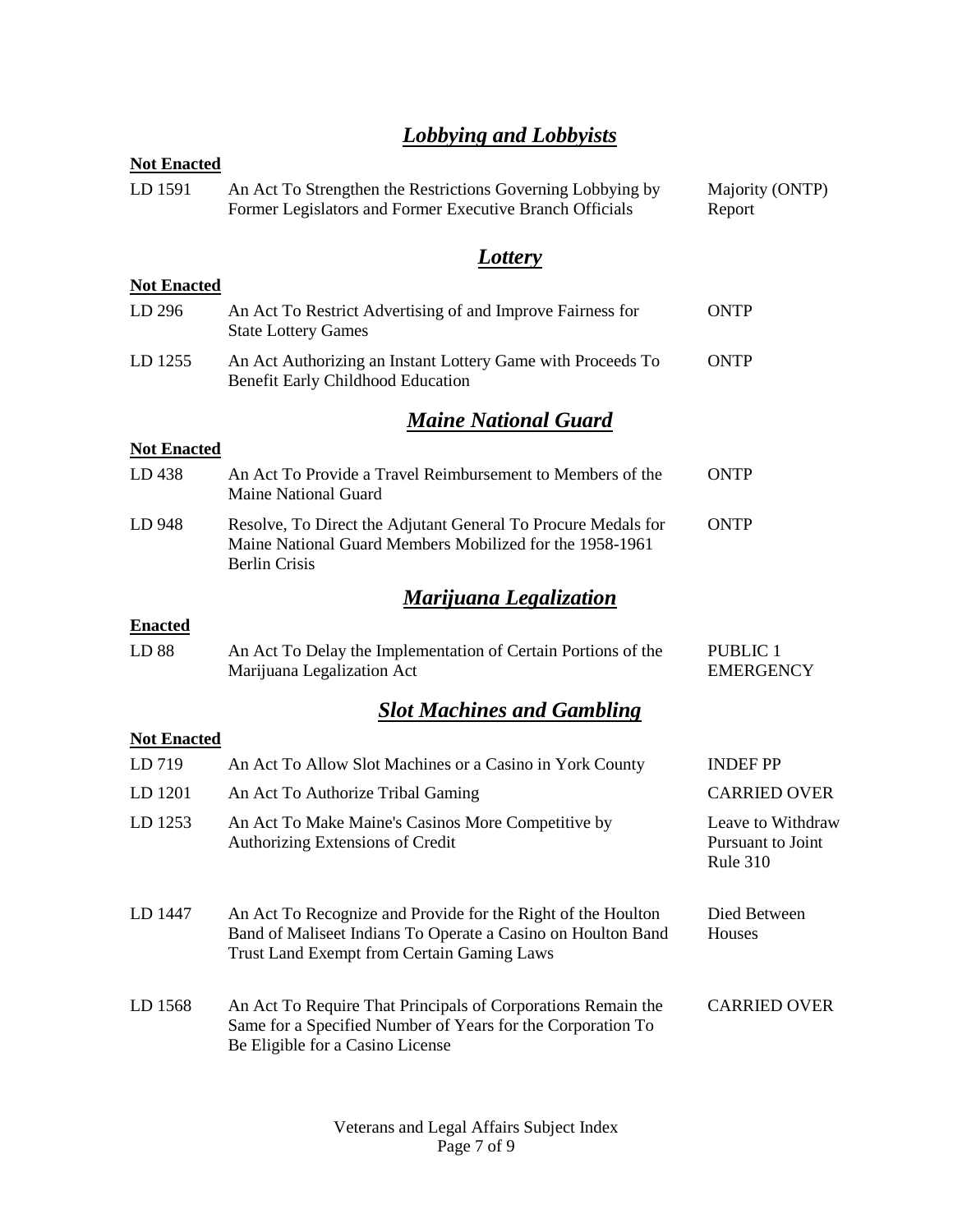## *Lobbying and Lobbyists*

**Not Enacted**

| | | |
|---|---|---|
| LD 1591 | An Act To Strengthen the Restrictions Governing Lobbying by Former Legislators and Former Executive Branch Officials | Majority (ONTP) Report |

## *Lottery*

**Not Enacted**

| | | |
|---|---|---|
| LD 296 | An Act To Restrict Advertising of and Improve Fairness for State Lottery Games | ONTP |
| LD 1255 | An Act Authorizing an Instant Lottery Game with Proceeds To Benefit Early Childhood Education | ONTP |

## *Maine National Guard*

**Not Enacted**

| | | |
|---|---|---|
| LD 438 | An Act To Provide a Travel Reimbursement to Members of the Maine National Guard | ONTP |
| LD 948 | Resolve, To Direct the Adjutant General To Procure Medals for Maine National Guard Members Mobilized for the 1958-1961 Berlin Crisis | ONTP |

## *Marijuana Legalization*

**Enacted**

| | | |
|---|---|---|
| LD 88 | An Act To Delay the Implementation of Certain Portions of the Marijuana Legalization Act | PUBLIC 1 EMERGENCY |

## *Slot Machines and Gambling*

**Not Enacted**

| | | |
|---|---|---|
| LD 719 | An Act To Allow Slot Machines or a Casino in York County | INDEF PP |
| LD 1201 | An Act To Authorize Tribal Gaming | CARRIED OVER |
| LD 1253 | An Act To Make Maine's Casinos More Competitive by Authorizing Extensions of Credit | Leave to Withdraw Pursuant to Joint Rule 310 |
| LD 1447 | An Act To Recognize and Provide for the Right of the Houlton Band of Maliseet Indians To Operate a Casino on Houlton Band Trust Land Exempt from Certain Gaming Laws | Died Between Houses |
| LD 1568 | An Act To Require That Principals of Corporations Remain the Same for a Specified Number of Years for the Corporation To Be Eligible for a Casino License | CARRIED OVER |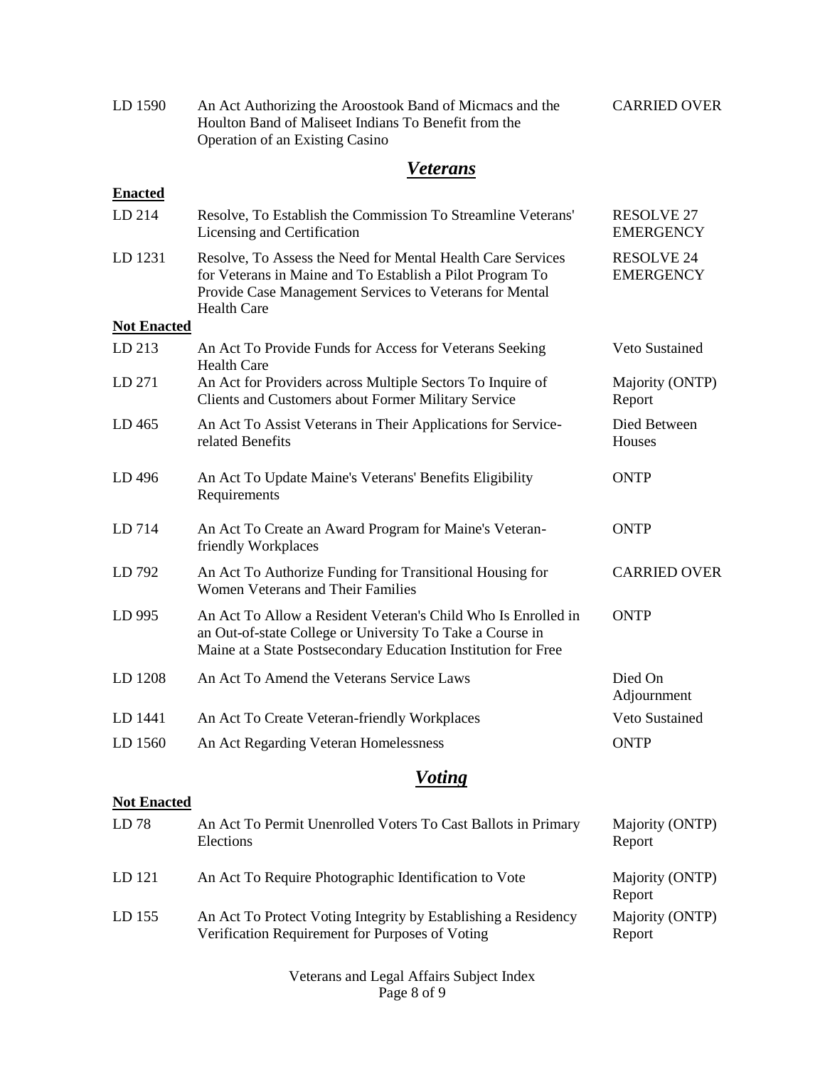| | | |
|---|---|---|
| LD 1590 | An Act Authorizing the Aroostook Band of Micmacs and the Houlton Band of Maliseet Indians To Benefit from the Operation of an Existing Casino | CARRIED OVER |

## *Veterans*

**Enacted**

| | | |
|---|---|---|
| LD 214 | Resolve, To Establish the Commission To Streamline Veterans' Licensing and Certification | RESOLVE 27 EMERGENCY |
| LD 1231 | Resolve, To Assess the Need for Mental Health Care Services for Veterans in Maine and To Establish a Pilot Program To Provide Case Management Services to Veterans for Mental Health Care | RESOLVE 24 EMERGENCY |

**Not Enacted**

| | | |
|---|---|---|
| LD 213 | An Act To Provide Funds for Access for Veterans Seeking Health Care | Veto Sustained |
| LD 271 | An Act for Providers across Multiple Sectors To Inquire of Clients and Customers about Former Military Service | Majority (ONTP) Report |
| LD 465 | An Act To Assist Veterans in Their Applications for Service-related Benefits | Died Between Houses |
| LD 496 | An Act To Update Maine's Veterans' Benefits Eligibility Requirements | ONTP |
| LD 714 | An Act To Create an Award Program for Maine's Veteran-friendly Workplaces | ONTP |
| LD 792 | An Act To Authorize Funding for Transitional Housing for Women Veterans and Their Families | CARRIED OVER |
| LD 995 | An Act To Allow a Resident Veteran's Child Who Is Enrolled in an Out-of-state College or University To Take a Course in Maine at a State Postsecondary Education Institution for Free | ONTP |
| LD 1208 | An Act To Amend the Veterans Service Laws | Died On Adjournment |
| LD 1441 | An Act To Create Veteran-friendly Workplaces | Veto Sustained |
| LD 1560 | An Act Regarding Veteran Homelessness | ONTP |

## *Voting*

**Not Enacted**

| | | |
|---|---|---|
| LD 78 | An Act To Permit Unenrolled Voters To Cast Ballots in Primary Elections | Majority (ONTP) Report |
| LD 121 | An Act To Require Photographic Identification to Vote | Majority (ONTP) Report |
| LD 155 | An Act To Protect Voting Integrity by Establishing a Residency Verification Requirement for Purposes of Voting | Majority (ONTP) Report |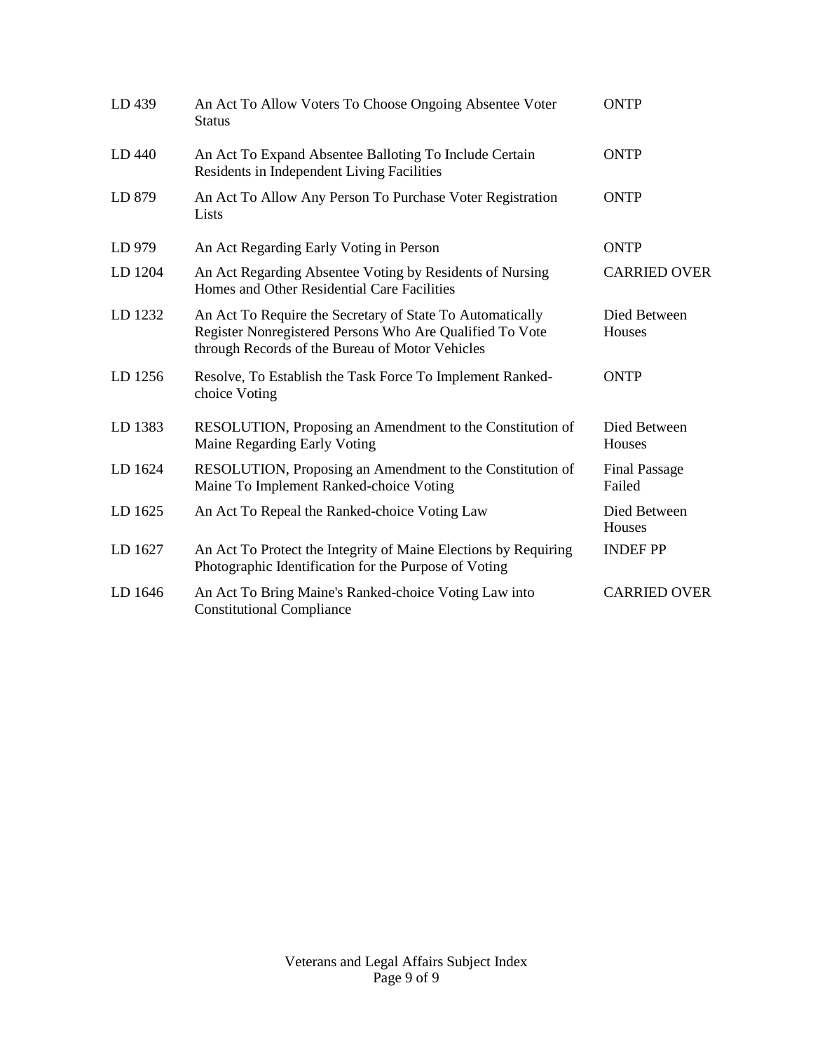| | | |
|---|---|---|
| LD 439 | An Act To Allow Voters To Choose Ongoing Absentee Voter Status | ONTP |
| LD 440 | An Act To Expand Absentee Balloting To Include Certain Residents in Independent Living Facilities | ONTP |
| LD 879 | An Act To Allow Any Person To Purchase Voter Registration Lists | ONTP |
| LD 979 | An Act Regarding Early Voting in Person | ONTP |
| LD 1204 | An Act Regarding Absentee Voting by Residents of Nursing Homes and Other Residential Care Facilities | CARRIED OVER |
| LD 1232 | An Act To Require the Secretary of State To Automatically Register Nonregistered Persons Who Are Qualified To Vote through Records of the Bureau of Motor Vehicles | Died Between Houses |
| LD 1256 | Resolve, To Establish the Task Force To Implement Ranked-choice Voting | ONTP |
| LD 1383 | RESOLUTION, Proposing an Amendment to the Constitution of Maine Regarding Early Voting | Died Between Houses |
| LD 1624 | RESOLUTION, Proposing an Amendment to the Constitution of Maine To Implement Ranked-choice Voting | Final Passage Failed |
| LD 1625 | An Act To Repeal the Ranked-choice Voting Law | Died Between Houses |
| LD 1627 | An Act To Protect the Integrity of Maine Elections by Requiring Photographic Identification for the Purpose of Voting | INDEF PP |
| LD 1646 | An Act To Bring Maine's Ranked-choice Voting Law into Constitutional Compliance | CARRIED OVER |